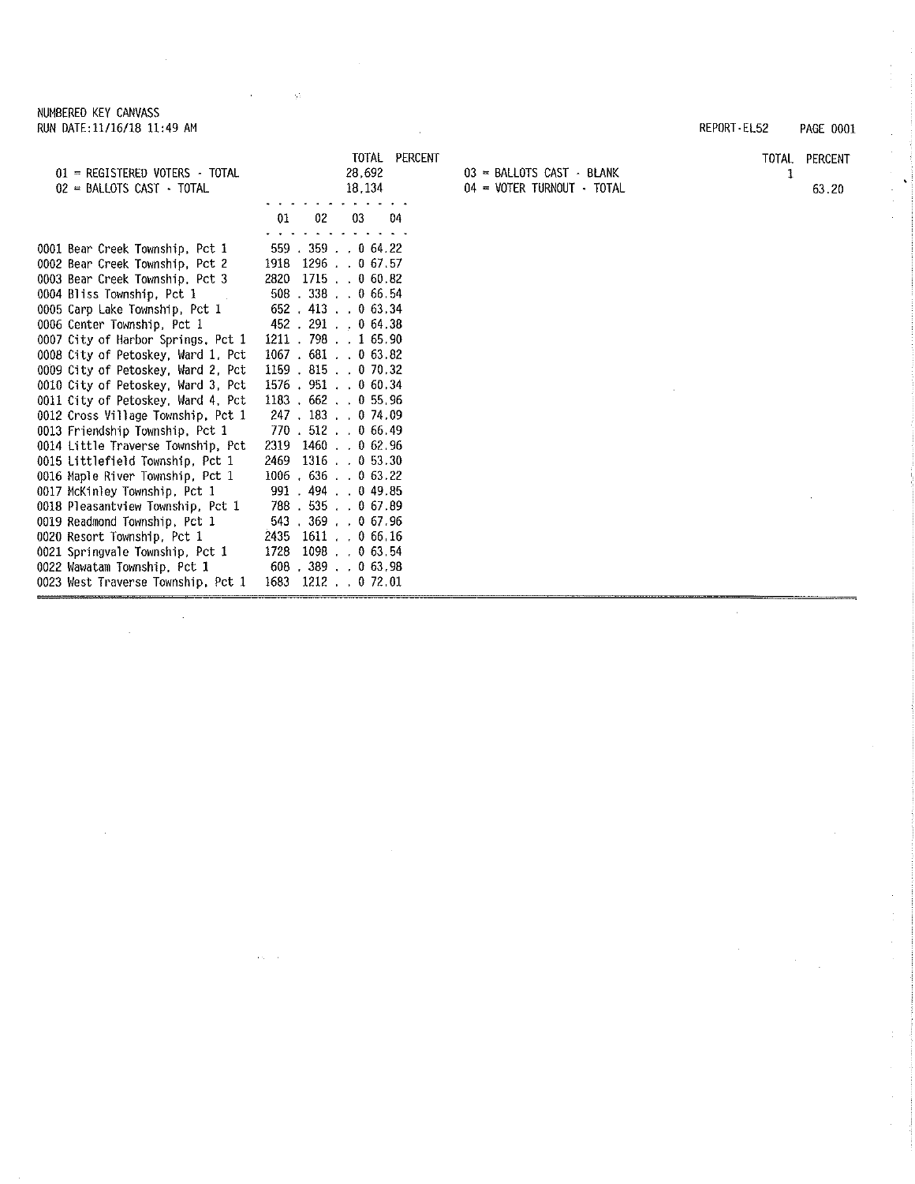NUMBERED KEY CANVASS
RUN DATE:11/16/18 11:49 AM

REPORT-EL52 PAGE 0001

| | TOTAL | PERCENT |
|---|---|---|
| 01 = REGISTERED VOTERS - TOTAL | 28,692 | |
| 02 = BALLOTS CAST - TOTAL | 18,134 | |
| 03 = BALLOTS CAST - BLANK | 1 | |
| 04 = VOTER TURNOUT - TOTAL | | 63.20 |

| Precinct | 01 | 02 | 03 | 04 |
|---|---|---|---|---|
| 0001 Bear Creek Township, Pct 1 | 559 | 359 | 0 | 64.22 |
| 0002 Bear Creek Township, Pct 2 | 1918 | 1296 | 0 | 67.57 |
| 0003 Bear Creek Township, Pct 3 | 2820 | 1715 | 0 | 60.82 |
| 0004 Bliss Township, Pct 1 | 508 | 338 | 0 | 66.54 |
| 0005 Carp Lake Township, Pct 1 | 652 | 413 | 0 | 63.34 |
| 0006 Center Township, Pct 1 | 452 | 291 | 0 | 64.38 |
| 0007 City of Harbor Springs, Pct 1 | 1211 | 798 | 1 | 65.90 |
| 0008 City of Petoskey, Ward 1, Pct | 1067 | 681 | 0 | 63.82 |
| 0009 City of Petoskey, Ward 2, Pct | 1159 | 815 | 0 | 70.32 |
| 0010 City of Petoskey, Ward 3, Pct | 1576 | 951 | 0 | 60.34 |
| 0011 City of Petoskey, Ward 4, Pct | 1183 | 662 | 0 | 55.96 |
| 0012 Cross Village Township, Pct 1 | 247 | 183 | 0 | 74.09 |
| 0013 Friendship Township, Pct 1 | 770 | 512 | 0 | 66.49 |
| 0014 Little Traverse Township, Pct | 2319 | 1460 | 0 | 62.96 |
| 0015 Littlefield Township, Pct 1 | 2469 | 1316 | 0 | 53.30 |
| 0016 Maple River Township, Pct 1 | 1006 | 636 | 0 | 63.22 |
| 0017 McKinley Township, Pct 1 | 991 | 494 | 0 | 49.85 |
| 0018 Pleasantview Township, Pct 1 | 788 | 535 | 0 | 67.89 |
| 0019 Readmond Township, Pct 1 | 543 | 369 | 0 | 67.96 |
| 0020 Resort Township, Pct 1 | 2435 | 1611 | 0 | 66.16 |
| 0021 Springvale Township, Pct 1 | 1728 | 1098 | 0 | 63.54 |
| 0022 Wawatam Township, Pct 1 | 608 | 389 | 0 | 63.98 |
| 0023 West Traverse Township, Pct 1 | 1683 | 1212 | 0 | 72.01 |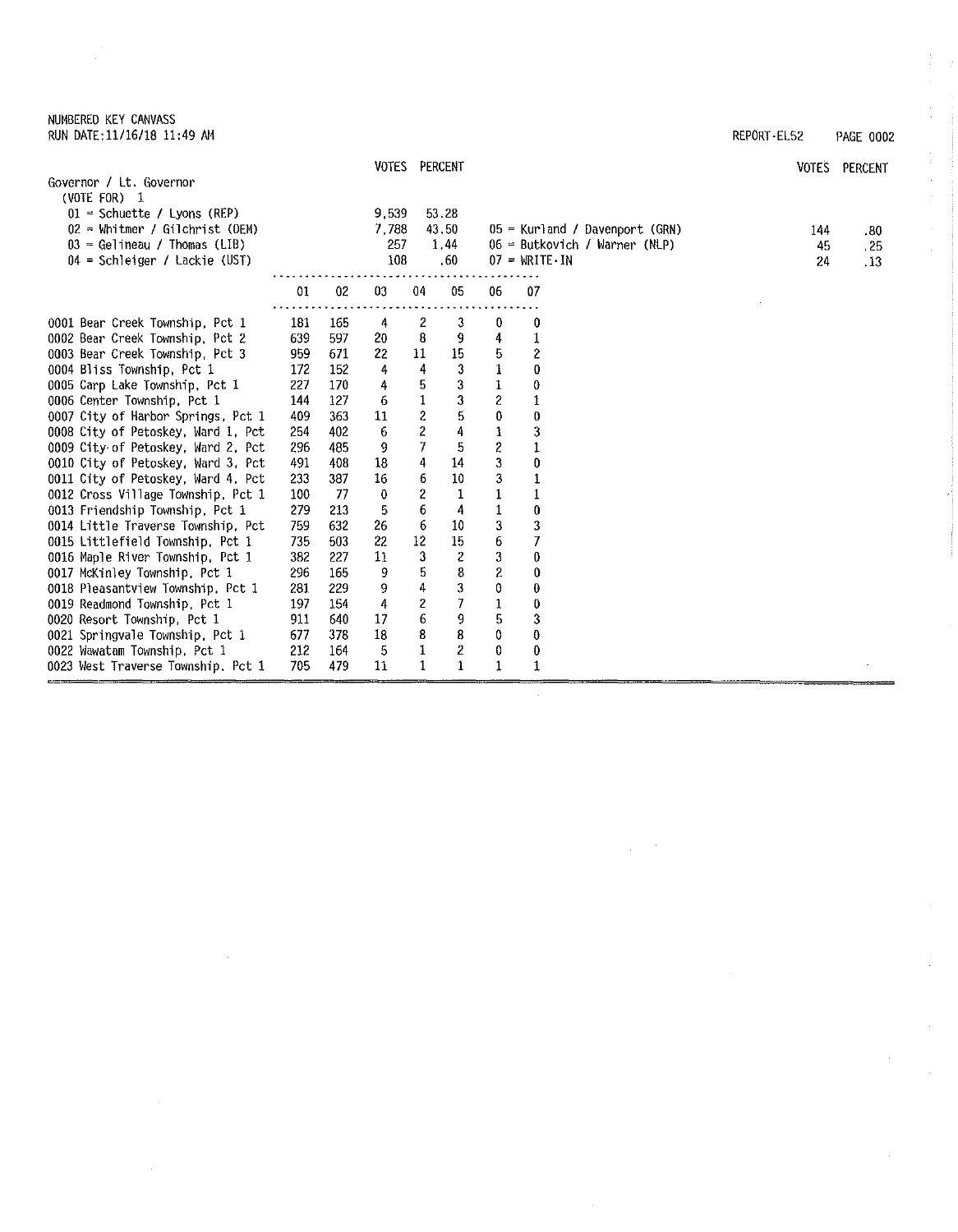NUMBERED KEY CANVASS
RUN DATE:11/16/18 11:49 AM

REPORT-EL52

## Governor / Lt. Governor

(VOTE FOR) 1

| | VOTES | PERCENT |
|---|---|---|
| 01 = Schuette / Lyons (REP) | 9,539 | 53.28 |
| 02 = Whitmer / Gilchrist (DEM) | 7,788 | 43.50 |
| 03 = Gelineau / Thomas (LIB) | 257 | 1.44 |
| 04 = Schleiger / Lackie (UST) | 108 | .60 |
| 05 = Kurland / Davenport (GRN) | 144 | .80 |
| 06 = Butkovich / Warner (NLP) | 45 | .25 |
| 07 = WRITE-IN | 24 | .13 |

| | 01 | 02 | 03 | 04 | 05 | 06 | 07 |
|---|---|---|---|---|---|---|---|
| 0001 Bear Creek Township, Pct 1 | 181 | 165 | 4 | 2 | 3 | 0 | 0 |
| 0002 Bear Creek Township, Pct 2 | 639 | 597 | 20 | 8 | 9 | 4 | 1 |
| 0003 Bear Creek Township, Pct 3 | 959 | 671 | 22 | 11 | 15 | 5 | 2 |
| 0004 Bliss Township, Pct 1 | 172 | 152 | 4 | 4 | 3 | 1 | 0 |
| 0005 Carp Lake Township, Pct 1 | 227 | 170 | 4 | 5 | 3 | 1 | 0 |
| 0006 Center Township, Pct 1 | 144 | 127 | 6 | 1 | 3 | 2 | 1 |
| 0007 City of Harbor Springs, Pct 1 | 409 | 363 | 11 | 2 | 5 | 0 | 0 |
| 0008 City of Petoskey, Ward 1, Pct | 254 | 402 | 6 | 2 | 4 | 1 | 3 |
| 0009 City of Petoskey, Ward 2, Pct | 296 | 485 | 9 | 7 | 5 | 2 | 1 |
| 0010 City of Petoskey, Ward 3, Pct | 491 | 408 | 18 | 4 | 14 | 3 | 0 |
| 0011 City of Petoskey, Ward 4, Pct | 233 | 387 | 16 | 6 | 10 | 3 | 1 |
| 0012 Cross Village Township, Pct 1 | 100 | 77 | 0 | 2 | 1 | 1 | 1 |
| 0013 Friendship Township, Pct 1 | 279 | 213 | 5 | 6 | 4 | 1 | 0 |
| 0014 Little Traverse Township, Pct | 759 | 632 | 26 | 6 | 10 | 3 | 3 |
| 0015 Littlefield Township, Pct 1 | 735 | 503 | 22 | 12 | 15 | 6 | 7 |
| 0016 Maple River Township, Pct 1 | 382 | 227 | 11 | 3 | 2 | 3 | 0 |
| 0017 McKinley Township, Pct 1 | 296 | 165 | 9 | 5 | 8 | 2 | 0 |
| 0018 Pleasantview Township, Pct 1 | 281 | 229 | 9 | 4 | 3 | 0 | 0 |
| 0019 Readmond Township, Pct 1 | 197 | 154 | 4 | 2 | 7 | 1 | 0 |
| 0020 Resort Township, Pct 1 | 911 | 640 | 17 | 6 | 9 | 5 | 3 |
| 0021 Springvale Township, Pct 1 | 677 | 378 | 18 | 8 | 8 | 0 | 0 |
| 0022 Wawatam Township, Pct 1 | 212 | 164 | 5 | 1 | 2 | 0 | 0 |
| 0023 West Traverse Township, Pct 1 | 705 | 479 | 11 | 1 | 1 | 1 | 1 |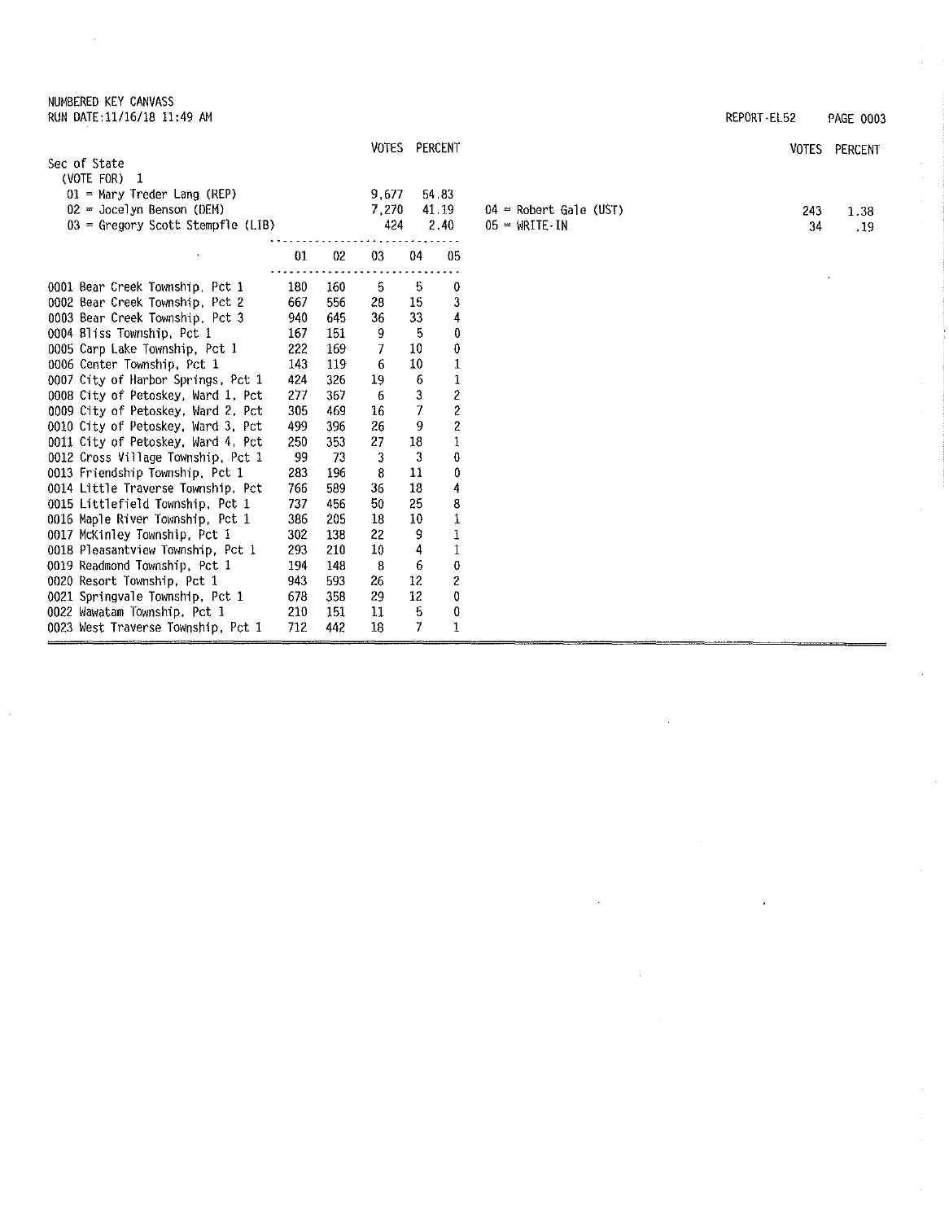NUMBERED KEY CANVASS
RUN DATE:11/16/18 11:49 AM

REPORT-EL52

## Sec of State

(VOTE FOR) 1

| Candidate | VOTES | PERCENT |
|---|---|---|
| 01 = Mary Treder Lang (REP) | 9,677 | 54.83 |
| 02 = Jocelyn Benson (DEM) | 7,270 | 41.19 |
| 03 = Gregory Scott Stempfle (LIB) | 424 | 2.40 |
| 04 = Robert Gale (UST) | 243 | 1.38 |
| 05 = WRITE-IN | 34 | .19 |

| Precinct | 01 | 02 | 03 | 04 | 05 |
|---|---|---|---|---|---|
| 0001 Bear Creek Township, Pct 1 | 180 | 160 | 5 | 5 | 0 |
| 0002 Bear Creek Township, Pct 2 | 667 | 556 | 28 | 15 | 3 |
| 0003 Bear Creek Township, Pct 3 | 940 | 645 | 36 | 33 | 4 |
| 0004 Bliss Township, Pct 1 | 167 | 151 | 9 | 5 | 0 |
| 0005 Carp Lake Township, Pct 1 | 222 | 169 | 7 | 10 | 0 |
| 0006 Center Township, Pct 1 | 143 | 119 | 6 | 10 | 1 |
| 0007 City of Harbor Springs, Pct 1 | 424 | 326 | 19 | 6 | 1 |
| 0008 City of Petoskey, Ward 1, Pct | 277 | 367 | 6 | 3 | 2 |
| 0009 City of Petoskey, Ward 2, Pct | 305 | 469 | 16 | 7 | 2 |
| 0010 City of Petoskey, Ward 3, Pct | 499 | 396 | 26 | 9 | 2 |
| 0011 City of Petoskey, Ward 4, Pct | 250 | 353 | 27 | 18 | 1 |
| 0012 Cross Village Township, Pct 1 | 99 | 73 | 3 | 3 | 0 |
| 0013 Friendship Township, Pct 1 | 283 | 196 | 8 | 11 | 0 |
| 0014 Little Traverse Township, Pct | 766 | 589 | 36 | 18 | 4 |
| 0015 Littlefield Township, Pct 1 | 737 | 456 | 50 | 25 | 8 |
| 0016 Maple River Township, Pct 1 | 386 | 205 | 18 | 10 | 1 |
| 0017 McKinley Township, Pct 1 | 302 | 138 | 22 | 9 | 1 |
| 0018 Pleasantview Township, Pct 1 | 293 | 210 | 10 | 4 | 1 |
| 0019 Readmond Township, Pct 1 | 194 | 148 | 8 | 6 | 0 |
| 0020 Resort Township, Pct 1 | 943 | 593 | 26 | 12 | 2 |
| 0021 Springvale Township, Pct 1 | 678 | 358 | 29 | 12 | 0 |
| 0022 Wawatam Township, Pct 1 | 210 | 151 | 11 | 5 | 0 |
| 0023 West Traverse Township, Pct 1 | 712 | 442 | 18 | 7 | 1 |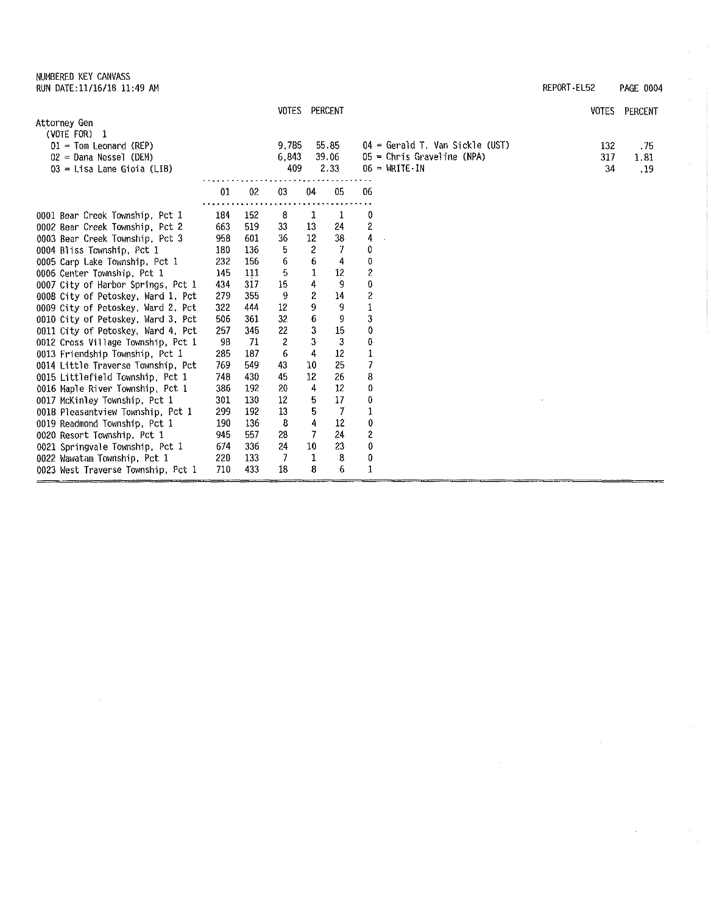NUMBERED KEY CANVASS
RUN DATE:11/16/18 11:49 AM

REPORT-EL52

## Attorney Gen

(VOTE FOR) 1

| Candidate | VOTES | PERCENT |
|---|---|---|
| 01 = Tom Leonard (REP) | 9,785 | 55.85 |
| 02 = Dana Nessel (DEM) | 6,843 | 39.06 |
| 03 = Lisa Lane Gioia (LIB) | 409 | 2.33 |
| 04 = Gerald T. Van Sickle (UST) | 132 | .75 |
| 05 = Chris Graveline (NPA) | 317 | 1.81 |
| 06 = WRITE-IN | 34 | .19 |

| Precinct | 01 | 02 | 03 | 04 | 05 | 06 |
|---|---|---|---|---|---|---|
| 0001 Bear Creek Township, Pct 1 | 184 | 152 | 8 | 1 | 1 | 0 |
| 0002 Bear Creek Township, Pct 2 | 663 | 519 | 33 | 13 | 24 | 2 |
| 0003 Bear Creek Township, Pct 3 | 958 | 601 | 36 | 12 | 38 | 4 |
| 0004 Bliss Township, Pct 1 | 180 | 136 | 5 | 2 | 7 | 0 |
| 0005 Carp Lake Township, Pct 1 | 232 | 156 | 6 | 6 | 4 | 0 |
| 0006 Center Township, Pct 1 | 145 | 111 | 5 | 1 | 12 | 2 |
| 0007 City of Harbor Springs, Pct 1 | 434 | 317 | 15 | 4 | 9 | 0 |
| 0008 City of Petoskey, Ward 1, Pct | 279 | 355 | 9 | 2 | 14 | 2 |
| 0009 City of Petoskey, Ward 2, Pct | 322 | 444 | 12 | 9 | 9 | 1 |
| 0010 City of Petoskey, Ward 3, Pct | 506 | 361 | 32 | 6 | 9 | 3 |
| 0011 City of Petoskey, Ward 4, Pct | 257 | 345 | 22 | 3 | 15 | 0 |
| 0012 Cross Village Township, Pct 1 | 98 | 71 | 2 | 3 | 3 | 0 |
| 0013 Friendship Township, Pct 1 | 285 | 187 | 6 | 4 | 12 | 1 |
| 0014 Little Traverse Township, Pct | 769 | 549 | 43 | 10 | 25 | 7 |
| 0015 Littlefield Township, Pct 1 | 748 | 430 | 45 | 12 | 26 | 8 |
| 0016 Maple River Township, Pct 1 | 386 | 192 | 20 | 4 | 12 | 0 |
| 0017 McKinley Township, Pct 1 | 301 | 130 | 12 | 5 | 17 | 0 |
| 0018 Pleasantview Township, Pct 1 | 299 | 192 | 13 | 5 | 7 | 1 |
| 0019 Readmond Township, Pct 1 | 190 | 136 | 8 | 4 | 12 | 0 |
| 0020 Resort Township, Pct 1 | 945 | 557 | 28 | 7 | 24 | 2 |
| 0021 Springvale Township, Pct 1 | 674 | 336 | 24 | 10 | 23 | 0 |
| 0022 Wawatam Township, Pct 1 | 220 | 133 | 7 | 1 | 8 | 0 |
| 0023 West Traverse Township, Pct 1 | 710 | 433 | 18 | 8 | 6 | 1 |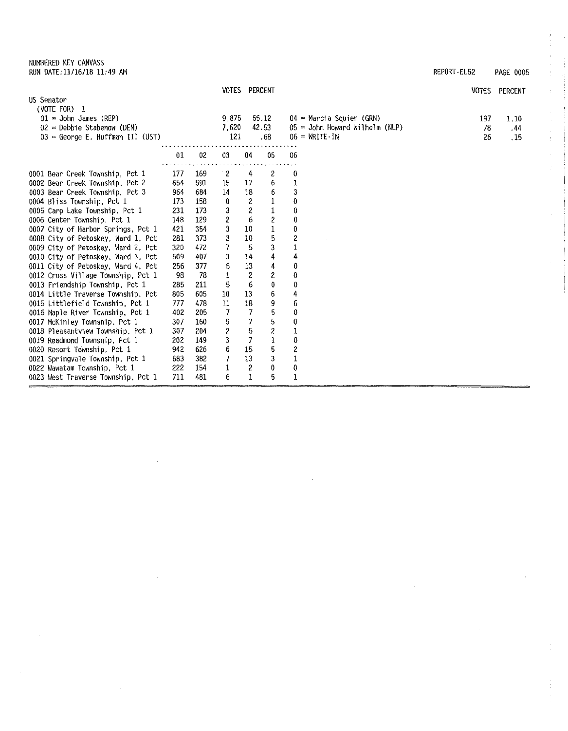NUMBERED KEY CANVASS
RUN DATE:11/16/18 11:49 AM

REPORT-EL52

## US Senator

(VOTE FOR) 1

| | VOTES | PERCENT | | VOTES | PERCENT |
|---|---|---|---|---|---|
| 01 = John James (REP) | 9,875 | 55.12 | 04 = Marcia Squier (GRN) | 197 | 1.10 |
| 02 = Debbie Stabenow (DEM) | 7,620 | 42.53 | 05 = John Howard Wilhelm (NLP) | 78 | .44 |
| 03 = George E. Huffman III (UST) | 121 | .68 | 06 = WRITE-IN | 26 | .15 |

| | 01 | 02 | 03 | 04 | 05 | 06 |
|---|---|---|---|---|---|---|
| 0001 Bear Creek Township, Pct 1 | 177 | 169 | 2 | 4 | 2 | 0 |
| 0002 Bear Creek Township, Pct 2 | 654 | 591 | 15 | 17 | 6 | 1 |
| 0003 Bear Creek Township, Pct 3 | 964 | 684 | 14 | 18 | 6 | 3 |
| 0004 Bliss Township, Pct 1 | 173 | 158 | 0 | 2 | 1 | 0 |
| 0005 Carp Lake Township, Pct 1 | 231 | 173 | 3 | 2 | 1 | 0 |
| 0006 Center Township, Pct 1 | 148 | 129 | 2 | 6 | 2 | 0 |
| 0007 City of Harbor Springs, Pct 1 | 421 | 354 | 3 | 10 | 1 | 0 |
| 0008 City of Petoskey, Ward 1, Pct | 281 | 373 | 3 | 10 | 5 | 2 |
| 0009 City of Petoskey, Ward 2, Pct | 320 | 472 | 7 | 5 | 3 | 1 |
| 0010 City of Petoskey, Ward 3, Pct | 509 | 407 | 3 | 14 | 4 | 4 |
| 0011 City of Petoskey, Ward 4, Pct | 256 | 377 | 5 | 13 | 4 | 0 |
| 0012 Cross Village Township, Pct 1 | 98 | 78 | 1 | 2 | 2 | 0 |
| 0013 Friendship Township, Pct 1 | 285 | 211 | 5 | 6 | 0 | 0 |
| 0014 Little Traverse Township, Pct | 805 | 605 | 10 | 13 | 6 | 4 |
| 0015 Littlefield Township, Pct 1 | 777 | 478 | 11 | 18 | 9 | 6 |
| 0016 Maple River Township, Pct 1 | 402 | 205 | 7 | 7 | 5 | 0 |
| 0017 McKinley Township, Pct 1 | 307 | 160 | 5 | 7 | 5 | 0 |
| 0018 Pleasantview Township, Pct 1 | 307 | 204 | 2 | 5 | 2 | 1 |
| 0019 Readmond Township, Pct 1 | 202 | 149 | 3 | 7 | 1 | 0 |
| 0020 Resort Township, Pct 1 | 942 | 626 | 6 | 15 | 5 | 2 |
| 0021 Springvale Township, Pct 1 | 683 | 382 | 7 | 13 | 3 | 1 |
| 0022 Wawatam Township, Pct 1 | 222 | 154 | 1 | 2 | 0 | 0 |
| 0023 West Traverse Township, Pct 1 | 711 | 481 | 6 | 1 | 5 | 1 |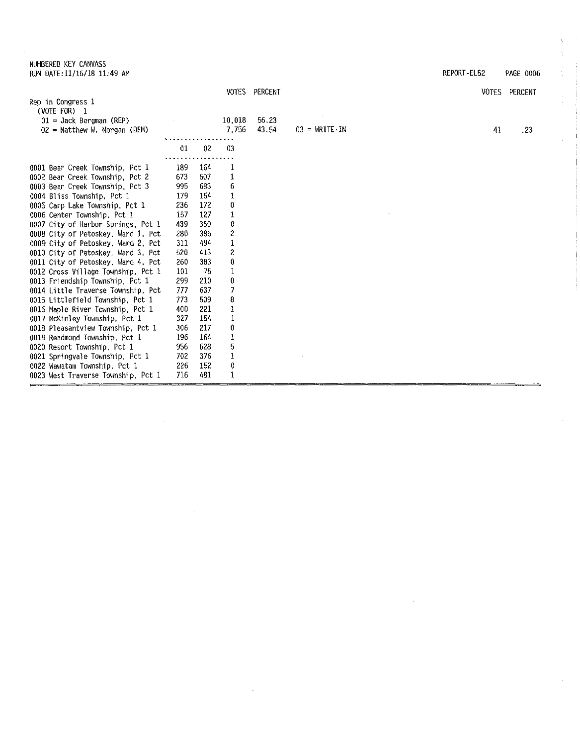NUMBERED KEY CANVASS
RUN DATE:11/16/18 11:49 AM

REPORT-EL52

**Rep in Congress 1**
(VOTE FOR) 1

| | VOTES | PERCENT |
|---|---|---|
| 01 = Jack Bergman (REP) | 10,018 | 56.23 |
| 02 = Matthew W. Morgan (DEM) | 7,756 | 43.54 |
| 03 = WRITE-IN | 41 | .23 |

| | 01 | 02 | 03 |
|---|---|---|---|
| 0001 Bear Creek Township, Pct 1 | 189 | 164 | 1 |
| 0002 Bear Creek Township, Pct 2 | 673 | 607 | 1 |
| 0003 Bear Creek Township, Pct 3 | 995 | 683 | 6 |
| 0004 Bliss Township, Pct 1 | 179 | 154 | 1 |
| 0005 Carp Lake Township, Pct 1 | 236 | 172 | 0 |
| 0006 Center Township, Pct 1 | 157 | 127 | 1 |
| 0007 City of Harbor Springs, Pct 1 | 439 | 350 | 0 |
| 0008 City of Petoskey, Ward 1, Pct | 280 | 385 | 2 |
| 0009 City of Petoskey, Ward 2, Pct | 311 | 494 | 1 |
| 0010 City of Petoskey, Ward 3, Pct | 520 | 413 | 2 |
| 0011 City of Petoskey, Ward 4, Pct | 260 | 383 | 0 |
| 0012 Cross Village Township, Pct 1 | 101 | 75 | 1 |
| 0013 Friendship Township, Pct 1 | 299 | 210 | 0 |
| 0014 Little Traverse Township, Pct | 777 | 637 | 7 |
| 0015 Littlefield Township, Pct 1 | 773 | 509 | 8 |
| 0016 Maple River Township, Pct 1 | 400 | 221 | 1 |
| 0017 McKinley Township, Pct 1 | 327 | 154 | 1 |
| 0018 Pleasantview Township, Pct 1 | 306 | 217 | 0 |
| 0019 Readmond Township, Pct 1 | 196 | 164 | 1 |
| 0020 Resort Township, Pct 1 | 956 | 628 | 5 |
| 0021 Springvale Township, Pct 1 | 702 | 376 | 1 |
| 0022 Wawatam Township, Pct 1 | 226 | 152 | 0 |
| 0023 West Traverse Township, Pct 1 | 716 | 481 | 1 |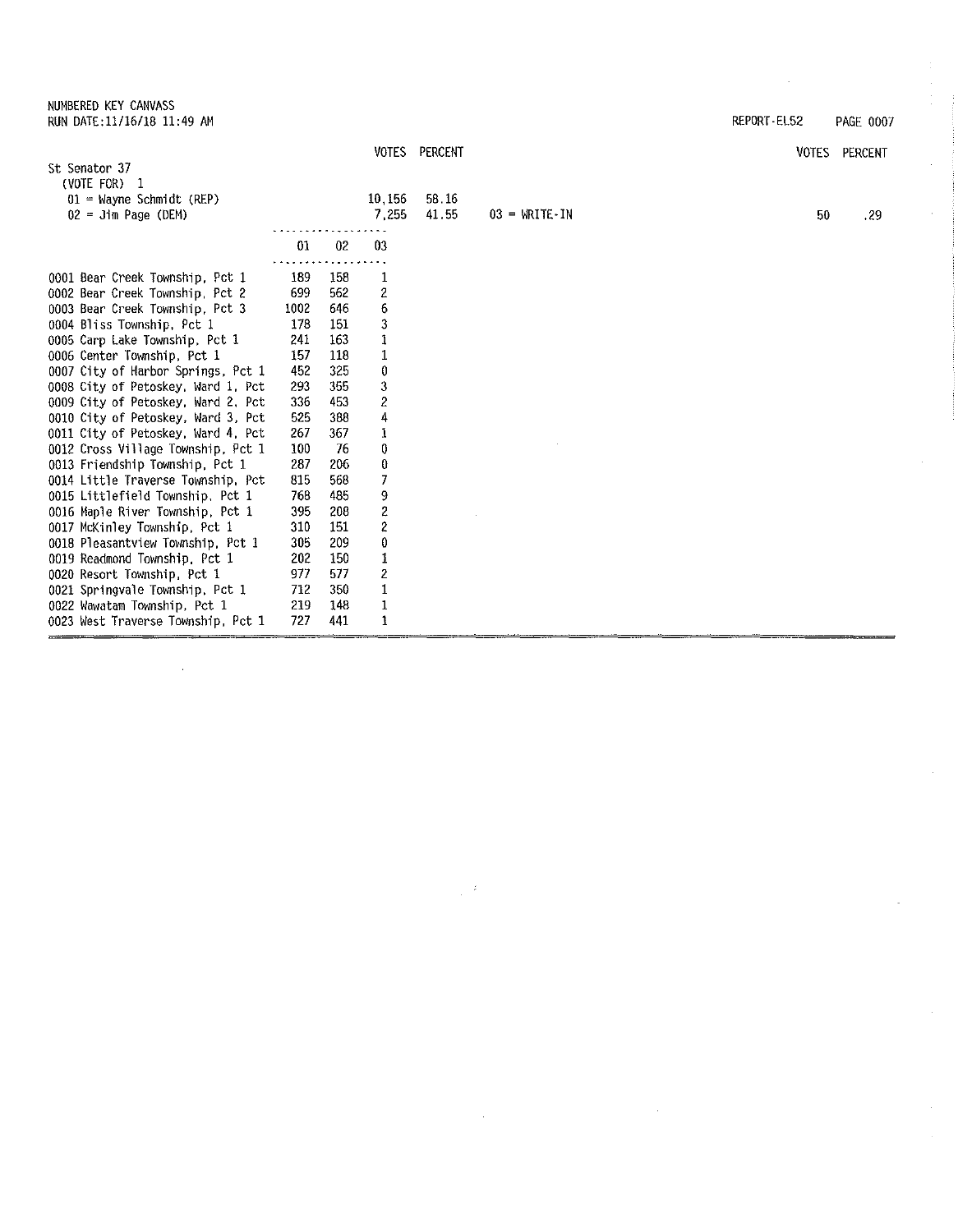NUMBERED KEY CANVASS
RUN DATE:11/16/18 11:49 AM

REPORT-EL52 PAGE 0007

## St Senator 37

(VOTE FOR) 1

| | VOTES | PERCENT |
|---|---|---|
| 01 = Wayne Schmidt (REP) | 10,156 | 58.16 |
| 02 = Jim Page (DEM) | 7,255 | 41.55 |
| 03 = WRITE-IN | 50 | .29 |

| | 01 | 02 | 03 |
|---|---|---|---|
| 0001 Bear Creek Township, Pct 1 | 189 | 158 | 1 |
| 0002 Bear Creek Township, Pct 2 | 699 | 562 | 2 |
| 0003 Bear Creek Township, Pct 3 | 1002 | 646 | 6 |
| 0004 Bliss Township, Pct 1 | 178 | 151 | 3 |
| 0005 Carp Lake Township, Pct 1 | 241 | 163 | 1 |
| 0006 Center Township, Pct 1 | 157 | 118 | 1 |
| 0007 City of Harbor Springs, Pct 1 | 452 | 325 | 0 |
| 0008 City of Petoskey, Ward 1, Pct | 293 | 355 | 3 |
| 0009 City of Petoskey, Ward 2, Pct | 336 | 453 | 2 |
| 0010 City of Petoskey, Ward 3, Pct | 525 | 388 | 4 |
| 0011 City of Petoskey, Ward 4, Pct | 267 | 367 | 1 |
| 0012 Cross Village Township, Pct 1 | 100 | 76 | 0 |
| 0013 Friendship Township, Pct 1 | 287 | 206 | 0 |
| 0014 Little Traverse Township, Pct | 815 | 568 | 7 |
| 0015 Littlefield Township, Pct 1 | 768 | 485 | 9 |
| 0016 Maple River Township, Pct 1 | 395 | 208 | 2 |
| 0017 McKinley Township, Pct 1 | 310 | 151 | 2 |
| 0018 Pleasantview Township, Pct 1 | 305 | 209 | 0 |
| 0019 Readmond Township, Pct 1 | 202 | 150 | 1 |
| 0020 Resort Township, Pct 1 | 977 | 577 | 2 |
| 0021 Springvale Township, Pct 1 | 712 | 350 | 1 |
| 0022 Wawatam Township, Pct 1 | 219 | 148 | 1 |
| 0023 West Traverse Township, Pct 1 | 727 | 441 | 1 |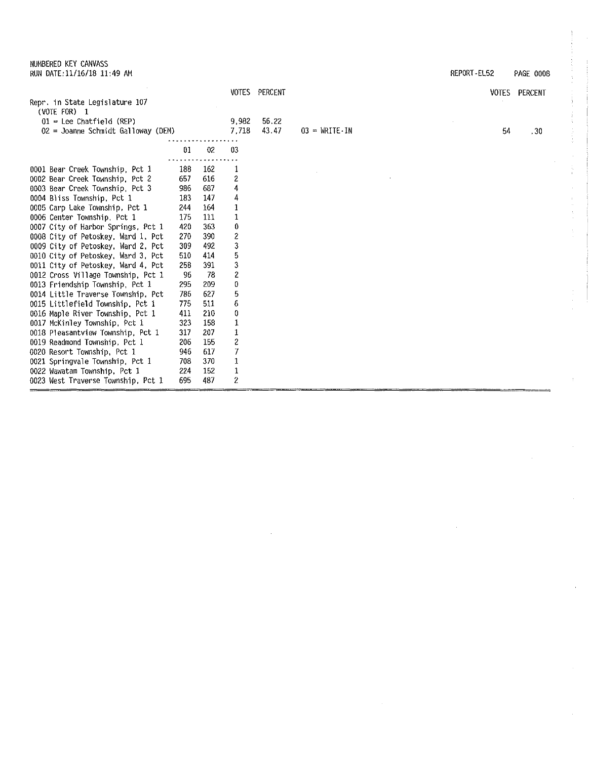NUMBERED KEY CANVASS
RUN DATE:11/16/18 11:49 AM

REPORT-EL52 PAGE 0008

Repr. in State Legislature 107
(VOTE FOR) 1

| | VOTES | PERCENT |
|---|---|---|
| 01 = Lee Chatfield (REP) | 9,982 | 56.22 |
| 02 = Joanne Schmidt Galloway (DEM) | 7,718 | 43.47 |
| 03 = WRITE-IN | 54 | .30 |

| | 01 | 02 | 03 |
|---|---|---|---|
| 0001 Bear Creek Township, Pct 1 | 188 | 162 | 1 |
| 0002 Bear Creek Township, Pct 2 | 657 | 616 | 2 |
| 0003 Bear Creek Township, Pct 3 | 986 | 687 | 4 |
| 0004 Bliss Township, Pct 1 | 183 | 147 | 4 |
| 0005 Carp Lake Township, Pct 1 | 244 | 164 | 1 |
| 0006 Center Township, Pct 1 | 175 | 111 | 1 |
| 0007 City of Harbor Springs, Pct 1 | 420 | 363 | 0 |
| 0008 City of Petoskey, Ward 1, Pct | 270 | 390 | 2 |
| 0009 City of Petoskey, Ward 2, Pct | 309 | 492 | 3 |
| 0010 City of Petoskey, Ward 3, Pct | 510 | 414 | 5 |
| 0011 City of Petoskey, Ward 4, Pct | 258 | 391 | 3 |
| 0012 Cross Village Township, Pct 1 | 96 | 78 | 2 |
| 0013 Friendship Township, Pct 1 | 295 | 209 | 0 |
| 0014 Little Traverse Township, Pct | 786 | 627 | 5 |
| 0015 Littlefield Township, Pct 1 | 775 | 511 | 6 |
| 0016 Maple River Township, Pct 1 | 411 | 210 | 0 |
| 0017 McKinley Township, Pct 1 | 323 | 158 | 1 |
| 0018 Pleasantview Township, Pct 1 | 317 | 207 | 1 |
| 0019 Readmond Township, Pct 1 | 206 | 155 | 2 |
| 0020 Resort Township, Pct 1 | 946 | 617 | 7 |
| 0021 Springvale Township, Pct 1 | 708 | 370 | 1 |
| 0022 Wawatam Township, Pct 1 | 224 | 152 | 1 |
| 0023 West Traverse Township, Pct 1 | 695 | 487 | 2 |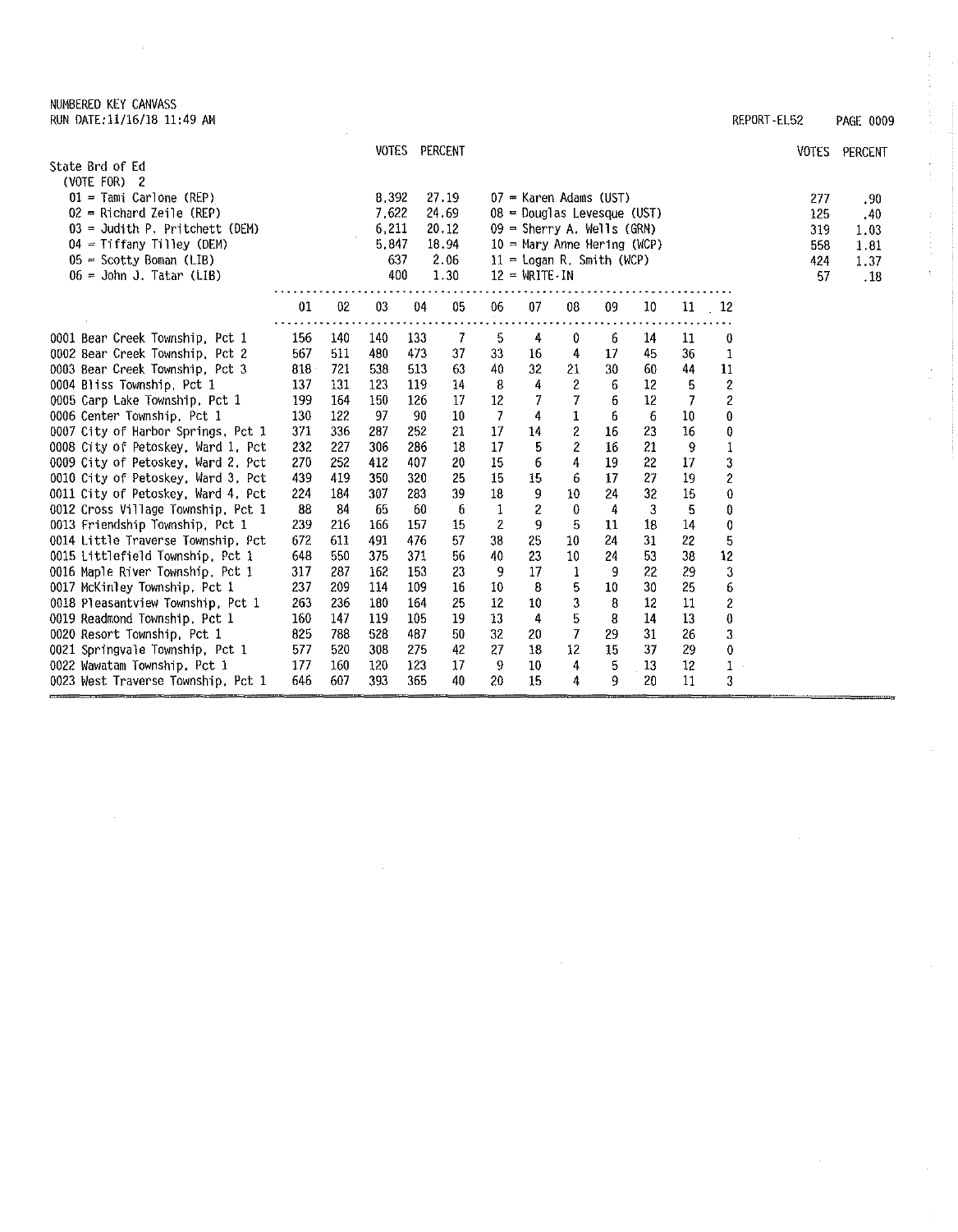NUMBERED KEY CANVASS
RUN DATE:11/16/18 11:49 AM

REPORT-EL52

## State Brd of Ed

(VOTE FOR) 2

| Candidate | VOTES | PERCENT |
|---|---|---|
| 01 = Tami Carlone (REP) | 8,392 | 27.19 |
| 02 = Richard Zeile (REP) | 7,622 | 24.69 |
| 03 = Judith P. Pritchett (DEM) | 6,211 | 20.12 |
| 04 = Tiffany Tilley (DEM) | 5,847 | 18.94 |
| 05 = Scotty Boman (LIB) | 637 | 2.06 |
| 06 = John J. Tatar (LIB) | 400 | 1.30 |
| 07 = Karen Adams (UST) | 277 | .90 |
| 08 = Douglas Levesque (UST) | 125 | .40 |
| 09 = Sherry A. Wells (GRN) | 319 | 1.03 |
| 10 = Mary Anne Hering (WCP) | 558 | 1.81 |
| 11 = Logan R. Smith (WCP) | 424 | 1.37 |
| 12 = WRITE-IN | 57 | .18 |

| Precinct | 01 | 02 | 03 | 04 | 05 | 06 | 07 | 08 | 09 | 10 | 11 | 12 |
|---|---|---|---|---|---|---|---|---|---|---|---|---|
| 0001 Bear Creek Township, Pct 1 | 156 | 140 | 140 | 133 | 7 | 5 | 4 | 0 | 6 | 14 | 11 | 0 |
| 0002 Bear Creek Township, Pct 2 | 567 | 511 | 480 | 473 | 37 | 33 | 16 | 4 | 17 | 45 | 36 | 1 |
| 0003 Bear Creek Township, Pct 3 | 818 | 721 | 538 | 513 | 63 | 40 | 32 | 21 | 30 | 60 | 44 | 11 |
| 0004 Bliss Township, Pct 1 | 137 | 131 | 123 | 119 | 14 | 8 | 4 | 2 | 6 | 12 | 5 | 2 |
| 0005 Carp Lake Township, Pct 1 | 199 | 164 | 150 | 126 | 17 | 12 | 7 | 7 | 6 | 12 | 7 | 2 |
| 0006 Center Township, Pct 1 | 130 | 122 | 97 | 90 | 10 | 7 | 4 | 1 | 6 | 6 | 10 | 0 |
| 0007 City of Harbor Springs, Pct 1 | 371 | 336 | 287 | 252 | 21 | 17 | 14 | 2 | 16 | 23 | 16 | 0 |
| 0008 City of Petoskey, Ward 1, Pct | 232 | 227 | 306 | 286 | 18 | 17 | 5 | 2 | 16 | 21 | 9 | 1 |
| 0009 City of Petoskey, Ward 2, Pct | 270 | 252 | 412 | 407 | 20 | 15 | 6 | 4 | 19 | 22 | 17 | 3 |
| 0010 City of Petoskey, Ward 3, Pct | 439 | 419 | 350 | 320 | 25 | 15 | 15 | 6 | 17 | 27 | 19 | 2 |
| 0011 City of Petoskey, Ward 4, Pct | 224 | 184 | 307 | 283 | 39 | 18 | 9 | 10 | 24 | 32 | 15 | 0 |
| 0012 Cross Village Township, Pct 1 | 88 | 84 | 65 | 60 | 6 | 1 | 2 | 0 | 4 | 3 | 5 | 0 |
| 0013 Friendship Township, Pct 1 | 239 | 216 | 166 | 157 | 15 | 2 | 9 | 5 | 11 | 18 | 14 | 0 |
| 0014 Little Traverse Township, Pct | 672 | 611 | 491 | 476 | 57 | 38 | 25 | 10 | 24 | 31 | 22 | 5 |
| 0015 Littlefield Township, Pct 1 | 648 | 550 | 375 | 371 | 56 | 40 | 23 | 10 | 24 | 53 | 38 | 12 |
| 0016 Maple River Township, Pct 1 | 317 | 287 | 162 | 153 | 23 | 9 | 17 | 1 | 9 | 22 | 29 | 3 |
| 0017 McKinley Township, Pct 1 | 237 | 209 | 114 | 109 | 16 | 10 | 8 | 5 | 10 | 30 | 25 | 6 |
| 0018 Pleasantview Township, Pct 1 | 263 | 236 | 180 | 164 | 25 | 12 | 10 | 3 | 8 | 12 | 11 | 2 |
| 0019 Readmond Township, Pct 1 | 160 | 147 | 119 | 105 | 19 | 13 | 4 | 5 | 8 | 14 | 13 | 0 |
| 0020 Resort Township, Pct 1 | 825 | 788 | 528 | 487 | 50 | 32 | 20 | 7 | 29 | 31 | 26 | 3 |
| 0021 Springvale Township, Pct 1 | 577 | 520 | 308 | 275 | 42 | 27 | 18 | 12 | 15 | 37 | 29 | 0 |
| 0022 Wawatam Township, Pct 1 | 177 | 160 | 120 | 123 | 17 | 9 | 10 | 4 | 5 | 13 | 12 | 1 |
| 0023 West Traverse Township, Pct 1 | 646 | 607 | 393 | 365 | 40 | 20 | 15 | 4 | 9 | 20 | 11 | 3 |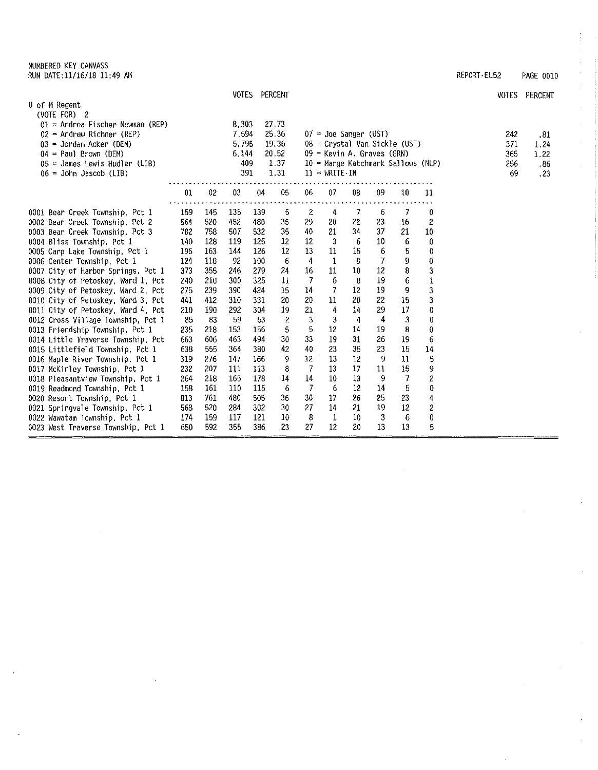NUMBERED KEY CANVASS
RUN DATE:11/16/18 11:49 AM

REPORT-EL52

## U of M Regent

(VOTE FOR) 2

| Candidate | VOTES | PERCENT |
|---|---|---|
| 01 = Andrea Fischer Newman (REP) | 8,303 | 27.73 |
| 02 = Andrew Richner (REP) | 7,594 | 25.36 |
| 03 = Jordan Acker (DEM) | 5,795 | 19.36 |
| 04 = Paul Brown (DEM) | 6,144 | 20.52 |
| 05 = James Lewis Hudler (LIB) | 409 | 1.37 |
| 06 = John Jascob (LIB) | 391 | 1.31 |
| 07 = Joe Sanger (UST) | 242 | .81 |
| 08 = Crystal Van Sickle (UST) | 371 | 1.24 |
| 09 = Kevin A. Graves (GRN) | 365 | 1.22 |
| 10 = Marge Katchmark Sallows (NLP) | 256 | .86 |
| 11 = WRITE-IN | 69 | .23 |

| Precinct | 01 | 02 | 03 | 04 | 05 | 06 | 07 | 08 | 09 | 10 | 11 |
|---|---|---|---|---|---|---|---|---|---|---|---|
| 0001 Bear Creek Township, Pct 1 | 159 | 145 | 135 | 139 | 5 | 2 | 4 | 7 | 6 | 7 | 0 |
| 0002 Bear Creek Township, Pct 2 | 564 | 520 | 452 | 480 | 35 | 29 | 20 | 22 | 23 | 16 | 2 |
| 0003 Bear Creek Township, Pct 3 | 782 | 758 | 507 | 532 | 35 | 40 | 21 | 34 | 37 | 21 | 10 |
| 0004 Bliss Township, Pct 1 | 140 | 128 | 119 | 125 | 12 | 12 | 3 | 6 | 10 | 6 | 0 |
| 0005 Carp Lake Township, Pct 1 | 196 | 163 | 144 | 126 | 12 | 13 | 11 | 15 | 6 | 5 | 0 |
| 0006 Center Township, Pct 1 | 124 | 118 | 92 | 100 | 6 | 4 | 1 | 8 | 7 | 9 | 0 |
| 0007 City of Harbor Springs, Pct 1 | 373 | 355 | 246 | 279 | 24 | 16 | 11 | 10 | 12 | 8 | 3 |
| 0008 City of Petoskey, Ward 1, Pct | 240 | 210 | 300 | 325 | 11 | 7 | 6 | 8 | 19 | 6 | 1 |
| 0009 City of Petoskey, Ward 2, Pct | 275 | 239 | 390 | 424 | 15 | 14 | 7 | 12 | 19 | 9 | 3 |
| 0010 City of Petoskey, Ward 3, Pct | 441 | 412 | 310 | 331 | 20 | 20 | 11 | 20 | 22 | 15 | 3 |
| 0011 City of Petoskey, Ward 4, Pct | 210 | 190 | 292 | 304 | 19 | 21 | 4 | 14 | 29 | 17 | 0 |
| 0012 Cross Village Township, Pct 1 | 85 | 83 | 59 | 63 | 2 | 3 | 3 | 4 | 4 | 3 | 0 |
| 0013 Friendship Township, Pct 1 | 235 | 218 | 153 | 156 | 5 | 5 | 12 | 14 | 19 | 8 | 0 |
| 0014 Little Traverse Township, Pct | 663 | 606 | 463 | 494 | 30 | 33 | 19 | 31 | 26 | 19 | 6 |
| 0015 Littlefield Township, Pct 1 | 638 | 555 | 364 | 380 | 42 | 40 | 23 | 35 | 23 | 15 | 14 |
| 0016 Maple River Township, Pct 1 | 319 | 276 | 147 | 166 | 9 | 12 | 13 | 12 | 9 | 11 | 5 |
| 0017 McKinley Township, Pct 1 | 232 | 207 | 111 | 113 | 8 | 7 | 13 | 17 | 11 | 15 | 9 |
| 0018 Pleasantview Township, Pct 1 | 264 | 218 | 165 | 178 | 14 | 14 | 10 | 13 | 9 | 7 | 2 |
| 0019 Readmond Township, Pct 1 | 158 | 161 | 110 | 115 | 6 | 7 | 6 | 12 | 14 | 5 | 0 |
| 0020 Resort Township, Pct 1 | 813 | 761 | 480 | 505 | 36 | 30 | 17 | 26 | 25 | 23 | 4 |
| 0021 Springvale Township, Pct 1 | 568 | 520 | 284 | 302 | 30 | 27 | 14 | 21 | 19 | 12 | 2 |
| 0022 Wawatam Township, Pct 1 | 174 | 159 | 117 | 121 | 10 | 8 | 1 | 10 | 3 | 6 | 0 |
| 0023 West Traverse Township, Pct 1 | 650 | 592 | 355 | 386 | 23 | 27 | 12 | 20 | 13 | 13 | 5 |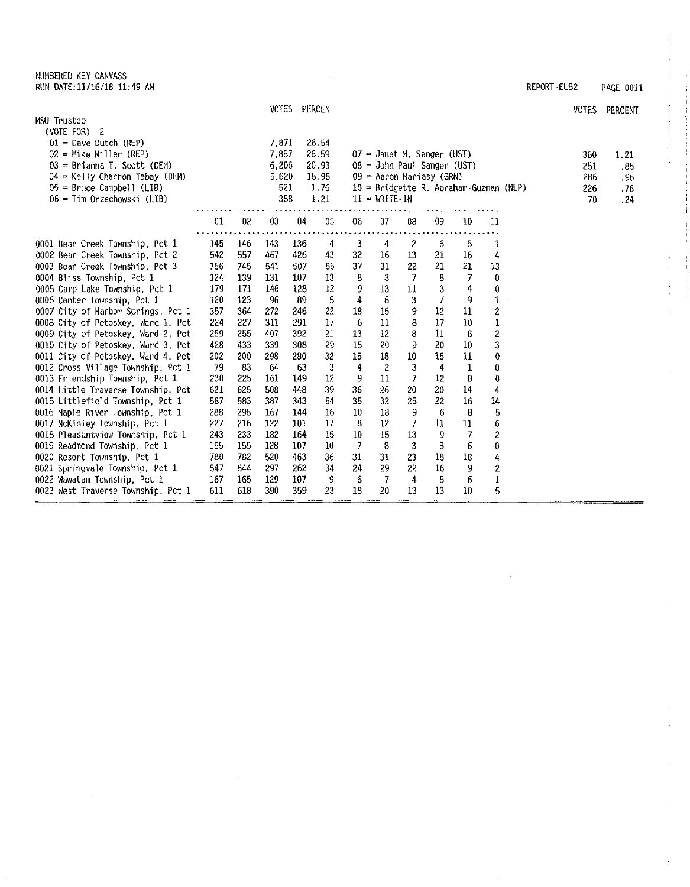NUMBERED KEY CANVASS
RUN DATE:11/16/18 11:49 AM

REPORT-EL52

## MSU Trustee

(VOTE FOR) 2

| Candidate | VOTES | PERCENT |
|---|---|---|
| 01 = Dave Dutch (REP) | 7,871 | 26.54 |
| 02 = Mike Miller (REP) | 7,887 | 26.59 |
| 03 = Brianna T. Scott (DEM) | 6,206 | 20.93 |
| 04 = Kelly Charron Tebay (DEM) | 5,620 | 18.95 |
| 05 = Bruce Campbell (LIB) | 521 | 1.76 |
| 06 = Tim Orzechowski (LIB) | 358 | 1.21 |
| 07 = Janet M. Sanger (UST) | 360 | 1.21 |
| 08 = John Paul Sanger (UST) | 251 | .85 |
| 09 = Aaron Mariasy (GRN) | 286 | .96 |
| 10 = Bridgette R. Abraham-Guzman (NLP) | 226 | .76 |
| 11 = WRITE-IN | 70 | .24 |

| Precinct | 01 | 02 | 03 | 04 | 05 | 06 | 07 | 08 | 09 | 10 | 11 |
|---|---|---|---|---|---|---|---|---|---|---|---|
| 0001 Bear Creek Township, Pct 1 | 145 | 146 | 143 | 136 | 4 | 3 | 4 | 2 | 6 | 5 | 1 |
| 0002 Bear Creek Township, Pct 2 | 542 | 557 | 467 | 426 | 43 | 32 | 16 | 13 | 21 | 16 | 4 |
| 0003 Bear Creek Township, Pct 3 | 756 | 745 | 541 | 507 | 55 | 37 | 31 | 22 | 21 | 21 | 13 |
| 0004 Bliss Township, Pct 1 | 124 | 139 | 131 | 107 | 13 | 8 | 3 | 7 | 8 | 7 | 0 |
| 0005 Carp Lake Township, Pct 1 | 179 | 171 | 146 | 128 | 12 | 9 | 13 | 11 | 3 | 4 | 0 |
| 0006 Center Township, Pct 1 | 120 | 123 | 96 | 89 | 5 | 4 | 6 | 3 | 7 | 9 | 1 |
| 0007 City of Harbor Springs, Pct 1 | 357 | 364 | 272 | 246 | 22 | 18 | 15 | 9 | 12 | 11 | 2 |
| 0008 City of Petoskey, Ward 1, Pct | 224 | 227 | 311 | 291 | 17 | 6 | 11 | 8 | 17 | 10 | 1 |
| 0009 City of Petoskey, Ward 2, Pct | 259 | 255 | 407 | 392 | 21 | 13 | 12 | 8 | 11 | 8 | 2 |
| 0010 City of Petoskey, Ward 3, Pct | 428 | 433 | 339 | 308 | 29 | 15 | 20 | 9 | 20 | 10 | 3 |
| 0011 City of Petoskey, Ward 4, Pct | 202 | 200 | 298 | 280 | 32 | 15 | 18 | 10 | 16 | 11 | 0 |
| 0012 Cross Village Township, Pct 1 | 79 | 83 | 64 | 63 | 3 | 4 | 2 | 3 | 4 | 1 | 0 |
| 0013 Friendship Township, Pct 1 | 230 | 225 | 161 | 149 | 12 | 9 | 11 | 7 | 12 | 8 | 0 |
| 0014 Little Traverse Township, Pct | 621 | 625 | 508 | 448 | 39 | 36 | 26 | 20 | 20 | 14 | 4 |
| 0015 Littlefield Township, Pct 1 | 587 | 583 | 387 | 343 | 54 | 35 | 32 | 25 | 22 | 16 | 14 |
| 0016 Maple River Township, Pct 1 | 288 | 298 | 167 | 144 | 16 | 10 | 18 | 9 | 6 | 8 | 5 |
| 0017 McKinley Township, Pct 1 | 227 | 216 | 122 | 101 | 17 | 8 | 12 | 7 | 11 | 11 | 6 |
| 0018 Pleasantview Township, Pct 1 | 243 | 233 | 182 | 164 | 15 | 10 | 15 | 13 | 9 | 7 | 2 |
| 0019 Readmond Township, Pct 1 | 155 | 155 | 128 | 107 | 10 | 7 | 8 | 3 | 8 | 6 | 0 |
| 0020 Resort Township, Pct 1 | 780 | 782 | 520 | 463 | 36 | 31 | 31 | 23 | 18 | 18 | 4 |
| 0021 Springvale Township, Pct 1 | 547 | 544 | 297 | 262 | 34 | 24 | 29 | 22 | 16 | 9 | 2 |
| 0022 Wawatam Township, Pct 1 | 167 | 165 | 129 | 107 | 9 | 6 | 7 | 4 | 5 | 6 | 1 |
| 0023 West Traverse Township, Pct 1 | 611 | 618 | 390 | 359 | 23 | 18 | 20 | 13 | 13 | 10 | 5 |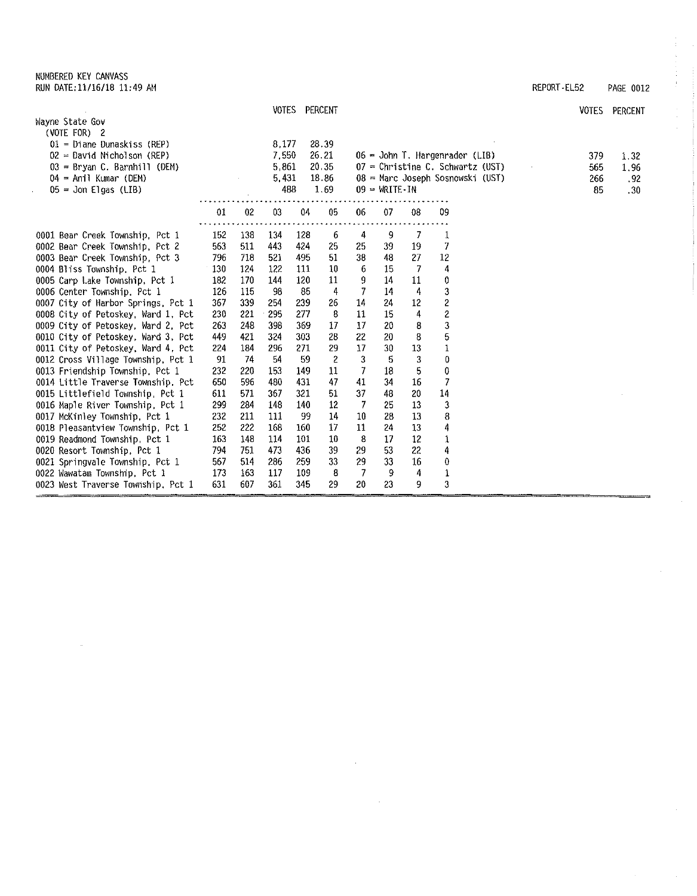NUMBERED KEY CANVASS
RUN DATE:11/16/18 11:49 AM

REPORT-EL52

## Wayne State Gov

(VOTE FOR) 2

| | VOTES | PERCENT |
|---|---|---|
| 01 = Diane Dunaskiss (REP) | 8,177 | 28.39 |
| 02 = David Nicholson (REP) | 7,550 | 26.21 |
| 03 = Bryan C. Barnhill (DEM) | 5,861 | 20.35 |
| 04 = Anil Kumar (DEM) | 5,431 | 18.86 |
| 05 = Jon Elgas (LIB) | 488 | 1.69 |
| 06 = John T. Hargenrader (LIB) | 379 | 1.32 |
| 07 = Christine C. Schwartz (UST) | 565 | 1.96 |
| 08 = Marc Joseph Sosnowski (UST) | 266 | .92 |
| 09 = WRITE-IN | 85 | .30 |

| | 01 | 02 | 03 | 04 | 05 | 06 | 07 | 08 | 09 |
|---|---|---|---|---|---|---|---|---|---|
| 0001 Bear Creek Township, Pct 1 | 152 | 138 | 134 | 128 | 6 | 4 | 9 | 7 | 1 |
| 0002 Bear Creek Township, Pct 2 | 563 | 511 | 443 | 424 | 25 | 25 | 39 | 19 | 7 |
| 0003 Bear Creek Township, Pct 3 | 796 | 718 | 521 | 495 | 51 | 38 | 48 | 27 | 12 |
| 0004 Bliss Township, Pct 1 | 130 | 124 | 122 | 111 | 10 | 6 | 15 | 7 | 4 |
| 0005 Carp Lake Township, Pct 1 | 182 | 170 | 144 | 120 | 11 | 9 | 14 | 11 | 0 |
| 0006 Center Township, Pct 1 | 126 | 115 | 98 | 85 | 4 | 7 | 14 | 4 | 3 |
| 0007 City of Harbor Springs, Pct 1 | 367 | 339 | 254 | 239 | 26 | 14 | 24 | 12 | 2 |
| 0008 City of Petoskey, Ward 1, Pct | 230 | 221 | 295 | 277 | 8 | 11 | 15 | 4 | 2 |
| 0009 City of Petoskey, Ward 2, Pct | 263 | 248 | 398 | 369 | 17 | 17 | 20 | 8 | 3 |
| 0010 City of Petoskey, Ward 3, Pct | 449 | 421 | 324 | 303 | 28 | 22 | 20 | 8 | 5 |
| 0011 City of Petoskey, Ward 4, Pct | 224 | 184 | 296 | 271 | 29 | 17 | 30 | 13 | 1 |
| 0012 Cross Village Township, Pct 1 | 91 | 74 | 54 | 59 | 2 | 3 | 5 | 3 | 0 |
| 0013 Friendship Township, Pct 1 | 232 | 220 | 153 | 149 | 11 | 7 | 18 | 5 | 0 |
| 0014 Little Traverse Township, Pct | 650 | 596 | 480 | 431 | 47 | 41 | 34 | 16 | 7 |
| 0015 Littlefield Township, Pct 1 | 611 | 571 | 367 | 321 | 51 | 37 | 48 | 20 | 14 |
| 0016 Maple River Township, Pct 1 | 299 | 284 | 148 | 140 | 12 | 7 | 25 | 13 | 3 |
| 0017 McKinley Township, Pct 1 | 232 | 211 | 111 | 99 | 14 | 10 | 28 | 13 | 8 |
| 0018 Pleasantview Township, Pct 1 | 252 | 222 | 168 | 160 | 17 | 11 | 24 | 13 | 4 |
| 0019 Readmond Township, Pct 1 | 163 | 148 | 114 | 101 | 10 | 8 | 17 | 12 | 1 |
| 0020 Resort Township, Pct 1 | 794 | 751 | 473 | 436 | 39 | 29 | 53 | 22 | 4 |
| 0021 Springvale Township, Pct 1 | 567 | 514 | 286 | 259 | 33 | 29 | 33 | 16 | 0 |
| 0022 Wawatam Township, Pct 1 | 173 | 163 | 117 | 109 | 8 | 7 | 9 | 4 | 1 |
| 0023 West Traverse Township, Pct 1 | 631 | 607 | 361 | 345 | 29 | 20 | 23 | 9 | 3 |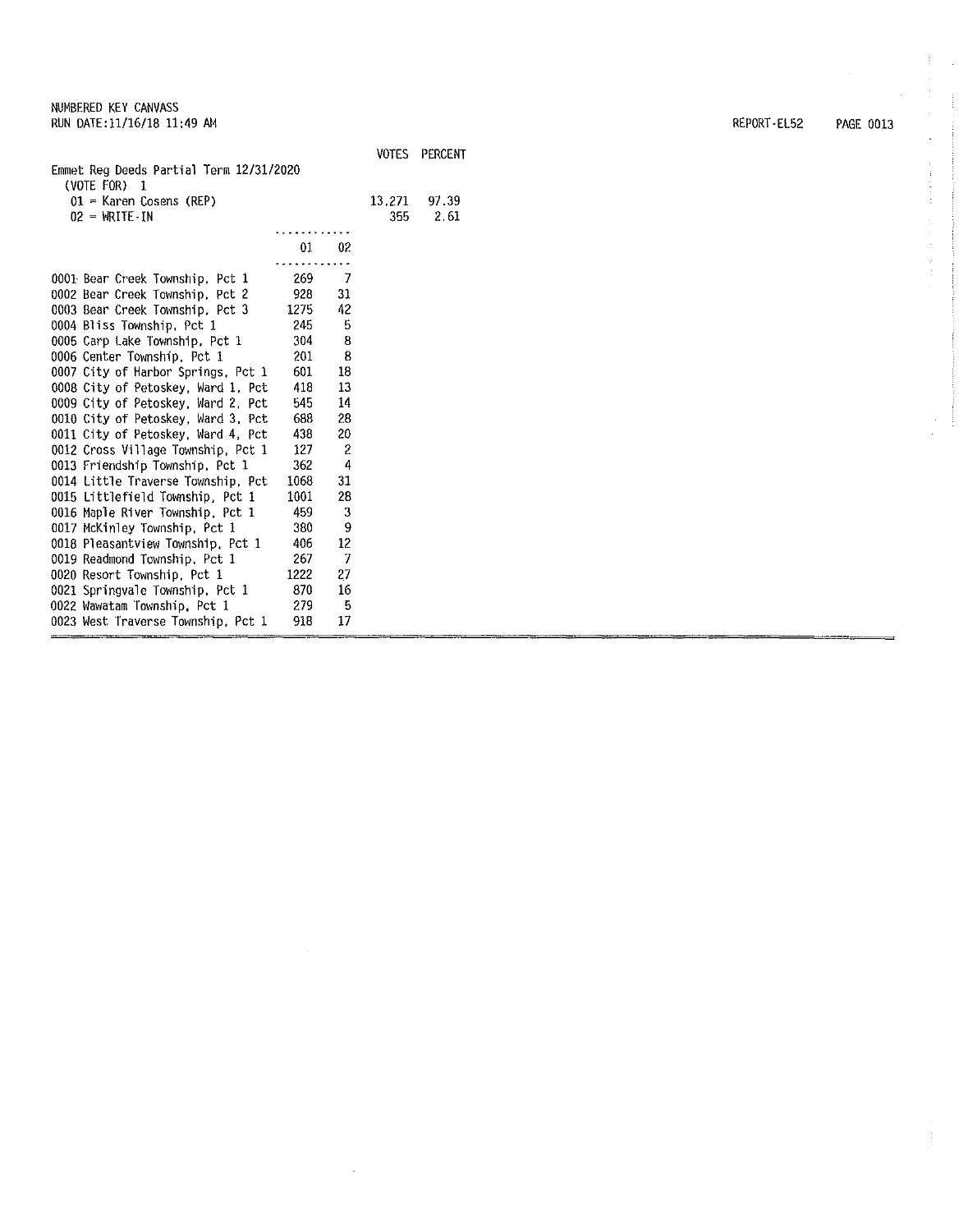NUMBERED KEY CANVASS
RUN DATE:11/16/18 11:49 AM

REPORT-EL52

| | VOTES | PERCENT |
|---|---|---|
| **Emmet Reg Deeds Partial Term 12/31/2020** | | |
| (VOTE FOR) 1 | | |
| 01 = Karen Cosens (REP) | 13,271 | 97.39 |
| 02 = WRITE-IN | 355 | 2.61 |

| | 01 | 02 |
|---|---|---|
| 0001 Bear Creek Township, Pct 1 | 269 | 7 |
| 0002 Bear Creek Township, Pct 2 | 928 | 31 |
| 0003 Bear Creek Township, Pct 3 | 1275 | 42 |
| 0004 Bliss Township, Pct 1 | 245 | 5 |
| 0005 Carp Lake Township, Pct 1 | 304 | 8 |
| 0006 Center Township, Pct 1 | 201 | 8 |
| 0007 City of Harbor Springs, Pct 1 | 601 | 18 |
| 0008 City of Petoskey, Ward 1, Pct | 418 | 13 |
| 0009 City of Petoskey, Ward 2, Pct | 545 | 14 |
| 0010 City of Petoskey, Ward 3, Pct | 688 | 28 |
| 0011 City of Petoskey, Ward 4, Pct | 438 | 20 |
| 0012 Cross Village Township, Pct 1 | 127 | 2 |
| 0013 Friendship Township, Pct 1 | 362 | 4 |
| 0014 Little Traverse Township, Pct | 1068 | 31 |
| 0015 Littlefield Township, Pct 1 | 1001 | 28 |
| 0016 Maple River Township, Pct 1 | 459 | 3 |
| 0017 McKinley Township, Pct 1 | 380 | 9 |
| 0018 Pleasantview Township, Pct 1 | 406 | 12 |
| 0019 Readmond Township, Pct 1 | 267 | 7 |
| 0020 Resort Township, Pct 1 | 1222 | 27 |
| 0021 Springvale Township, Pct 1 | 870 | 16 |
| 0022 Wawatam Township, Pct 1 | 279 | 5 |
| 0023 West Traverse Township, Pct 1 | 918 | 17 |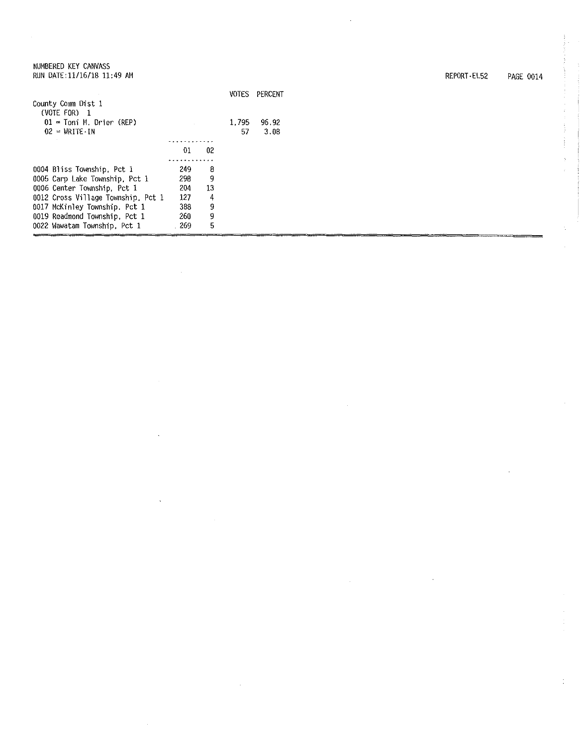NUMBERED KEY CANVASS
RUN DATE:11/16/18 11:49 AM

REPORT-EL52

## County Comm Dist 1

(VOTE FOR) 1

| | VOTES | PERCENT |
|---|---|---|
| 01 = Toni M. Drier (REP) | 1,795 | 96.92 |
| 02 = WRITE-IN | 57 | 3.08 |

| | 01 | 02 |
|---|---|---|
| 0004 Bliss Township, Pct 1 | 249 | 8 |
| 0005 Carp Lake Township, Pct 1 | 298 | 9 |
| 0006 Center Township, Pct 1 | 204 | 13 |
| 0012 Cross Village Township, Pct 1 | 127 | 4 |
| 0017 McKinley Township, Pct 1 | 388 | 9 |
| 0019 Readmond Township, Pct 1 | 260 | 9 |
| 0022 Wawatam Township, Pct 1 | 269 | 5 |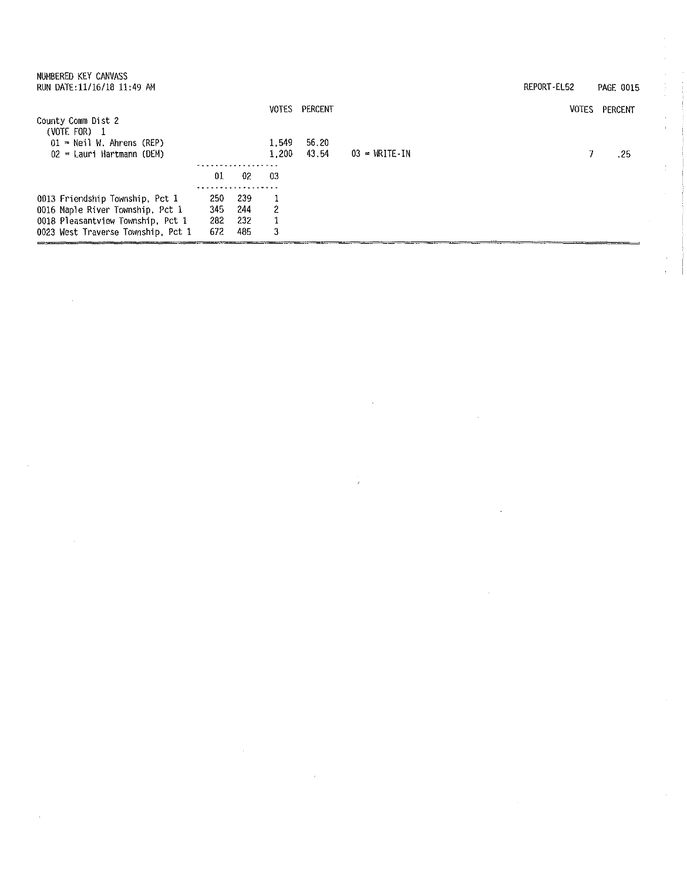NUMBERED KEY CANVASS
RUN DATE:11/16/18 11:49 AM

REPORT-EL52

## County Comm Dist 2

(VOTE FOR) 1

| Candidate | VOTES | PERCENT |
|---|---|---|
| 01 = Neil W. Ahrens (REP) | 1,549 | 56.20 |
| 02 = Lauri Hartmann (DEM) | 1,200 | 43.54 |
| 03 = WRITE-IN | 7 | .25 |

| Precinct | 01 | 02 | 03 |
|---|---|---|---|
| 0013 Friendship Township, Pct 1 | 250 | 239 | 1 |
| 0016 Maple River Township, Pct 1 | 345 | 244 | 2 |
| 0018 Pleasantview Township, Pct 1 | 282 | 232 | 1 |
| 0023 West Traverse Township, Pct 1 | 672 | 485 | 3 |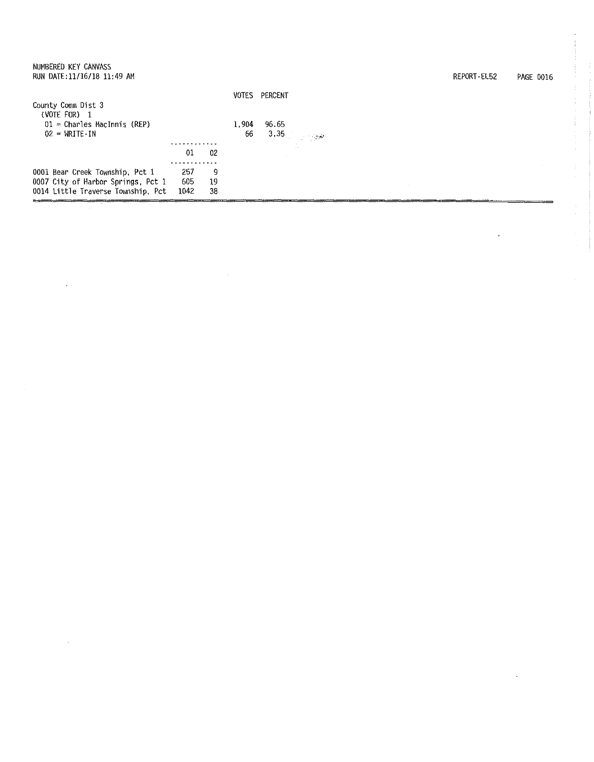NUMBERED KEY CANVASS
RUN DATE:11/16/18 11:49 AM

REPORT-EL52

| | VOTES | PERCENT |
|---|---|---|
| **County Comm Dist 3** (VOTE FOR) 1 | | |
| 01 = Charles MacInnis (REP) | 1,904 | 96.65 |
| 02 = WRITE-IN | 66 | 3.35 |

| | 01 | 02 |
|---|---|---|
| 0001 Bear Creek Township, Pct 1 | 257 | 9 |
| 0007 City of Harbor Springs, Pct 1 | 605 | 19 |
| 0014 Little Traverse Township, Pct | 1042 | 38 |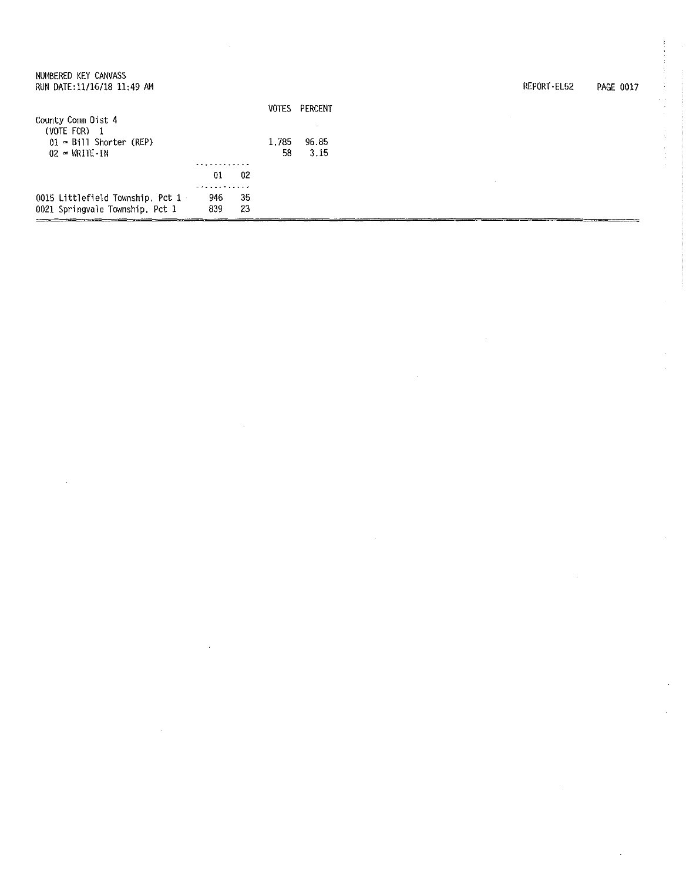NUMBERED KEY CANVASS
RUN DATE:11/16/18 11:49 AM

REPORT-EL52

## County Comm Dist 4

(VOTE FOR) 1

| | VOTES | PERCENT |
|---|---|---|
| 01 = Bill Shorter (REP) | 1,785 | 96.85 |
| 02 = WRITE-IN | 58 | 3.15 |

| | 01 | 02 |
|---|---|---|
| 0015 Littlefield Township, Pct 1 | 946 | 35 |
| 0021 Springvale Township, Pct 1 | 839 | 23 |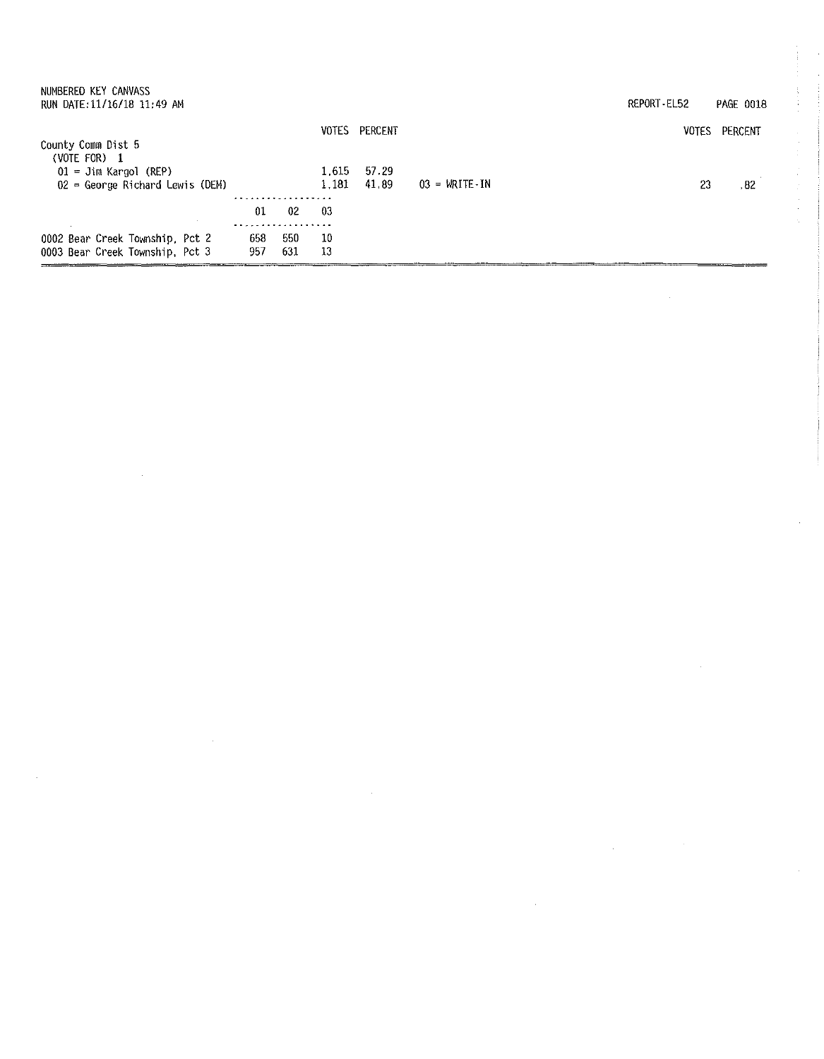NUMBERED KEY CANVASS
RUN DATE:11/16/18 11:49 AM

REPORT-EL52

## County Comm Dist 5

(VOTE FOR) 1

| | VOTES | PERCENT | | VOTES | PERCENT |
|---|---|---|---|---|---|
| 01 = Jim Kargol (REP) | 1,615 | 57.29 | | | |
| 02 = George Richard Lewis (DEM) | 1,181 | 41.89 | 03 = WRITE-IN | 23 | .82 |

| | 01 | 02 | 03 |
|---|---|---|---|
| 0002 Bear Creek Township, Pct 2 | 658 | 550 | 10 |
| 0003 Bear Creek Township, Pct 3 | 957 | 631 | 13 |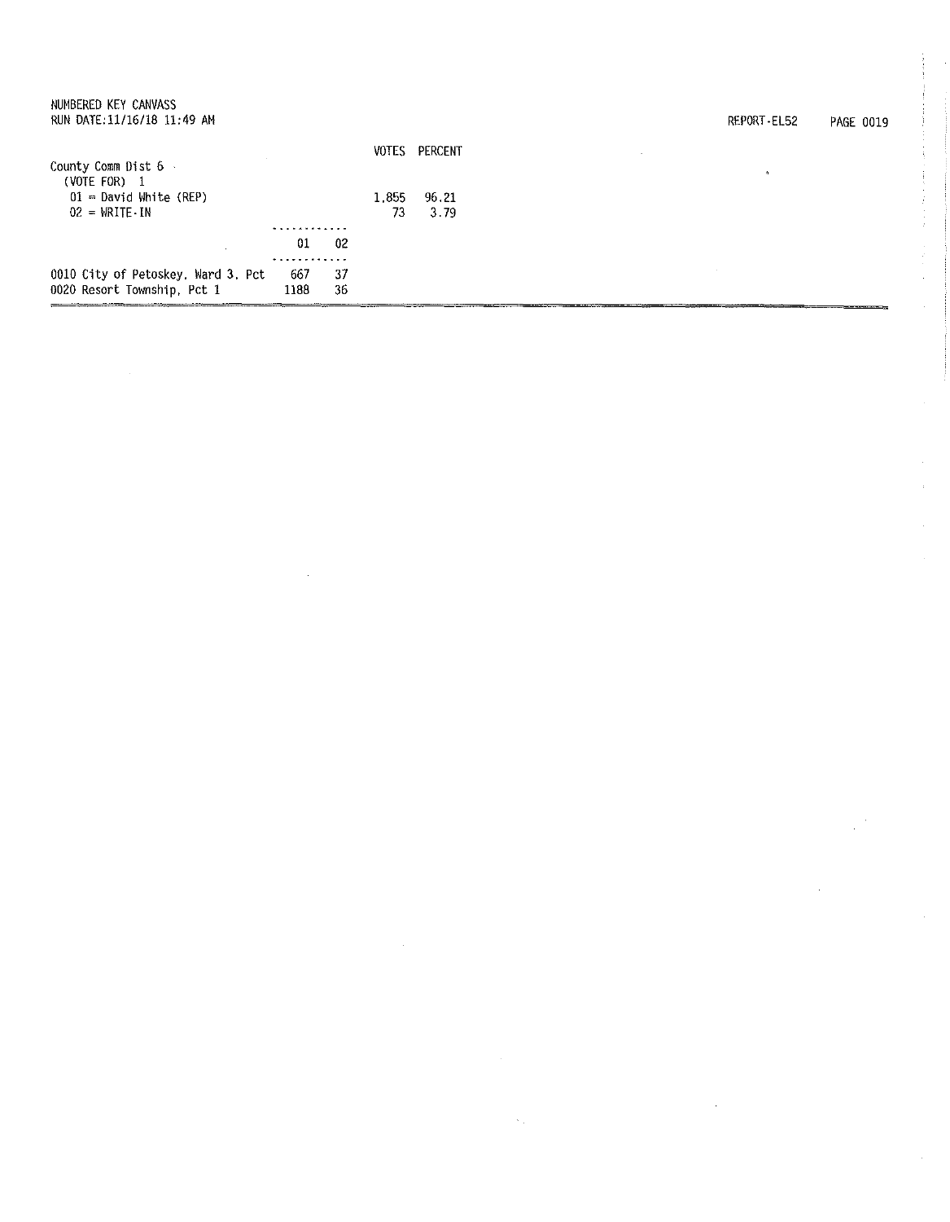NUMBERED KEY CANVASS
RUN DATE:11/16/18 11:49 AM

REPORT-EL52

County Comm Dist 6
(VOTE FOR) 1

| | VOTES | PERCENT |
|---|---|---|
| 01 = David White (REP) | 1,855 | 96.21 |
| 02 = WRITE-IN | 73 | 3.79 |

| | 01 | 02 |
|---|---|---|
| 0010 City of Petoskey, Ward 3, Pct | 667 | 37 |
| 0020 Resort Township, Pct 1 | 1188 | 36 |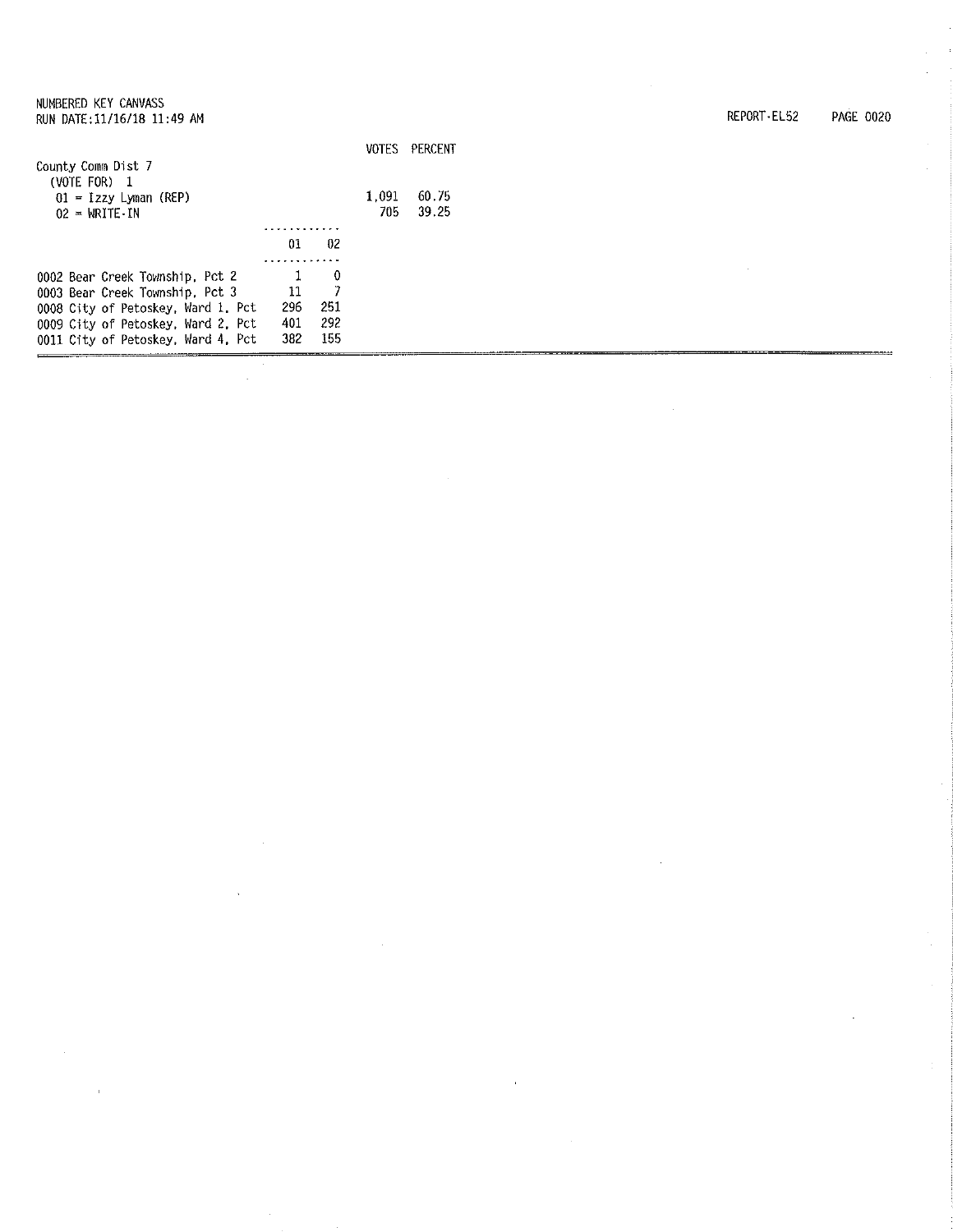NUMBERED KEY CANVASS
RUN DATE:11/16/18 11:49 AM

REPORT-EL52 PAGE 0020

| | VOTES | PERCENT |
|---|---|---|
| **County Comm Dist 7** | | |
| (VOTE FOR) 1 | | |
| 01 = Izzy Lyman (REP) | 1,091 | 60.75 |
| 02 = WRITE-IN | 705 | 39.25 |

| | 01 | 02 |
|---|---|---|
| 0002 Bear Creek Township, Pct 2 | 1 | 0 |
| 0003 Bear Creek Township, Pct 3 | 11 | 7 |
| 0008 City of Petoskey, Ward 1, Pct | 296 | 251 |
| 0009 City of Petoskey, Ward 2, Pct | 401 | 292 |
| 0011 City of Petoskey, Ward 4, Pct | 382 | 155 |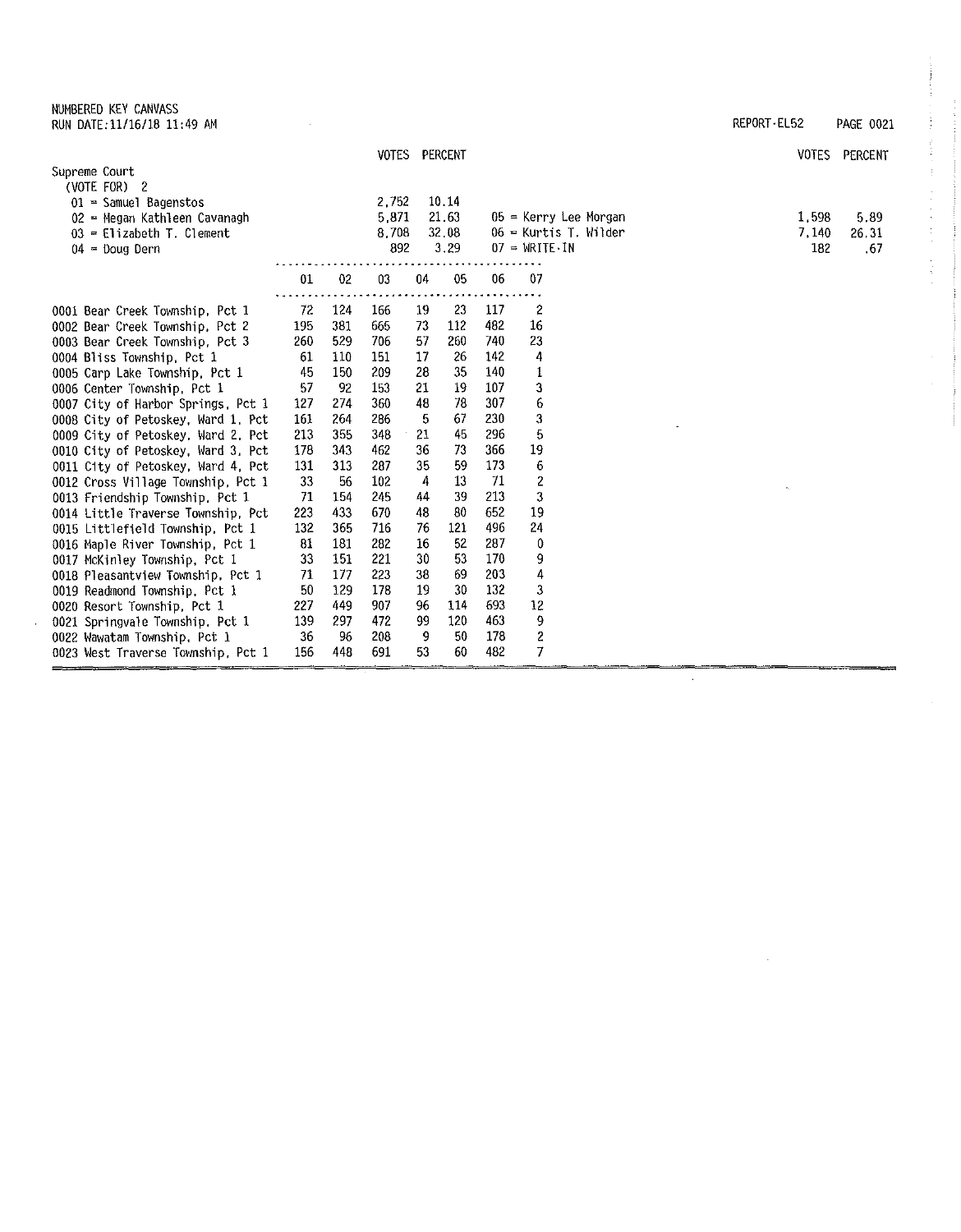NUMBERED KEY CANVASS
RUN DATE:11/16/18 11:49 AM

REPORT-EL52

## Supreme Court

(VOTE FOR) 2

| | VOTES | PERCENT |
|---|---|---|
| 01 = Samuel Bagenstos | 2,752 | 10.14 |
| 02 = Megan Kathleen Cavanagh | 5,871 | 21.63 |
| 03 = Elizabeth T. Clement | 8,708 | 32.08 |
| 04 = Doug Dern | 892 | 3.29 |
| 05 = Kerry Lee Morgan | 1,598 | 5.89 |
| 06 = Kurtis T. Wilder | 7,140 | 26.31 |
| 07 = WRITE-IN | 182 | .67 |

| | 01 | 02 | 03 | 04 | 05 | 06 | 07 |
|---|---|---|---|---|---|---|---|
| 0001 Bear Creek Township, Pct 1 | 72 | 124 | 166 | 19 | 23 | 117 | 2 |
| 0002 Bear Creek Township, Pct 2 | 195 | 381 | 665 | 73 | 112 | 482 | 16 |
| 0003 Bear Creek Township, Pct 3 | 260 | 529 | 706 | 57 | 260 | 740 | 23 |
| 0004 Bliss Township, Pct 1 | 61 | 110 | 151 | 17 | 26 | 142 | 4 |
| 0005 Carp Lake Township, Pct 1 | 45 | 150 | 209 | 28 | 35 | 140 | 1 |
| 0006 Center Township, Pct 1 | 57 | 92 | 153 | 21 | 19 | 107 | 3 |
| 0007 City of Harbor Springs, Pct 1 | 127 | 274 | 360 | 48 | 78 | 307 | 6 |
| 0008 City of Petoskey, Ward 1, Pct | 161 | 264 | 286 | 5 | 67 | 230 | 3 |
| 0009 City of Petoskey, Ward 2, Pct | 213 | 355 | 348 | 21 | 45 | 296 | 5 |
| 0010 City of Petoskey, Ward 3, Pct | 178 | 343 | 462 | 36 | 73 | 366 | 19 |
| 0011 City of Petoskey, Ward 4, Pct | 131 | 313 | 287 | 35 | 59 | 173 | 6 |
| 0012 Cross Village Township, Pct 1 | 33 | 56 | 102 | 4 | 13 | 71 | 2 |
| 0013 Friendship Township, Pct 1 | 71 | 154 | 245 | 44 | 39 | 213 | 3 |
| 0014 Little Traverse Township, Pct | 223 | 433 | 670 | 48 | 80 | 652 | 19 |
| 0015 Littlefield Township, Pct 1 | 132 | 365 | 716 | 76 | 121 | 496 | 24 |
| 0016 Maple River Township, Pct 1 | 81 | 181 | 282 | 16 | 52 | 287 | 0 |
| 0017 McKinley Township, Pct 1 | 33 | 151 | 221 | 30 | 53 | 170 | 9 |
| 0018 Pleasantview Township, Pct 1 | 71 | 177 | 223 | 38 | 69 | 203 | 4 |
| 0019 Readmond Township, Pct 1 | 50 | 129 | 178 | 19 | 30 | 132 | 3 |
| 0020 Resort Township, Pct 1 | 227 | 449 | 907 | 96 | 114 | 693 | 12 |
| 0021 Springvale Township, Pct 1 | 139 | 297 | 472 | 99 | 120 | 463 | 9 |
| 0022 Wawatam Township, Pct 1 | 36 | 96 | 208 | 9 | 50 | 178 | 2 |
| 0023 West Traverse Township, Pct 1 | 156 | 448 | 691 | 53 | 60 | 482 | 7 |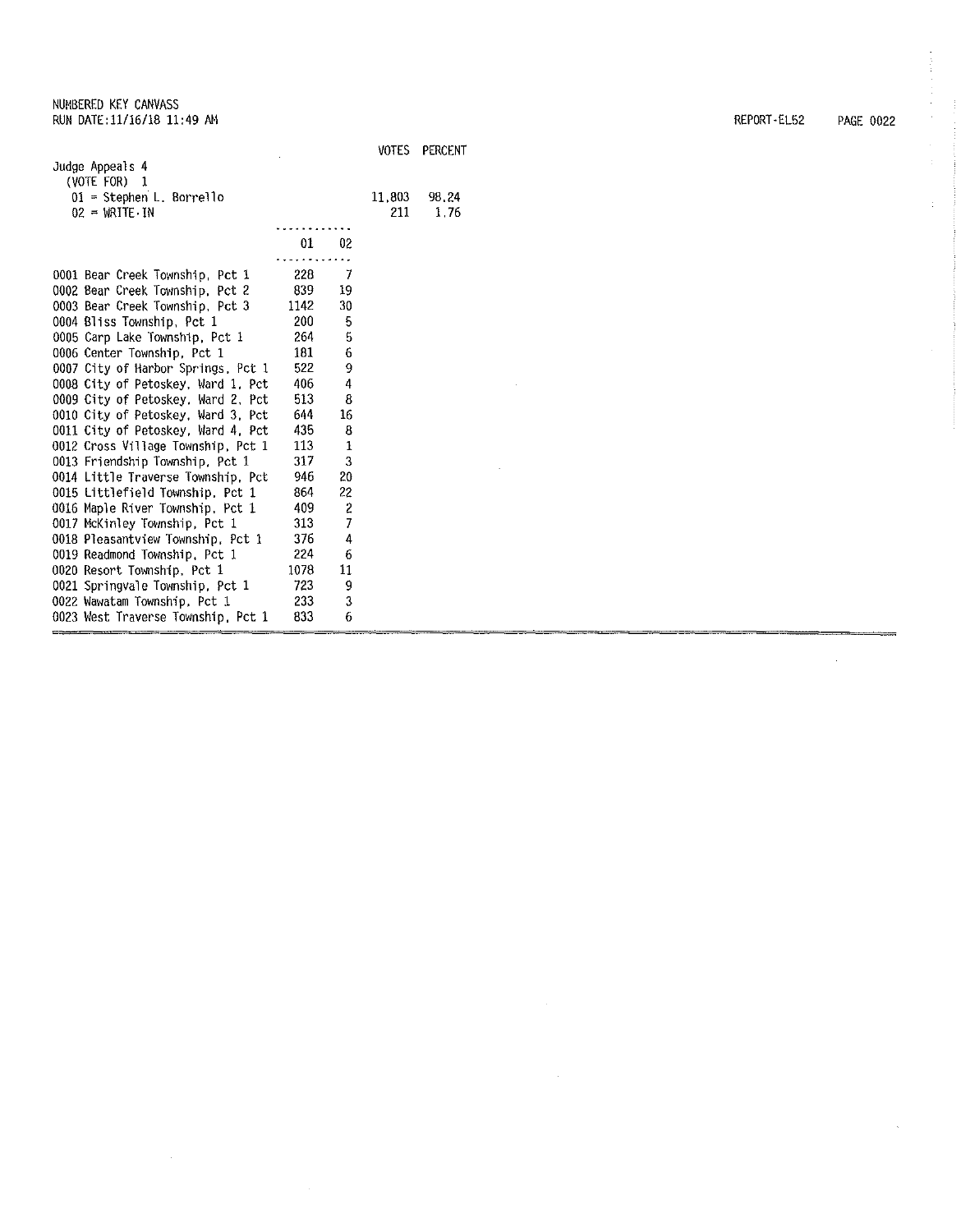NUMBERED KEY CANVASS
RUN DATE:11/16/18 11:49 AM

REPORT-EL52 PAGE 0022

Judge Appeals 4
(VOTE FOR) 1

| | VOTES | PERCENT |
|---|---|---|
| 01 = Stephen L. Borrello | 11,803 | 98.24 |
| 02 = WRITE-IN | 211 | 1.76 |

| | 01 | 02 |
|---|---|---|
| 0001 Bear Creek Township, Pct 1 | 228 | 7 |
| 0002 Bear Creek Township, Pct 2 | 839 | 19 |
| 0003 Bear Creek Township, Pct 3 | 1142 | 30 |
| 0004 Bliss Township, Pct 1 | 200 | 5 |
| 0005 Carp Lake Township, Pct 1 | 264 | 5 |
| 0006 Center Township, Pct 1 | 181 | 6 |
| 0007 City of Harbor Springs, Pct 1 | 522 | 9 |
| 0008 City of Petoskey, Ward 1, Pct | 406 | 4 |
| 0009 City of Petoskey, Ward 2, Pct | 513 | 8 |
| 0010 City of Petoskey, Ward 3, Pct | 644 | 16 |
| 0011 City of Petoskey, Ward 4, Pct | 435 | 8 |
| 0012 Cross Village Township, Pct 1 | 113 | 1 |
| 0013 Friendship Township, Pct 1 | 317 | 3 |
| 0014 Little Traverse Township, Pct | 946 | 20 |
| 0015 Littlefield Township, Pct 1 | 864 | 22 |
| 0016 Maple River Township, Pct 1 | 409 | 2 |
| 0017 McKinley Township, Pct 1 | 313 | 7 |
| 0018 Pleasantview Township, Pct 1 | 376 | 4 |
| 0019 Readmond Township, Pct 1 | 224 | 6 |
| 0020 Resort Township, Pct 1 | 1078 | 11 |
| 0021 Springvale Township, Pct 1 | 723 | 9 |
| 0022 Wawatam Township, Pct 1 | 233 | 3 |
| 0023 West Traverse Township, Pct 1 | 833 | 6 |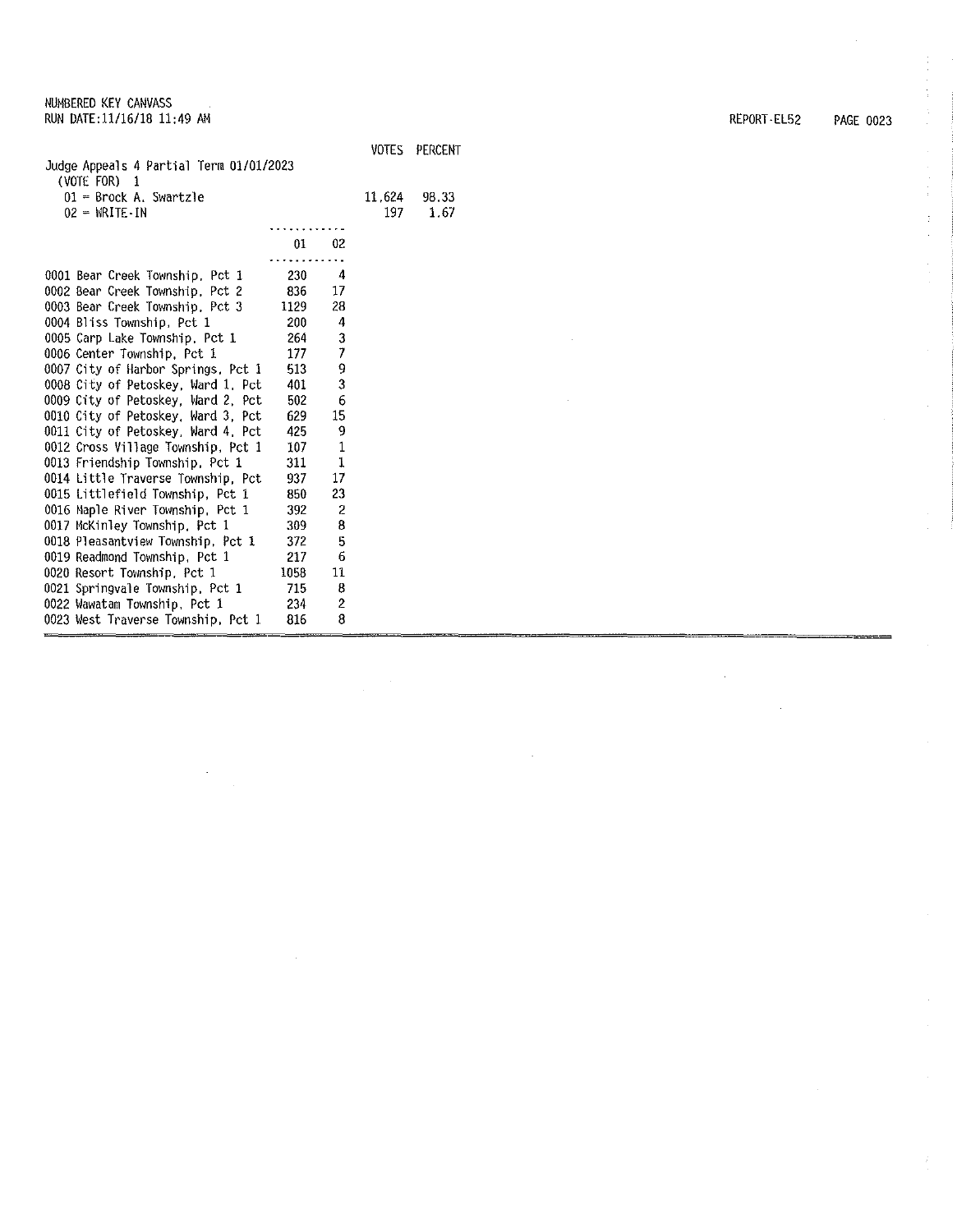NUMBERED KEY CANVASS
RUN DATE:11/16/18 11:49 AM

REPORT-EL52

| | VOTES | PERCENT |
|---|---|---|
| Judge Appeals 4 Partial Term 01/01/2023 | | |
| (VOTE FOR) 1 | | |
| 01 = Brock A. Swartzle | 11,624 | 98.33 |
| 02 = WRITE-IN | 197 | 1.67 |

| | 01 | 02 |
|---|---|---|
| 0001 Bear Creek Township, Pct 1 | 230 | 4 |
| 0002 Bear Creek Township, Pct 2 | 836 | 17 |
| 0003 Bear Creek Township, Pct 3 | 1129 | 28 |
| 0004 Bliss Township, Pct 1 | 200 | 4 |
| 0005 Carp Lake Township, Pct 1 | 264 | 3 |
| 0006 Center Township, Pct 1 | 177 | 7 |
| 0007 City of Harbor Springs, Pct 1 | 513 | 9 |
| 0008 City of Petoskey, Ward 1, Pct | 401 | 3 |
| 0009 City of Petoskey, Ward 2, Pct | 502 | 6 |
| 0010 City of Petoskey, Ward 3, Pct | 629 | 15 |
| 0011 City of Petoskey, Ward 4, Pct | 425 | 9 |
| 0012 Cross Village Township, Pct 1 | 107 | 1 |
| 0013 Friendship Township, Pct 1 | 311 | 1 |
| 0014 Little Traverse Township, Pct | 937 | 17 |
| 0015 Littlefield Township, Pct 1 | 850 | 23 |
| 0016 Maple River Township, Pct 1 | 392 | 2 |
| 0017 McKinley Township, Pct 1 | 309 | 8 |
| 0018 Pleasantview Township, Pct 1 | 372 | 5 |
| 0019 Readmond Township, Pct 1 | 217 | 6 |
| 0020 Resort Township, Pct 1 | 1058 | 11 |
| 0021 Springvale Township, Pct 1 | 715 | 8 |
| 0022 Wawatam Township, Pct 1 | 234 | 2 |
| 0023 West Traverse Township, Pct 1 | 816 | 8 |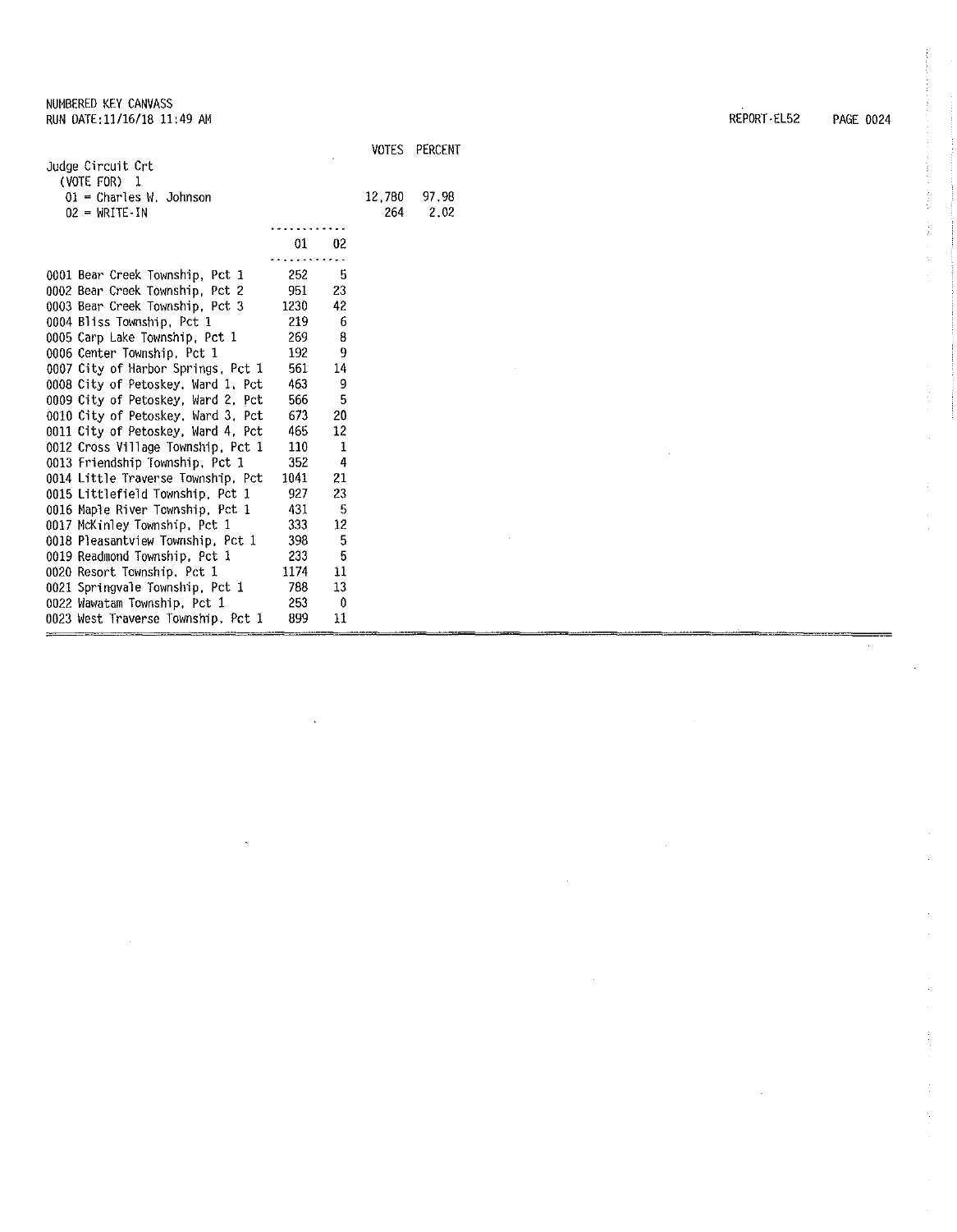NUMBERED KEY CANVASS
RUN DATE:11/16/18 11:49 AM

REPORT-EL52

| | VOTES | PERCENT |
|---|---|---|
| **Judge Circuit Crt** (VOTE FOR) 1 | | |
| 01 = Charles W. Johnson | 12,780 | 97.98 |
| 02 = WRITE-IN | 264 | 2.02 |

| | 01 | 02 |
|---|---|---|
| 0001 Bear Creek Township, Pct 1 | 252 | 5 |
| 0002 Bear Creek Township, Pct 2 | 951 | 23 |
| 0003 Bear Creek Township, Pct 3 | 1230 | 42 |
| 0004 Bliss Township, Pct 1 | 219 | 6 |
| 0005 Carp Lake Township, Pct 1 | 269 | 8 |
| 0006 Center Township, Pct 1 | 192 | 9 |
| 0007 City of Harbor Springs, Pct 1 | 561 | 14 |
| 0008 City of Petoskey, Ward 1, Pct | 463 | 9 |
| 0009 City of Petoskey, Ward 2, Pct | 566 | 5 |
| 0010 City of Petoskey, Ward 3, Pct | 673 | 20 |
| 0011 City of Petoskey, Ward 4, Pct | 465 | 12 |
| 0012 Cross Village Township, Pct 1 | 110 | 1 |
| 0013 Friendship Township, Pct 1 | 352 | 4 |
| 0014 Little Traverse Township, Pct | 1041 | 21 |
| 0015 Littlefield Township, Pct 1 | 927 | 23 |
| 0016 Maple River Township, Pct 1 | 431 | 5 |
| 0017 McKinley Township, Pct 1 | 333 | 12 |
| 0018 Pleasantview Township, Pct 1 | 398 | 5 |
| 0019 Readmond Township, Pct 1 | 233 | 5 |
| 0020 Resort Township, Pct 1 | 1174 | 11 |
| 0021 Springvale Township, Pct 1 | 788 | 13 |
| 0022 Wawatam Township, Pct 1 | 253 | 0 |
| 0023 West Traverse Township, Pct 1 | 899 | 11 |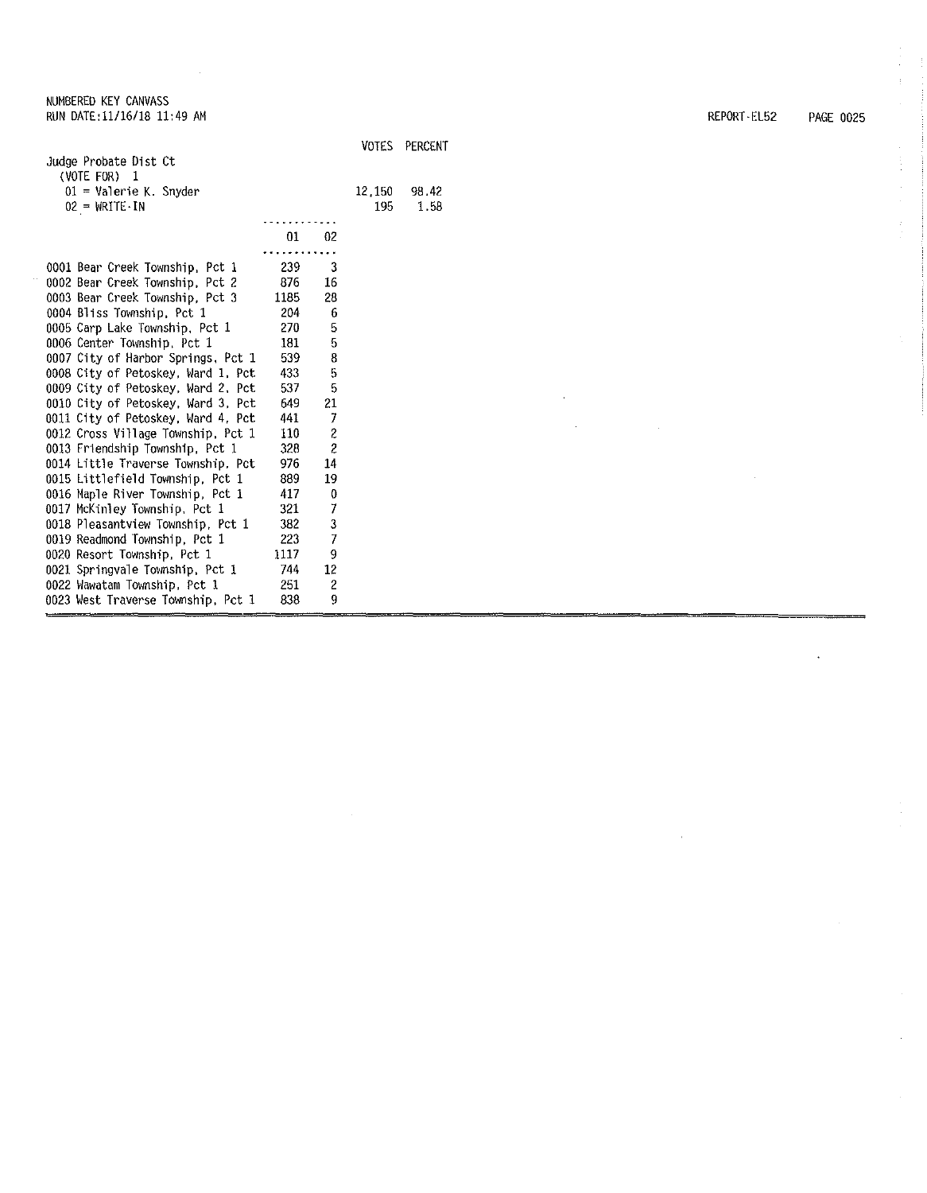NUMBERED KEY CANVASS
RUN DATE:11/16/18 11:49 AM

REPORT-EL52

**Judge Probate Dist Ct**
(VOTE FOR) 1

| | VOTES | PERCENT |
|---|---|---|
| 01 = Valerie K. Snyder | 12,150 | 98.42 |
| 02 = WRITE-IN | 195 | 1.58 |

| | 01 | 02 |
|---|---|---|
| 0001 Bear Creek Township, Pct 1 | 239 | 3 |
| 0002 Bear Creek Township, Pct 2 | 876 | 16 |
| 0003 Bear Creek Township, Pct 3 | 1185 | 28 |
| 0004 Bliss Township, Pct 1 | 204 | 6 |
| 0005 Carp Lake Township, Pct 1 | 270 | 5 |
| 0006 Center Township, Pct 1 | 181 | 5 |
| 0007 City of Harbor Springs, Pct 1 | 539 | 8 |
| 0008 City of Petoskey, Ward 1, Pct | 433 | 5 |
| 0009 City of Petoskey, Ward 2, Pct | 537 | 5 |
| 0010 City of Petoskey, Ward 3, Pct | 649 | 21 |
| 0011 City of Petoskey, Ward 4, Pct | 441 | 7 |
| 0012 Cross Village Township, Pct 1 | 110 | 2 |
| 0013 Friendship Township, Pct 1 | 328 | 2 |
| 0014 Little Traverse Township, Pct | 976 | 14 |
| 0015 Littlefield Township, Pct 1 | 889 | 19 |
| 0016 Maple River Township, Pct 1 | 417 | 0 |
| 0017 McKinley Township, Pct 1 | 321 | 7 |
| 0018 Pleasantview Township, Pct 1 | 382 | 3 |
| 0019 Readmond Township, Pct 1 | 223 | 7 |
| 0020 Resort Township, Pct 1 | 1117 | 9 |
| 0021 Springvale Township, Pct 1 | 744 | 12 |
| 0022 Wawatam Township, Pct 1 | 251 | 2 |
| 0023 West Traverse Township, Pct 1 | 838 | 9 |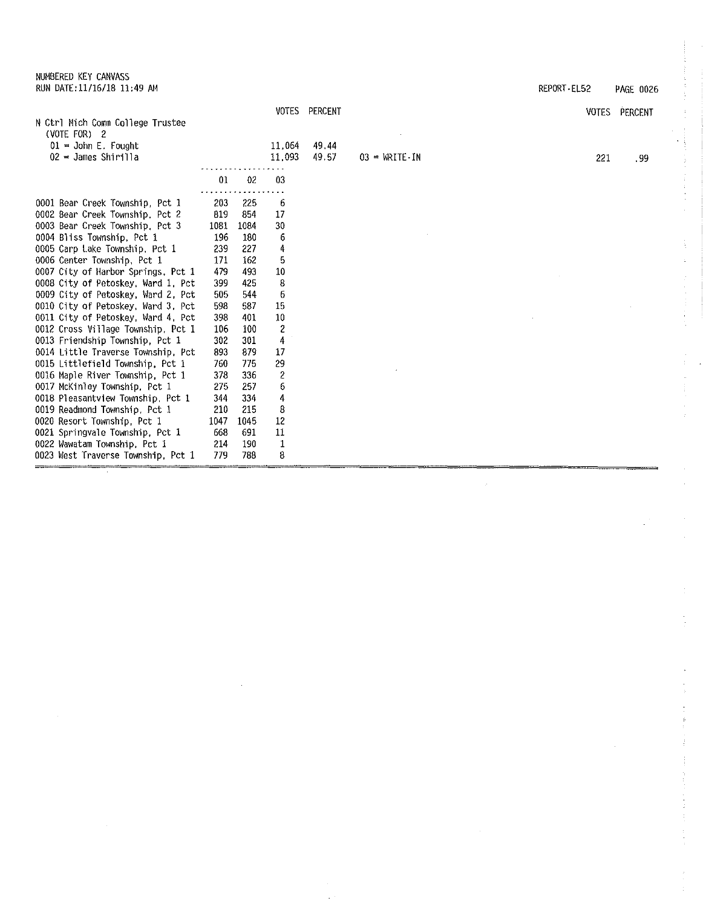NUMBERED KEY CANVASS
RUN DATE:11/16/18 11:49 AM

REPORT-EL52

## N Ctrl Mich Comm College Trustee

(VOTE FOR) 2

| | VOTES | PERCENT |
|---|---|---|
| 01 = John E. Fought | 11,064 | 49.44 |
| 02 = James Shirilla | 11,093 | 49.57 |
| 03 = WRITE-IN | 221 | .99 |

| | 01 | 02 | 03 |
|---|---|---|---|
| 0001 Bear Creek Township, Pct 1 | 203 | 225 | 6 |
| 0002 Bear Creek Township, Pct 2 | 819 | 854 | 17 |
| 0003 Bear Creek Township, Pct 3 | 1081 | 1084 | 30 |
| 0004 Bliss Township, Pct 1 | 196 | 180 | 6 |
| 0005 Carp Lake Township, Pct 1 | 239 | 227 | 4 |
| 0006 Center Township, Pct 1 | 171 | 162 | 5 |
| 0007 City of Harbor Springs, Pct 1 | 479 | 493 | 10 |
| 0008 City of Petoskey, Ward 1, Pct | 399 | 425 | 8 |
| 0009 City of Petoskey, Ward 2, Pct | 505 | 544 | 6 |
| 0010 City of Petoskey, Ward 3, Pct | 598 | 587 | 15 |
| 0011 City of Petoskey, Ward 4, Pct | 398 | 401 | 10 |
| 0012 Cross Village Township, Pct 1 | 106 | 100 | 2 |
| 0013 Friendship Township, Pct 1 | 302 | 301 | 4 |
| 0014 Little Traverse Township, Pct | 893 | 879 | 17 |
| 0015 Littlefield Township, Pct 1 | 760 | 775 | 29 |
| 0016 Maple River Township, Pct 1 | 378 | 336 | 2 |
| 0017 McKinley Township, Pct 1 | 275 | 257 | 6 |
| 0018 Pleasantview Township, Pct 1 | 344 | 334 | 4 |
| 0019 Readmond Township, Pct 1 | 210 | 215 | 8 |
| 0020 Resort Township, Pct 1 | 1047 | 1045 | 12 |
| 0021 Springvale Township, Pct 1 | 668 | 691 | 11 |
| 0022 Wawatam Township, Pct 1 | 214 | 190 | 1 |
| 0023 West Traverse Township, Pct 1 | 779 | 788 | 8 |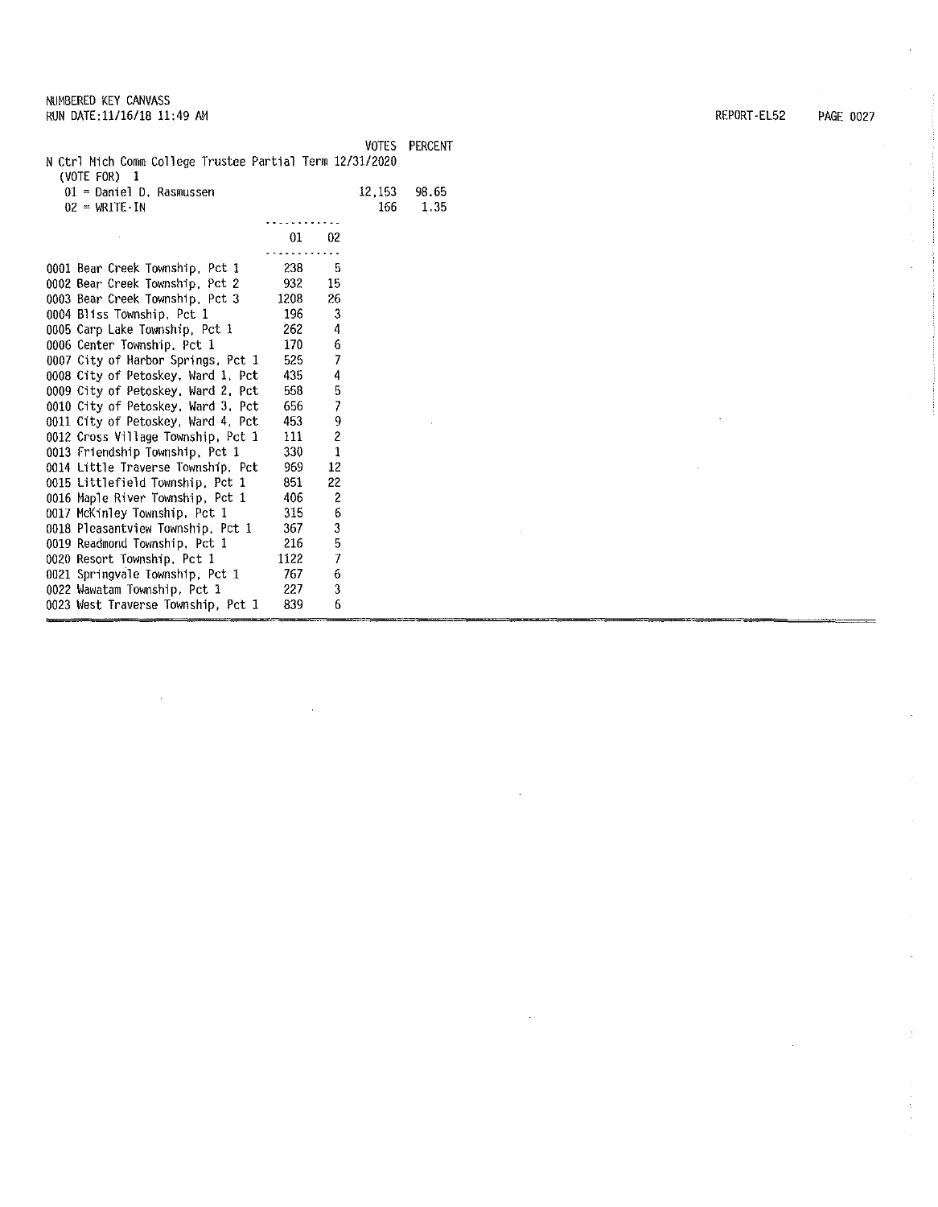NUMBERED KEY CANVASS
RUN DATE:11/16/18 11:49 AM

REPORT-EL52

| | VOTES | PERCENT |
|---|---|---|
| N Ctrl Mich Comm College Trustee Partial Term 12/31/2020 (VOTE FOR) 1 | | |
| 01 = Daniel D. Rasmussen | 12,153 | 98.65 |
| 02 = WRITE-IN | 166 | 1.35 |

| | 01 | 02 |
|---|---|---|
| 0001 Bear Creek Township, Pct 1 | 238 | 5 |
| 0002 Bear Creek Township, Pct 2 | 932 | 15 |
| 0003 Bear Creek Township, Pct 3 | 1208 | 26 |
| 0004 Bliss Township, Pct 1 | 196 | 3 |
| 0005 Carp Lake Township, Pct 1 | 262 | 4 |
| 0006 Center Township, Pct 1 | 170 | 6 |
| 0007 City of Harbor Springs, Pct 1 | 525 | 7 |
| 0008 City of Petoskey, Ward 1, Pct | 435 | 4 |
| 0009 City of Petoskey, Ward 2, Pct | 558 | 5 |
| 0010 City of Petoskey, Ward 3, Pct | 656 | 7 |
| 0011 City of Petoskey, Ward 4, Pct | 453 | 9 |
| 0012 Cross Village Township, Pct 1 | 111 | 2 |
| 0013 Friendship Township, Pct 1 | 330 | 1 |
| 0014 Little Traverse Township, Pct | 969 | 12 |
| 0015 Littlefield Township, Pct 1 | 851 | 22 |
| 0016 Maple River Township, Pct 1 | 406 | 2 |
| 0017 McKinley Township, Pct 1 | 315 | 6 |
| 0018 Pleasantview Township, Pct 1 | 367 | 3 |
| 0019 Readmond Township, Pct 1 | 216 | 5 |
| 0020 Resort Township, Pct 1 | 1122 | 7 |
| 0021 Springvale Township, Pct 1 | 767 | 6 |
| 0022 Wawatam Township, Pct 1 | 227 | 3 |
| 0023 West Traverse Township, Pct 1 | 839 | 6 |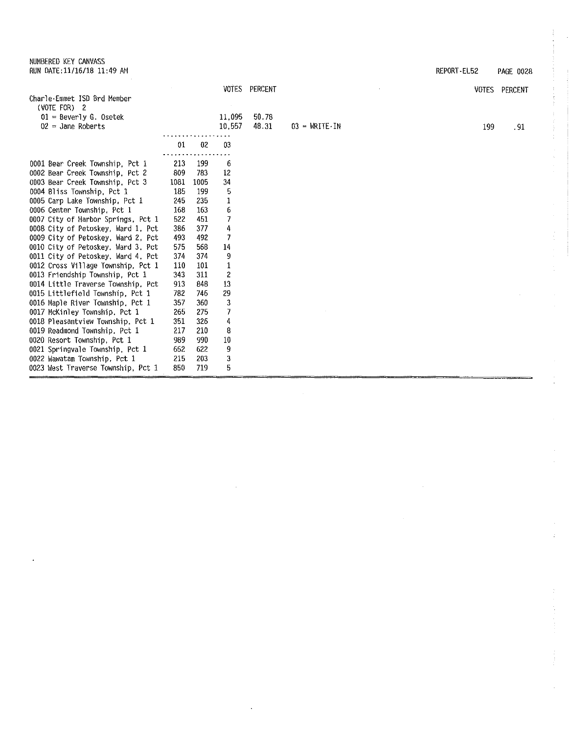NUMBERED KEY CANVASS
RUN DATE:11/16/18 11:49 AM

REPORT-EL52 PAGE 0028

## Charle-Emmet ISD Brd Member
(VOTE FOR) 2

| | VOTES | PERCENT |
|---|---|---|
| 01 = Beverly G. Osetek | 11,095 | 50.78 |
| 02 = Jane Roberts | 10,557 | 48.31 |
| 03 = WRITE-IN | 199 | .91 |

| | 01 | 02 | 03 |
|---|---|---|---|
| 0001 Bear Creek Township, Pct 1 | 213 | 199 | 6 |
| 0002 Bear Creek Township, Pct 2 | 809 | 783 | 12 |
| 0003 Bear Creek Township, Pct 3 | 1081 | 1005 | 34 |
| 0004 Bliss Township, Pct 1 | 185 | 199 | 5 |
| 0005 Carp Lake Township, Pct 1 | 245 | 235 | 1 |
| 0006 Center Township, Pct 1 | 168 | 163 | 6 |
| 0007 City of Harbor Springs, Pct 1 | 522 | 451 | 7 |
| 0008 City of Petoskey, Ward 1, Pct | 386 | 377 | 4 |
| 0009 City of Petoskey, Ward 2, Pct | 493 | 492 | 7 |
| 0010 City of Petoskey, Ward 3, Pct | 575 | 568 | 14 |
| 0011 City of Petoskey, Ward 4, Pct | 374 | 374 | 9 |
| 0012 Cross Village Township, Pct 1 | 110 | 101 | 1 |
| 0013 Friendship Township, Pct 1 | 343 | 311 | 2 |
| 0014 Little Traverse Township, Pct | 913 | 848 | 13 |
| 0015 Littlefield Township, Pct 1 | 782 | 746 | 29 |
| 0016 Maple River Township, Pct 1 | 357 | 360 | 3 |
| 0017 McKinley Township, Pct 1 | 265 | 275 | 7 |
| 0018 Pleasantview Township, Pct 1 | 351 | 326 | 4 |
| 0019 Readmond Township, Pct 1 | 217 | 210 | 8 |
| 0020 Resort Township, Pct 1 | 989 | 990 | 10 |
| 0021 Springvale Township, Pct 1 | 652 | 622 | 9 |
| 0022 Wawatam Township, Pct 1 | 215 | 203 | 3 |
| 0023 West Traverse Township, Pct 1 | 850 | 719 | 5 |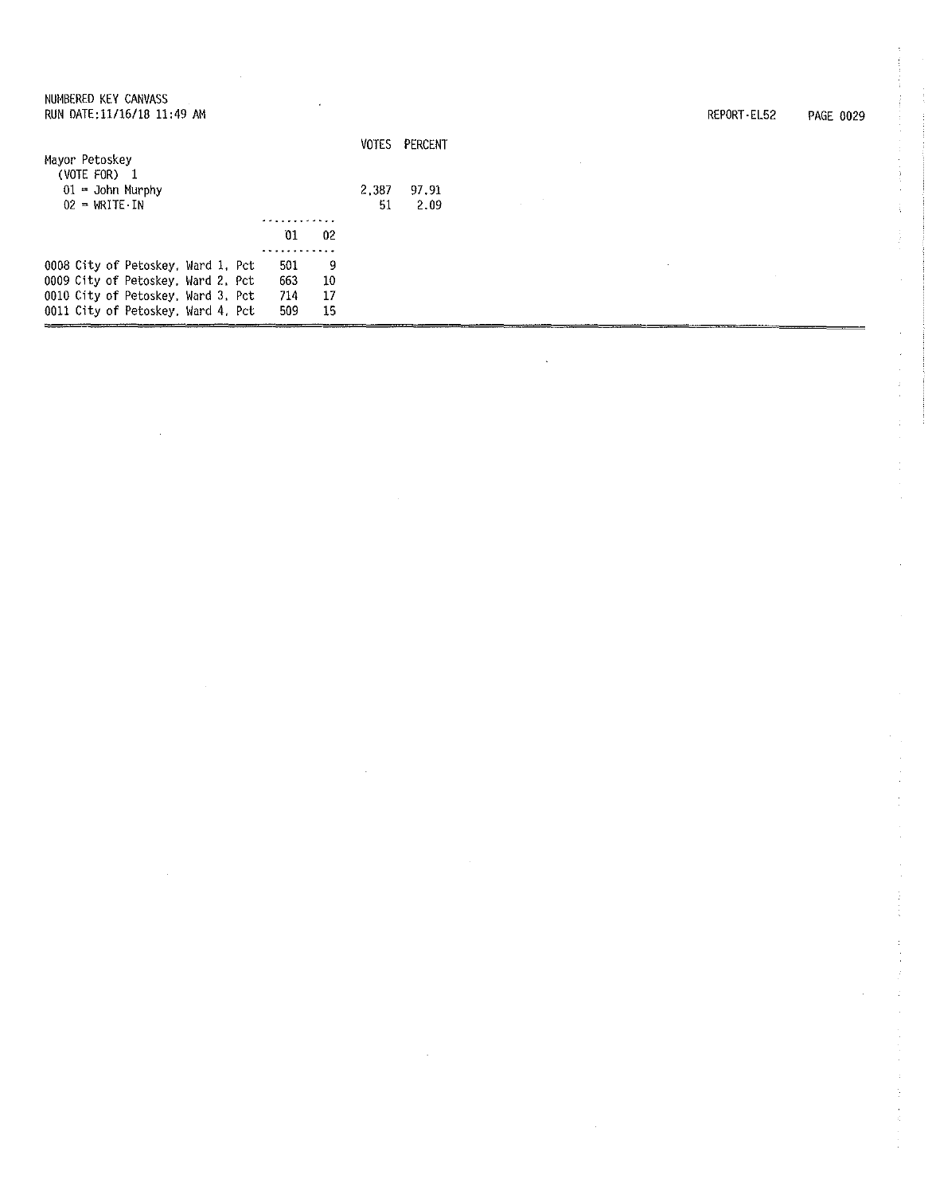NUMBERED KEY CANVASS
RUN DATE:11/16/18 11:49 AM

REPORT-EL52

| | VOTES | PERCENT |
|---|---|---|
| **Mayor Petoskey** | | |
| (VOTE FOR) 1 | | |
| 01 = John Murphy | 2,387 | 97.91 |
| 02 = WRITE-IN | 51 | 2.09 |

| | 01 | 02 |
|---|---|---|
| 0008 City of Petoskey, Ward 1, Pct | 501 | 9 |
| 0009 City of Petoskey, Ward 2, Pct | 663 | 10 |
| 0010 City of Petoskey, Ward 3, Pct | 714 | 17 |
| 0011 City of Petoskey, Ward 4, Pct | 509 | 15 |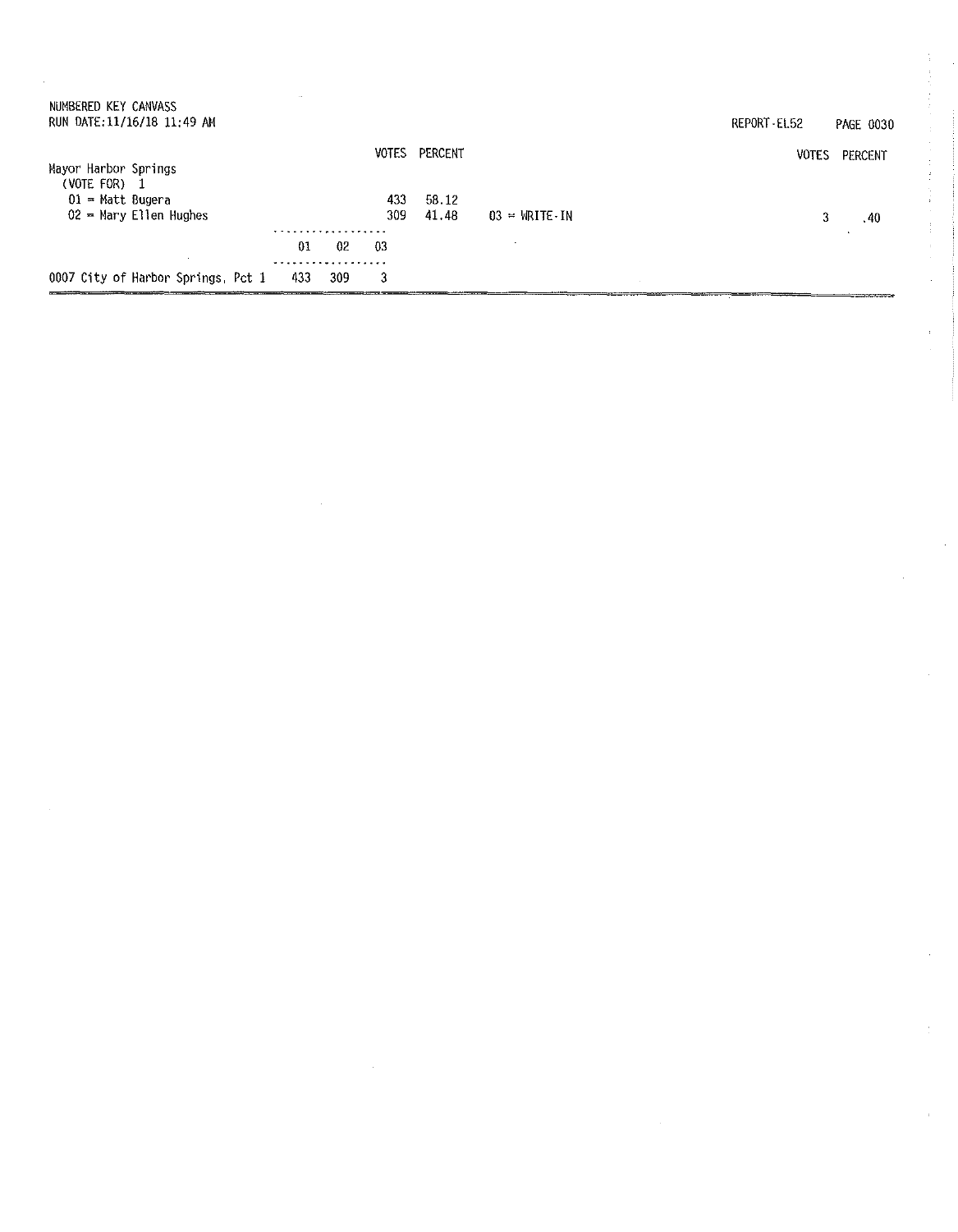NUMBERED KEY CANVASS
RUN DATE:11/16/18 11:49 AM

REPORT-EL52

**Mayor Harbor Springs**
(VOTE FOR) 1

| | VOTES | PERCENT |
|---|---|---|
| 01 = Matt Bugera | 433 | 58.12 |
| 02 = Mary Ellen Hughes | 309 | 41.48 |
| 03 = WRITE-IN | 3 | .40 |

| | 01 | 02 | 03 |
|---|---|---|---|
| 0007 City of Harbor Springs, Pct 1 | 433 | 309 | 3 |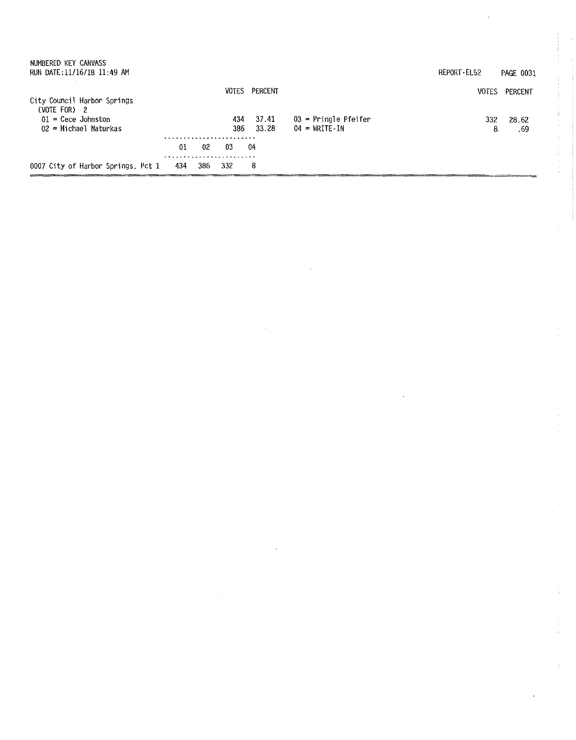NUMBERED KEY CANVASS
RUN DATE:11/16/18 11:49 AM

REPORT-EL52

## City Council Harbor Springs
(VOTE FOR) 2

| Candidate | VOTES | PERCENT |
|---|---|---|
| 01 = Cece Johnston | 434 | 37.41 |
| 02 = Michael Naturkas | 386 | 33.28 |
| 03 = Pringle Pfeifer | 332 | 28.62 |
| 04 = WRITE-IN | 8 | .69 |

| | 01 | 02 | 03 | 04 |
|---|---|---|---|---|
| 0007 City of Harbor Springs, Pct 1 | 434 | 386 | 332 | 8 |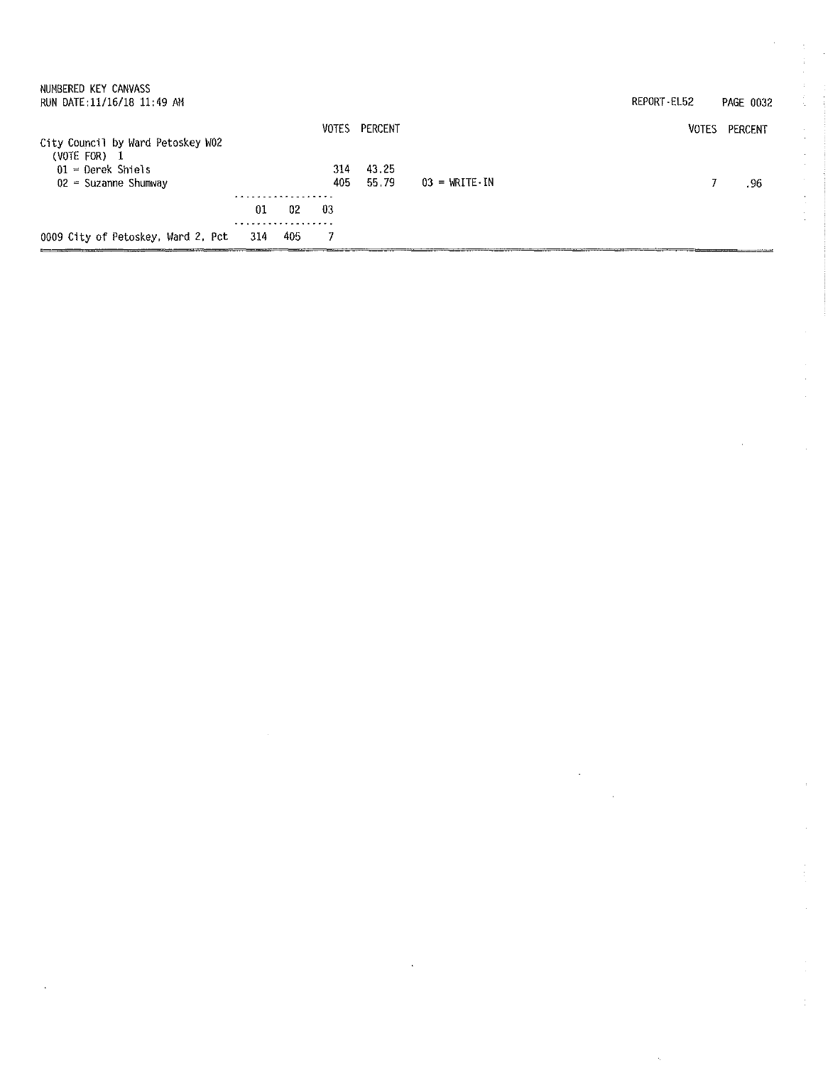NUMBERED KEY CANVASS
RUN DATE:11/16/18 11:49 AM

REPORT-EL52

City Council by Ward Petoskey W02
(VOTE FOR) 1

| | VOTES | PERCENT | | VOTES | PERCENT |
|---|---|---|---|---|---|
| 01 = Derek Shiels | 314 | 43.25 | | | |
| 02 = Suzanne Shumway | 405 | 55.79 | 03 = WRITE-IN | 7 | .96 |

| | 01 | 02 | 03 |
|---|---|---|---|
| 0009 City of Petoskey, Ward 2, Pct | 314 | 405 | 7 |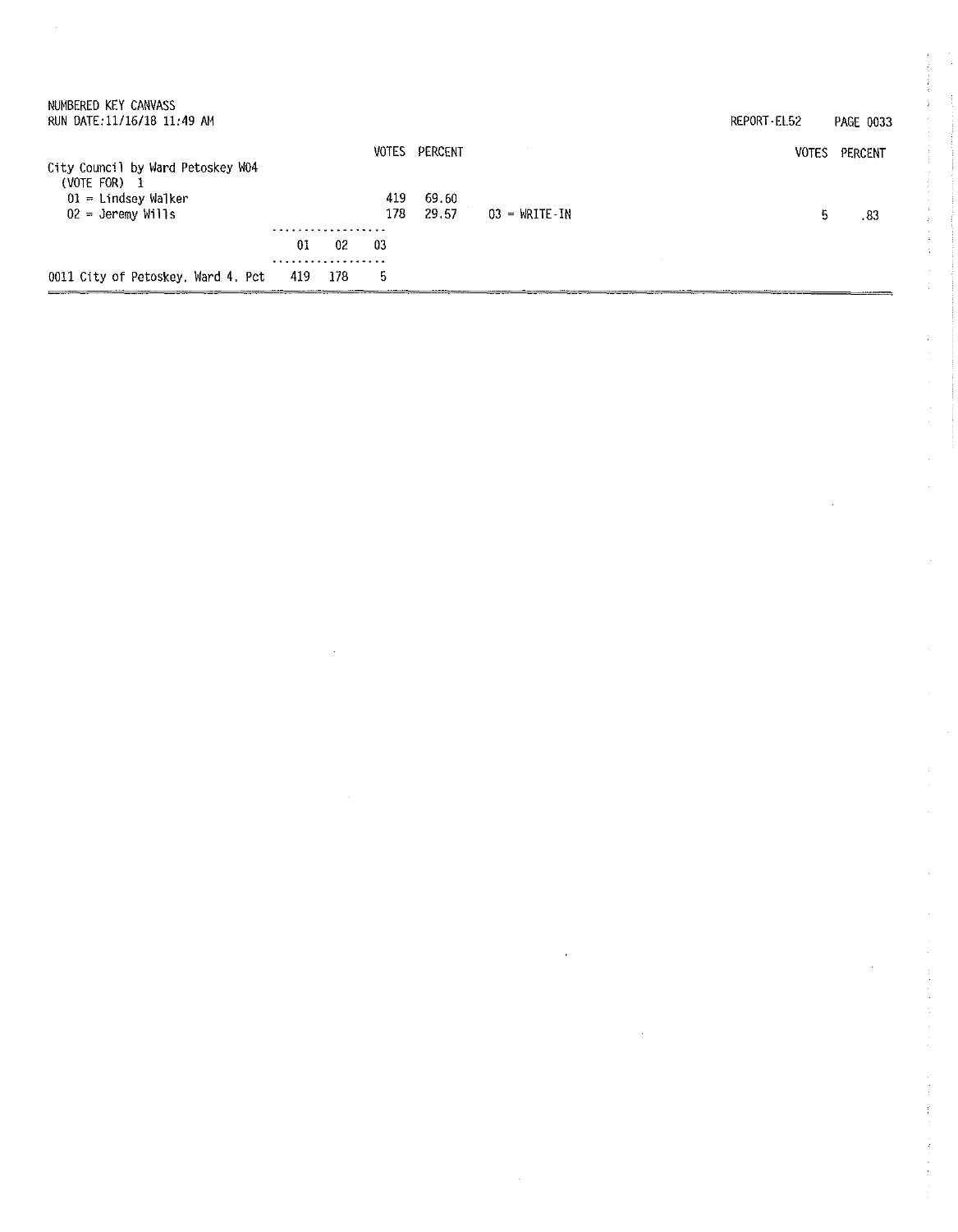NUMBERED KEY CANVASS
RUN DATE:11/16/18 11:49 AM

REPORT-EL52

**City Council by Ward Petoskey W04**
(VOTE FOR) 1

| Candidate | VOTES | PERCENT |
|---|---|---|
| 01 = Lindsey Walker | 419 | 69.60 |
| 02 = Jeremy Wills | 178 | 29.57 |
| 03 = WRITE-IN | 5 | .83 |

| Precinct | 01 | 02 | 03 |
|---|---|---|---|
| 0011 City of Petoskey, Ward 4, Pct | 419 | 178 | 5 |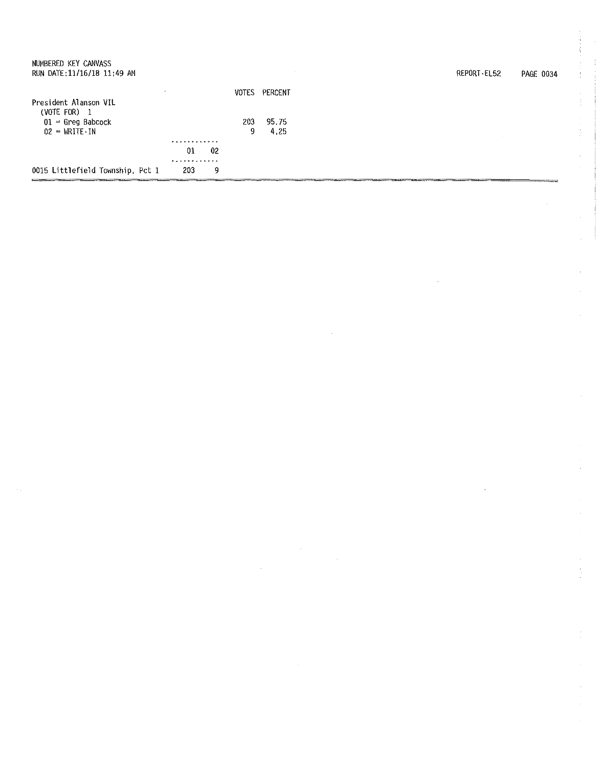NUMBERED KEY CANVASS
RUN DATE:11/16/18 11:49 AM

REPORT-EL52

| | VOTES | PERCENT |
|---|---|---|
| **President Alanson VIL** (VOTE FOR) 1 | | |
| 01 = Greg Babcock | 203 | 95.75 |
| 02 = WRITE-IN | 9 | 4.25 |

| | 01 | 02 |
|---|---|---|
| 0015 Littlefield Township, Pct 1 | 203 | 9 |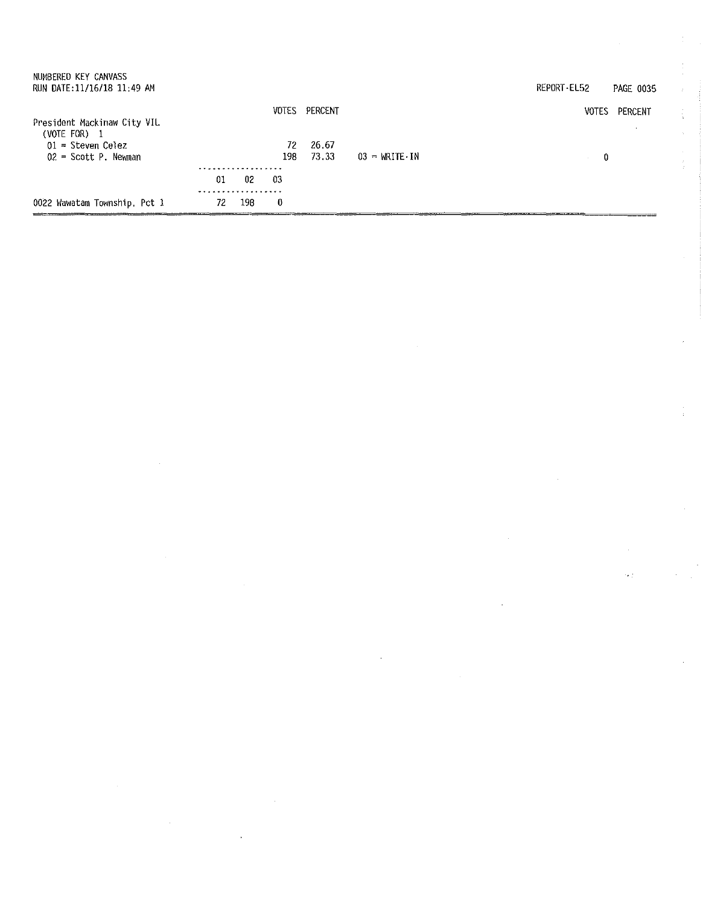NUMBERED KEY CANVASS
RUN DATE:11/16/18 11:49 AM

REPORT-EL52

**President Mackinaw City VIL**
(VOTE FOR) 1

| | VOTES | PERCENT |
|---|---|---|
| 01 = Steven Celez | 72 | 26.67 |
| 02 = Scott P. Newman | 198 | 73.33 |
| 03 = WRITE-IN | 0 | |

| | 01 | 02 | 03 |
|---|---|---|---|
| 0022 Wawatam Township, Pct 1 | 72 | 198 | 0 |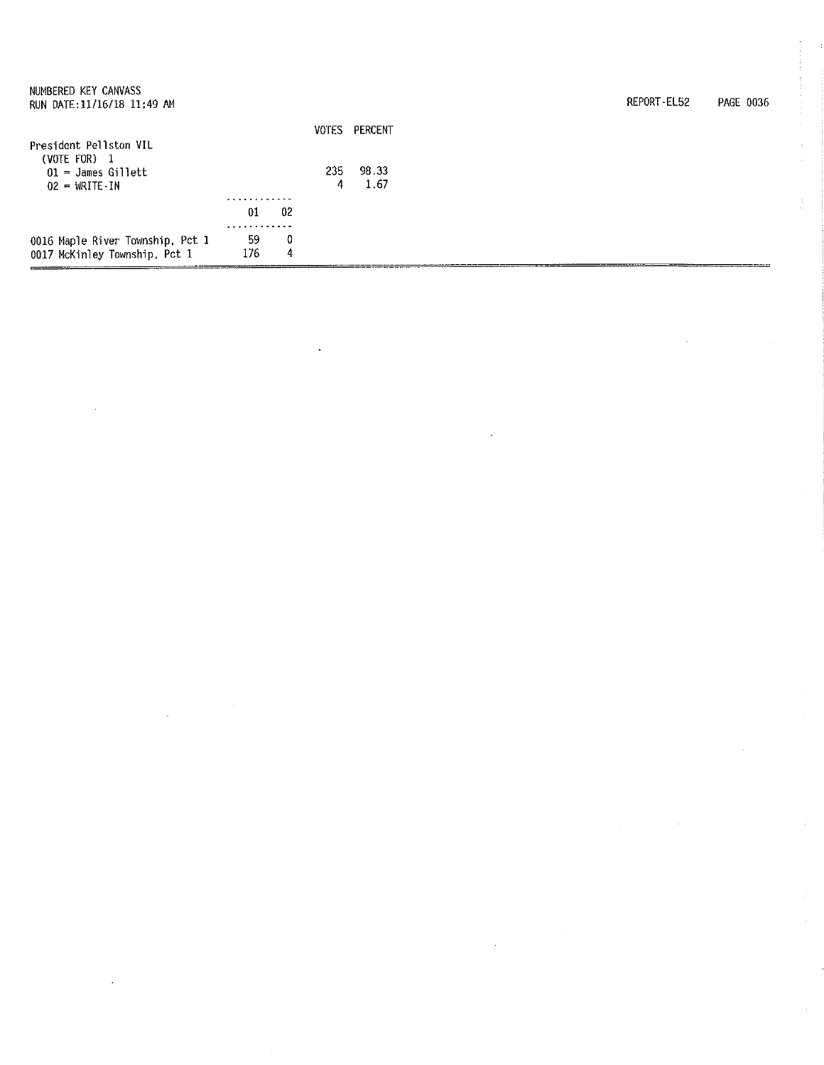NUMBERED KEY CANVASS
RUN DATE:11/16/18 11:49 AM

REPORT-EL52

**President Pellston VIL**
(VOTE FOR) 1

| | VOTES | PERCENT |
|---|---|---|
| 01 = James Gillett | 235 | 98.33 |
| 02 = WRITE-IN | 4 | 1.67 |

| | 01 | 02 |
|---|---|---|
| 0016 Maple River Township, Pct 1 | 59 | 0 |
| 0017 McKinley Township, Pct 1 | 176 | 4 |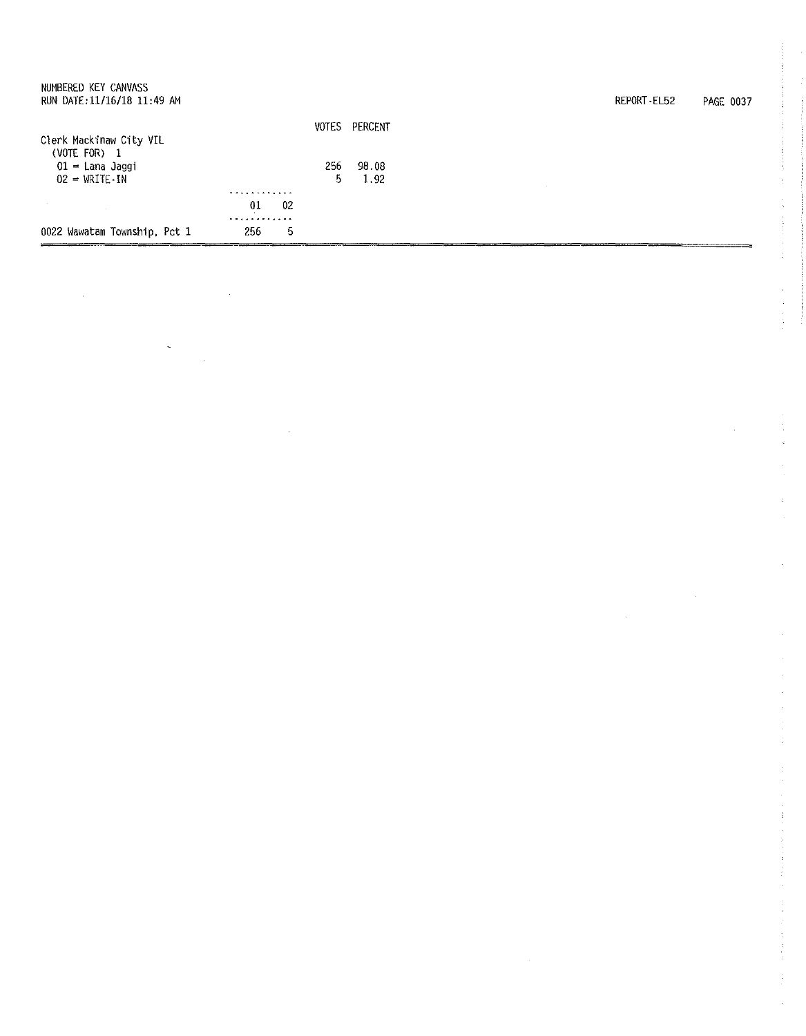NUMBERED KEY CANVASS
RUN DATE:11/16/18 11:49 AM

REPORT-EL52 PAGE 0037

Clerk Mackinaw City VIL
(VOTE FOR) 1

| | VOTES | PERCENT |
|---|---|---|
| 01 = Lana Jaggi | 256 | 98.08 |
| 02 = WRITE-IN | 5 | 1.92 |

| | 01 | 02 |
|---|---|---|
| 0022 Wawatam Township, Pct 1 | 256 | 5 |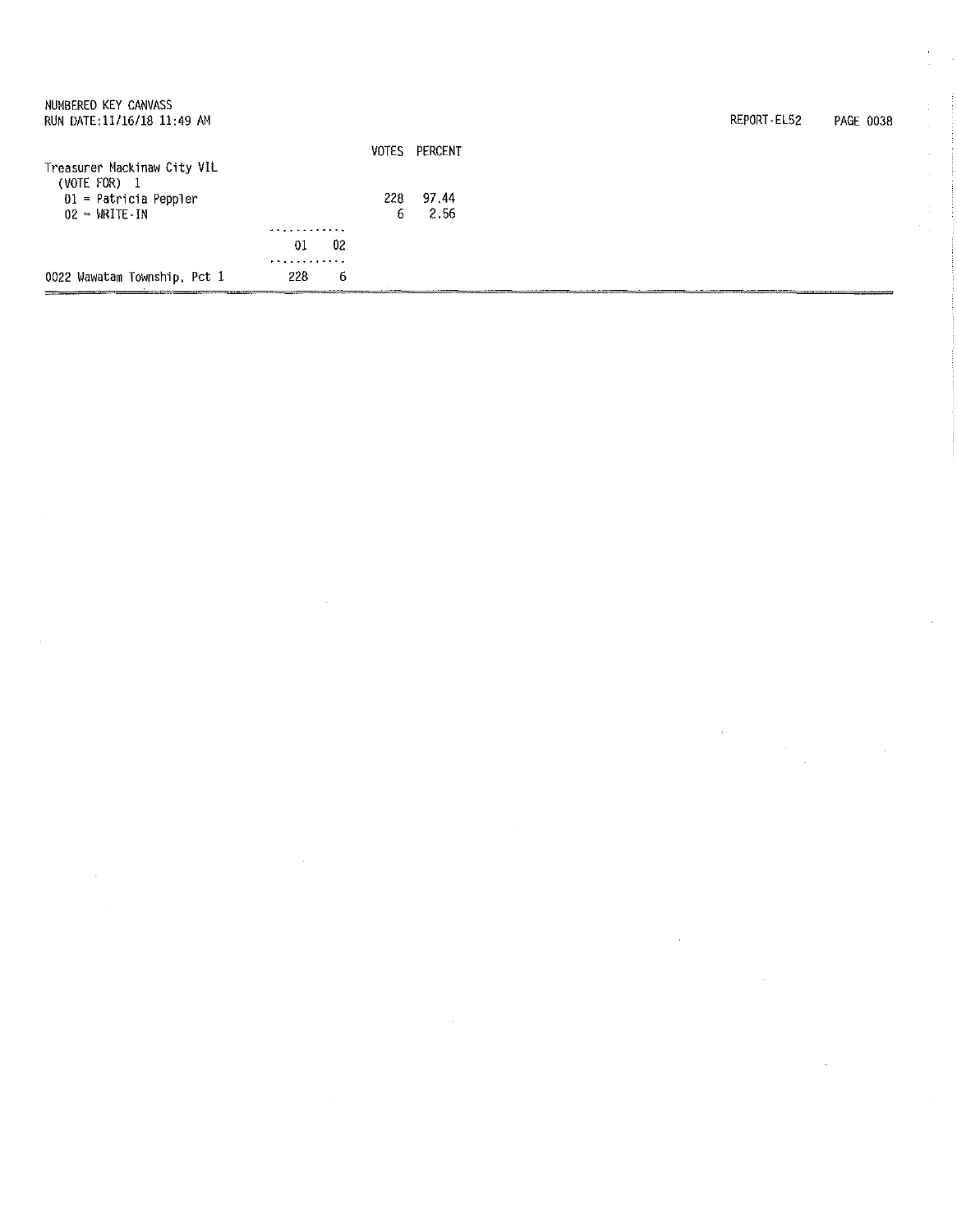Treasurer Mackinaw City VIL
(VOTE FOR) 1

| | VOTES | PERCENT |
|---|---|---|
| 01 = Patricia Peppler | 228 | 97.44 |
| 02 = WRITE-IN | 6 | 2.56 |

| | 01 | 02 |
|---|---|---|
| 0022 Wawatam Township, Pct 1 | 228 | 6 |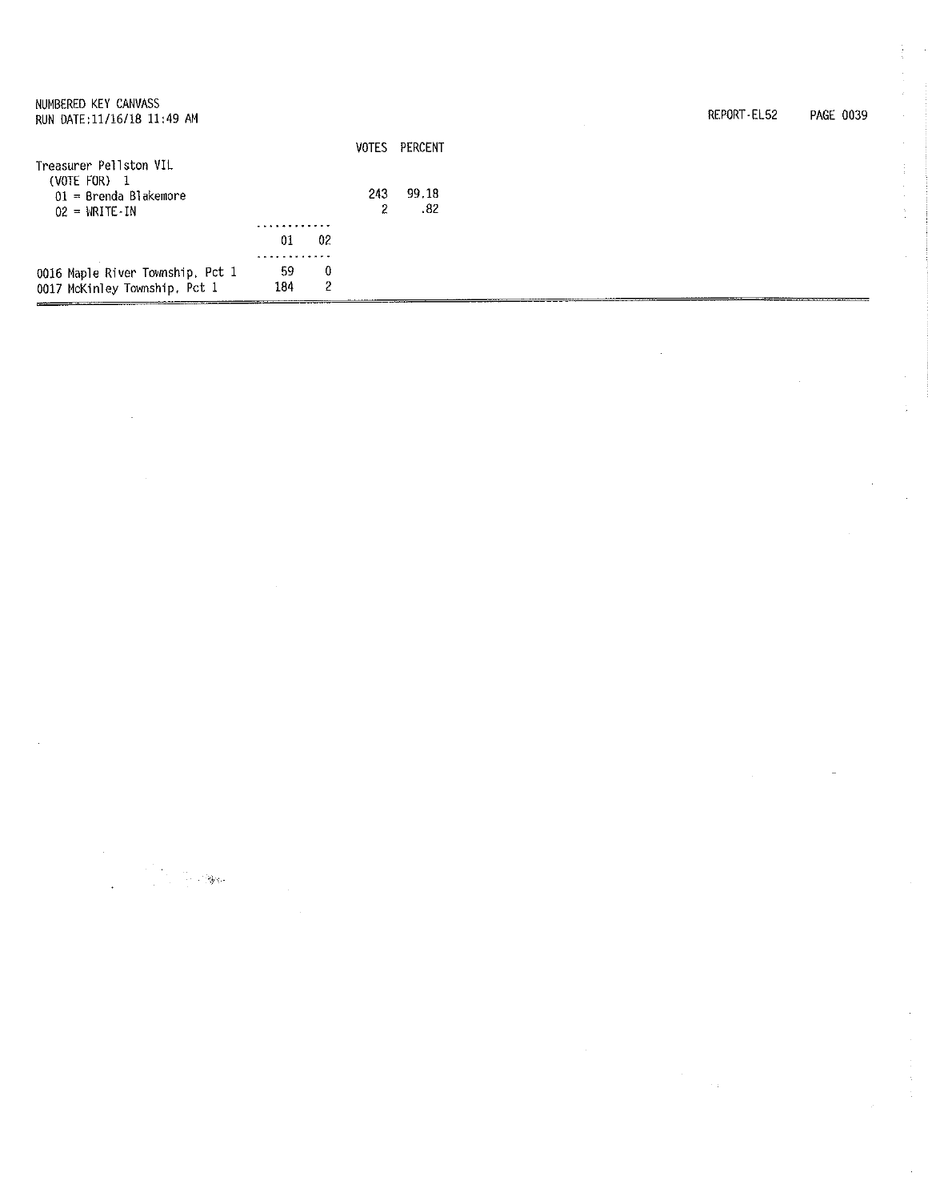NUMBERED KEY CANVASS
RUN DATE:11/16/18 11:49 AM

REPORT-EL52

| | VOTES | PERCENT |
|---|---|---|
| **Treasurer Pellston VIL** | | |
| (VOTE FOR) 1 | | |
| 01 = Brenda Blakemore | 243 | 99.18 |
| 02 = WRITE-IN | 2 | .82 |

| | 01 | 02 |
|---|---|---|
| 0016 Maple River Township, Pct 1 | 59 | 0 |
| 0017 McKinley Township, Pct 1 | 184 | 2 |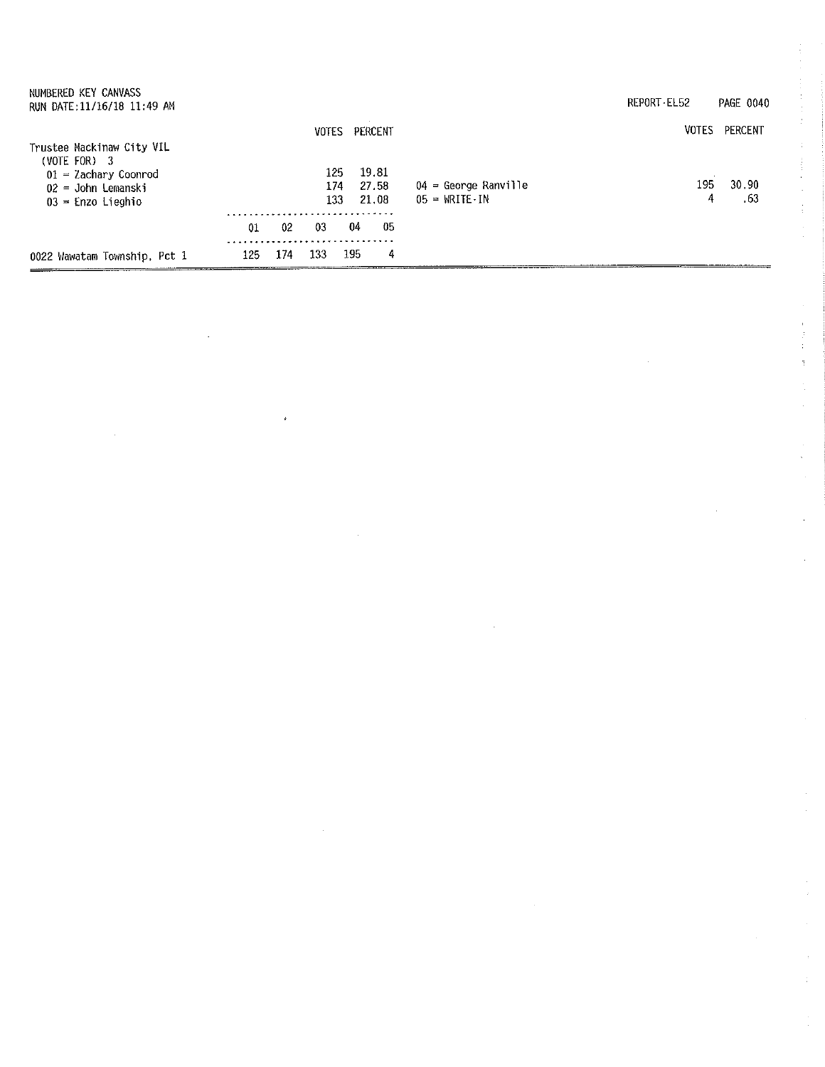NUMBERED KEY CANVASS
RUN DATE:11/16/18 11:49 AM

REPORT-EL52

**Trustee Mackinaw City VIL**
(VOTE FOR) 3

| | VOTES | PERCENT |
|---|---|---|
| 01 = Zachary Coonrod | 125 | 19.81 |
| 02 = John Lemanski | 174 | 27.58 |
| 03 = Enzo Lieghio | 133 | 21.08 |
| 04 = George Ranville | 195 | 30.90 |
| 05 = WRITE-IN | 4 | .63 |

| | 01 | 02 | 03 | 04 | 05 |
|---|---|---|---|---|---|
| 0022 Wawatam Township, Pct 1 | 125 | 174 | 133 | 195 | 4 |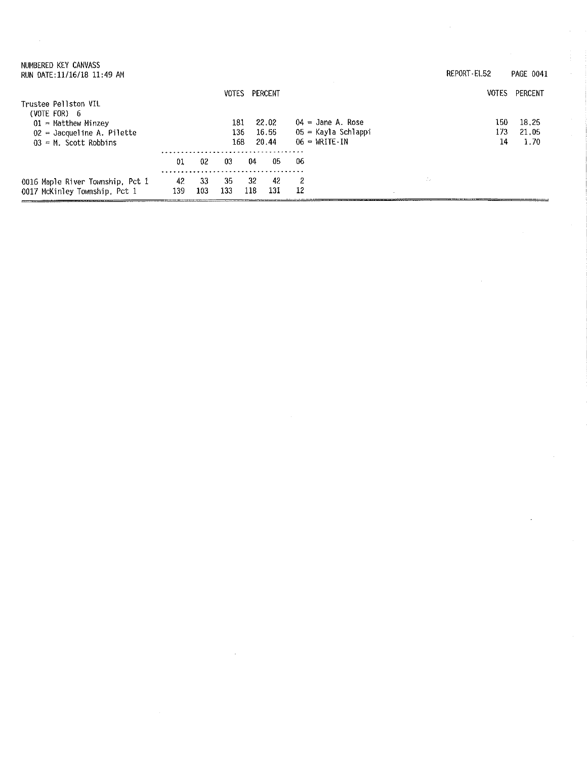NUMBERED KEY CANVASS
RUN DATE:11/16/18 11:49 AM

REPORT-EL52

## Trustee Pellston VIL

(VOTE FOR) 6

| Candidate | VOTES | PERCENT |
|---|---|---|
| 01 = Matthew Minzey | 181 | 22.02 |
| 02 = Jacqueline A. Pilette | 136 | 16.55 |
| 03 = M. Scott Robbins | 168 | 20.44 |
| 04 = Jane A. Rose | 150 | 18.25 |
| 05 = Kayla Schlappi | 173 | 21.05 |
| 06 = WRITE-IN | 14 | 1.70 |

| Precinct | 01 | 02 | 03 | 04 | 05 | 06 |
|---|---|---|---|---|---|---|
| 0016 Maple River Township, Pct 1 | 42 | 33 | 35 | 32 | 42 | 2 |
| 0017 McKinley Township, Pct 1 | 139 | 103 | 133 | 118 | 131 | 12 |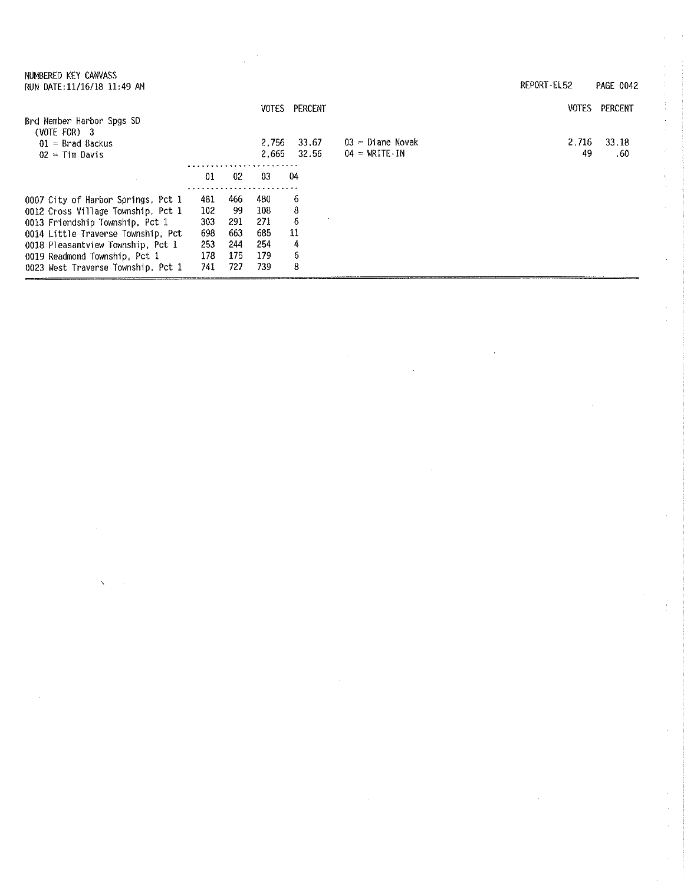NUMBERED KEY CANVASS
RUN DATE:11/16/18 11:49 AM

REPORT-EL52

## Brd Member Harbor Spgs SD

(VOTE FOR) 3

| | VOTES | PERCENT | | VOTES | PERCENT |
|---|---|---|---|---|---|
| 01 = Brad Backus | 2,756 | 33.67 | 03 = Diane Novak | 2,716 | 33.18 |
| 02 = Tim Davis | 2,665 | 32.56 | 04 = WRITE-IN | 49 | .60 |

| | 01 | 02 | 03 | 04 |
|---|---|---|---|---|
| 0007 City of Harbor Springs, Pct 1 | 481 | 466 | 480 | 6 |
| 0012 Cross Village Township, Pct 1 | 102 | 99 | 108 | 8 |
| 0013 Friendship Township, Pct 1 | 303 | 291 | 271 | 6 |
| 0014 Little Traverse Township, Pct | 698 | 663 | 685 | 11 |
| 0018 Pleasantview Township, Pct 1 | 253 | 244 | 254 | 4 |
| 0019 Readmond Township, Pct 1 | 178 | 175 | 179 | 6 |
| 0023 West Traverse Township, Pct 1 | 741 | 727 | 739 | 8 |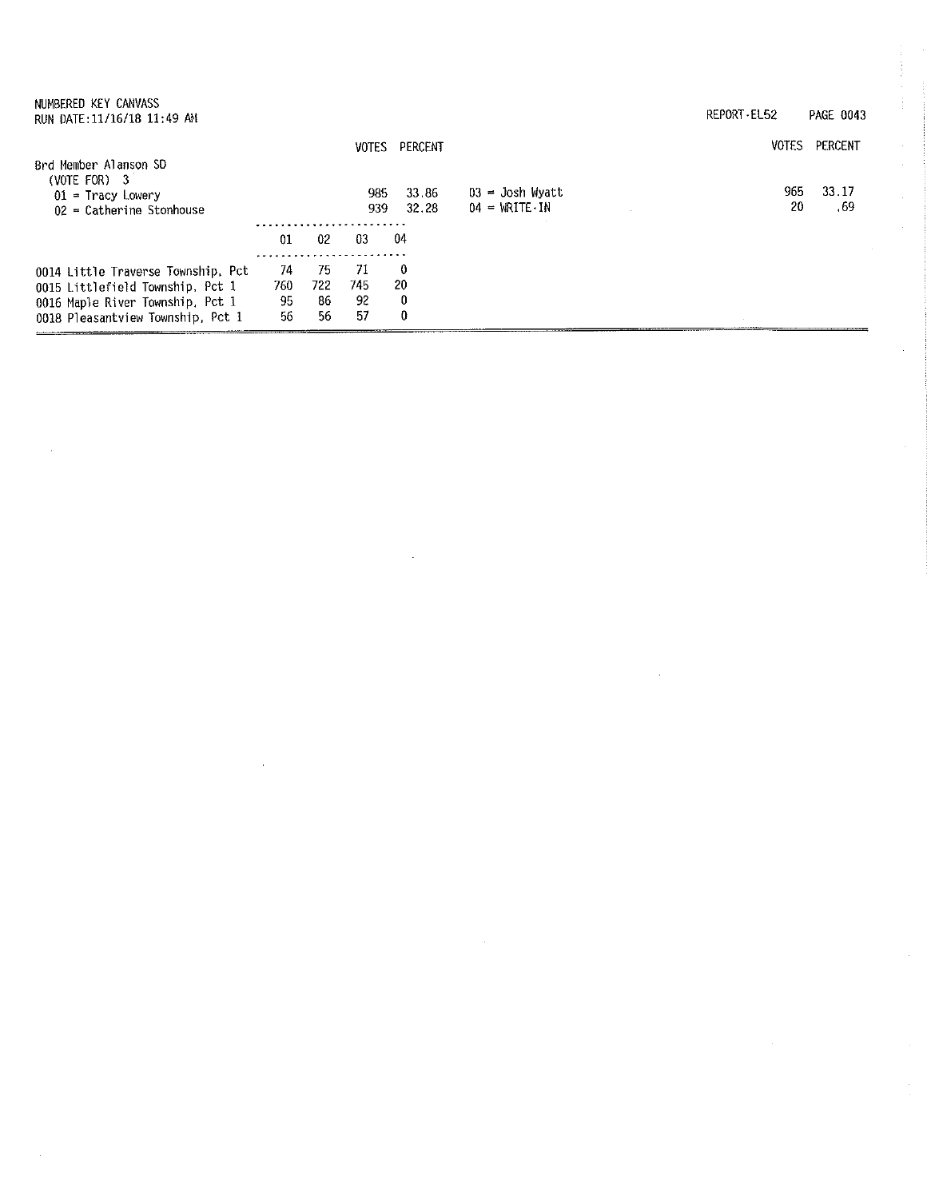NUMBERED KEY CANVASS
RUN DATE:11/16/18 11:49 AM

REPORT-EL52

## Brd Member Alanson SD

(VOTE FOR) 3

| Candidate | VOTES | PERCENT |
|---|---|---|
| 01 = Tracy Lowery | 985 | 33.86 |
| 02 = Catherine Stonhouse | 939 | 32.28 |
| 03 = Josh Wyatt | 965 | 33.17 |
| 04 = WRITE-IN | 20 | .69 |

| | 01 | 02 | 03 | 04 |
|---|---|---|---|---|
| 0014 Little Traverse Township, Pct | 74 | 75 | 71 | 0 |
| 0015 Littlefield Township, Pct 1 | 760 | 722 | 745 | 20 |
| 0016 Maple River Township, Pct 1 | 95 | 86 | 92 | 0 |
| 0018 Pleasantview Township, Pct 1 | 56 | 56 | 57 | 0 |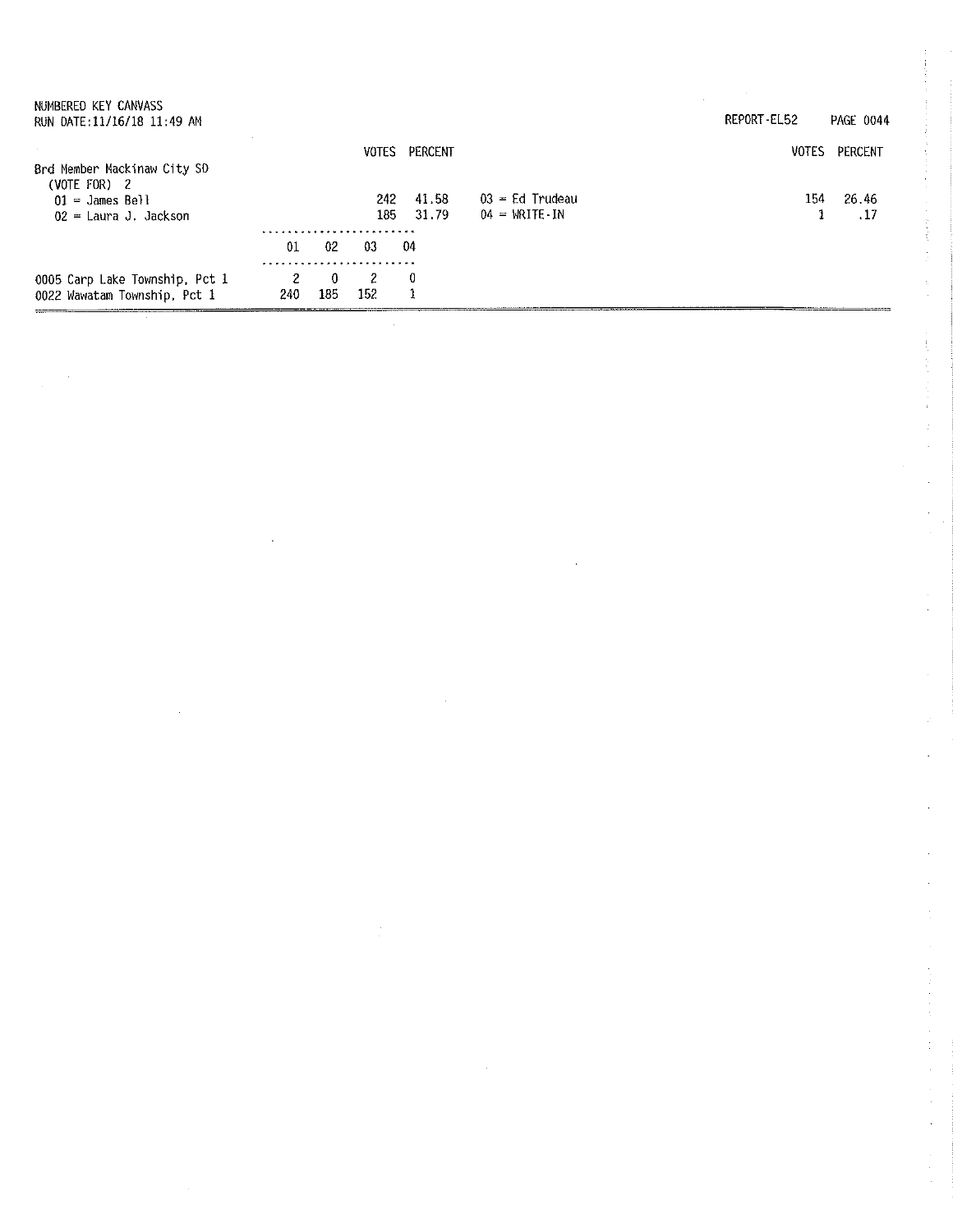NUMBERED KEY CANVASS
RUN DATE:11/16/18 11:49 AM

REPORT-EL52

## Brd Member Mackinaw City SD
(VOTE FOR) 2

| Candidate | VOTES | PERCENT |
|---|---|---|
| 01 = James Bell | 242 | 41.58 |
| 02 = Laura J. Jackson | 185 | 31.79 |
| 03 = Ed Trudeau | 154 | 26.46 |
| 04 = WRITE-IN | 1 | .17 |

| Precinct | 01 | 02 | 03 | 04 |
|---|---|---|---|---|
| 0005 Carp Lake Township, Pct 1 | 2 | 0 | 2 | 0 |
| 0022 Wawatam Township, Pct 1 | 240 | 185 | 152 | 1 |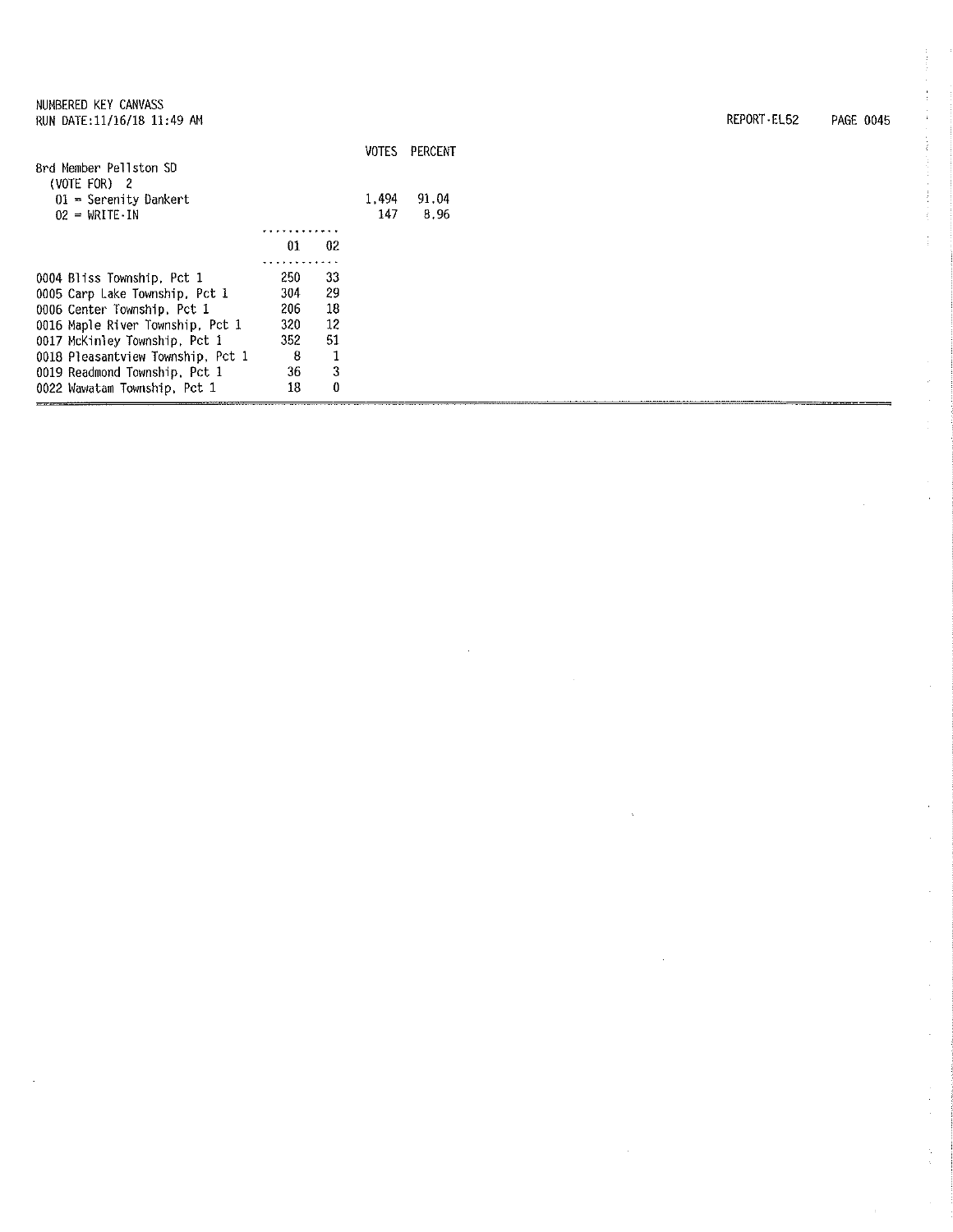NUMBERED KEY CANVASS
RUN DATE:11/16/18 11:49 AM

REPORT-EL52 PAGE 0045

| | VOTES | PERCENT |
|---|---|---|
| Brd Member Pellston SD | | |
| (VOTE FOR) 2 | | |
| 01 = Serenity Dankert | 1,494 | 91.04 |
| 02 = WRITE-IN | 147 | 8.96 |

| | 01 | 02 |
|---|---|---|
| 0004 Bliss Township, Pct 1 | 250 | 33 |
| 0005 Carp Lake Township, Pct 1 | 304 | 29 |
| 0006 Center Township, Pct 1 | 206 | 18 |
| 0016 Maple River Township, Pct 1 | 320 | 12 |
| 0017 McKinley Township, Pct 1 | 352 | 51 |
| 0018 Pleasantview Township, Pct 1 | 8 | 1 |
| 0019 Readmond Township, Pct 1 | 36 | 3 |
| 0022 Wawatam Township, Pct 1 | 18 | 0 |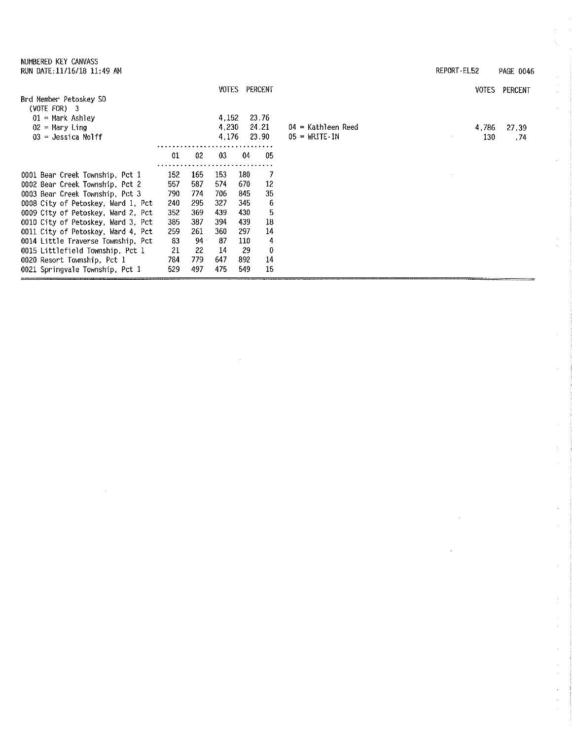NUMBERED KEY CANVASS
RUN DATE:11/16/18 11:49 AM

REPORT-EL52

## Brd Member Petoskey SD

(VOTE FOR) 3

| Candidate | VOTES | PERCENT |
|---|---|---|
| 01 = Mark Ashley | 4,152 | 23.76 |
| 02 = Mary Ling | 4,230 | 24.21 |
| 03 = Jessica Nolff | 4,176 | 23.90 |
| 04 = Kathleen Reed | 4,786 | 27.39 |
| 05 = WRITE-IN | 130 | .74 |

| Precinct | 01 | 02 | 03 | 04 | 05 |
|---|---|---|---|---|---|
| 0001 Bear Creek Township, Pct 1 | 152 | 165 | 153 | 180 | 7 |
| 0002 Bear Creek Township, Pct 2 | 557 | 587 | 574 | 670 | 12 |
| 0003 Bear Creek Township, Pct 3 | 790 | 774 | 706 | 845 | 35 |
| 0008 City of Petoskey, Ward 1, Pct | 240 | 295 | 327 | 345 | 6 |
| 0009 City of Petoskey, Ward 2, Pct | 352 | 369 | 439 | 430 | 5 |
| 0010 City of Petoskey, Ward 3, Pct | 385 | 387 | 394 | 439 | 18 |
| 0011 City of Petoskey, Ward 4, Pct | 259 | 261 | 360 | 297 | 14 |
| 0014 Little Traverse Township, Pct | 83 | 94 | 87 | 110 | 4 |
| 0015 Littlefield Township, Pct 1 | 21 | 22 | 14 | 29 | 0 |
| 0020 Resort Township, Pct 1 | 784 | 779 | 647 | 892 | 14 |
| 0021 Springvale Township, Pct 1 | 529 | 497 | 475 | 549 | 15 |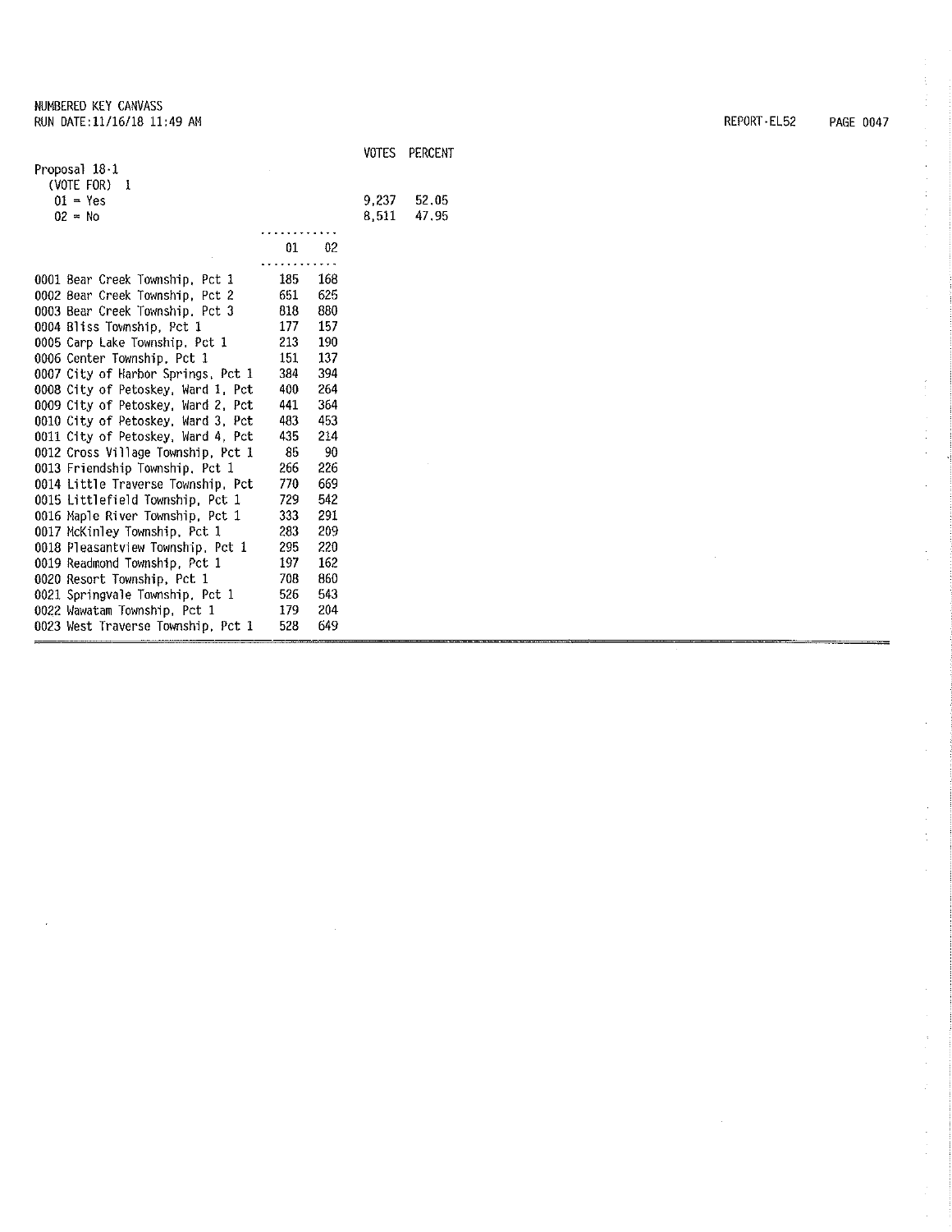NUMBERED KEY CANVASS
RUN DATE:11/16/18 11:49 AM

REPORT-EL52

| | VOTES | PERCENT |
|---|---|---|
| **Proposal 18-1** | | |
| (VOTE FOR) 1 | | |
| 01 = Yes | 9,237 | 52.05 |
| 02 = No | 8,511 | 47.95 |

| | 01 | 02 |
|---|---|---|
| 0001 Bear Creek Township, Pct 1 | 185 | 168 |
| 0002 Bear Creek Township, Pct 2 | 651 | 625 |
| 0003 Bear Creek Township, Pct 3 | 818 | 880 |
| 0004 Bliss Township, Pct 1 | 177 | 157 |
| 0005 Carp Lake Township, Pct 1 | 213 | 190 |
| 0006 Center Township, Pct 1 | 151 | 137 |
| 0007 City of Harbor Springs, Pct 1 | 384 | 394 |
| 0008 City of Petoskey, Ward 1, Pct | 400 | 264 |
| 0009 City of Petoskey, Ward 2, Pct | 441 | 364 |
| 0010 City of Petoskey, Ward 3, Pct | 483 | 453 |
| 0011 City of Petoskey, Ward 4, Pct | 435 | 214 |
| 0012 Cross Village Township, Pct 1 | 85 | 90 |
| 0013 Friendship Township, Pct 1 | 266 | 226 |
| 0014 Little Traverse Township, Pct | 770 | 669 |
| 0015 Littlefield Township, Pct 1 | 729 | 542 |
| 0016 Maple River Township, Pct 1 | 333 | 291 |
| 0017 McKinley Township, Pct 1 | 283 | 209 |
| 0018 Pleasantview Township, Pct 1 | 295 | 220 |
| 0019 Readmond Township, Pct 1 | 197 | 162 |
| 0020 Resort Township, Pct 1 | 708 | 860 |
| 0021 Springvale Township, Pct 1 | 526 | 543 |
| 0022 Wawatam Township, Pct 1 | 179 | 204 |
| 0023 West Traverse Township, Pct 1 | 528 | 649 |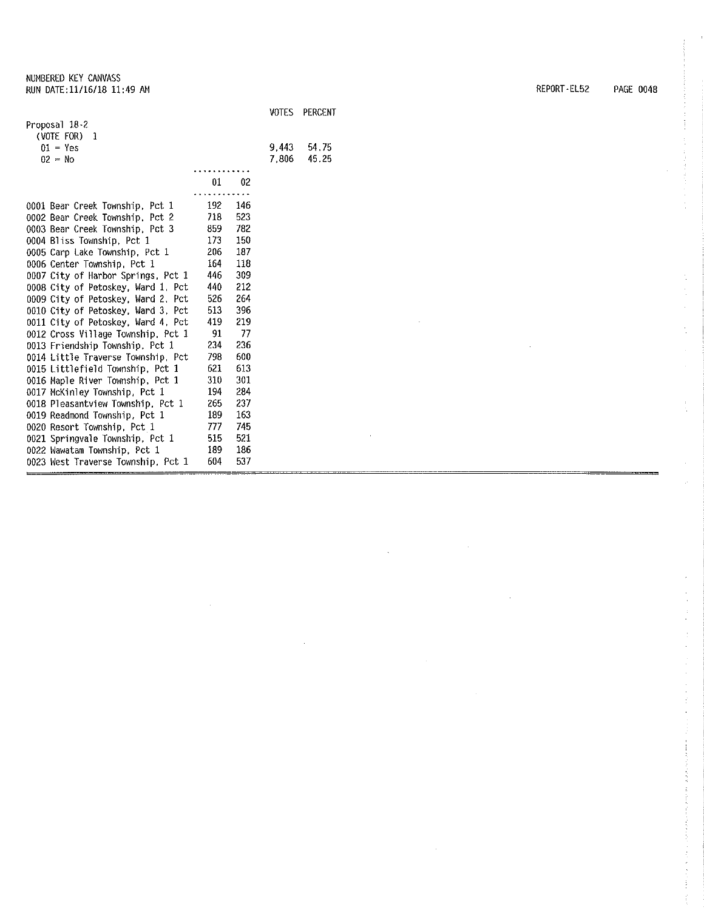NUMBERED KEY CANVASS
RUN DATE:11/16/18 11:49 AM

REPORT-EL52

**Proposal 18-2**
(VOTE FOR) 1

| | VOTES | PERCENT |
|---|---|---|
| 01 = Yes | 9,443 | 54.75 |
| 02 = No | 7,806 | 45.25 |

| | 01 | 02 |
|---|---|---|
| 0001 Bear Creek Township, Pct 1 | 192 | 146 |
| 0002 Bear Creek Township, Pct 2 | 718 | 523 |
| 0003 Bear Creek Township, Pct 3 | 859 | 782 |
| 0004 Bliss Township, Pct 1 | 173 | 150 |
| 0005 Carp Lake Township, Pct 1 | 206 | 187 |
| 0006 Center Township, Pct 1 | 164 | 118 |
| 0007 City of Harbor Springs, Pct 1 | 446 | 309 |
| 0008 City of Petoskey, Ward 1, Pct | 440 | 212 |
| 0009 City of Petoskey, Ward 2, Pct | 526 | 264 |
| 0010 City of Petoskey, Ward 3, Pct | 513 | 396 |
| 0011 City of Petoskey, Ward 4, Pct | 419 | 219 |
| 0012 Cross Village Township, Pct 1 | 91 | 77 |
| 0013 Friendship Township, Pct 1 | 234 | 236 |
| 0014 Little Traverse Township, Pct | 798 | 600 |
| 0015 Littlefield Township, Pct 1 | 621 | 613 |
| 0016 Maple River Township, Pct 1 | 310 | 301 |
| 0017 McKinley Township, Pct 1 | 194 | 284 |
| 0018 Pleasantview Township, Pct 1 | 265 | 237 |
| 0019 Readmond Township, Pct 1 | 189 | 163 |
| 0020 Resort Township, Pct 1 | 777 | 745 |
| 0021 Springvale Township, Pct 1 | 515 | 521 |
| 0022 Wawatam Township, Pct 1 | 189 | 186 |
| 0023 West Traverse Township, Pct 1 | 604 | 537 |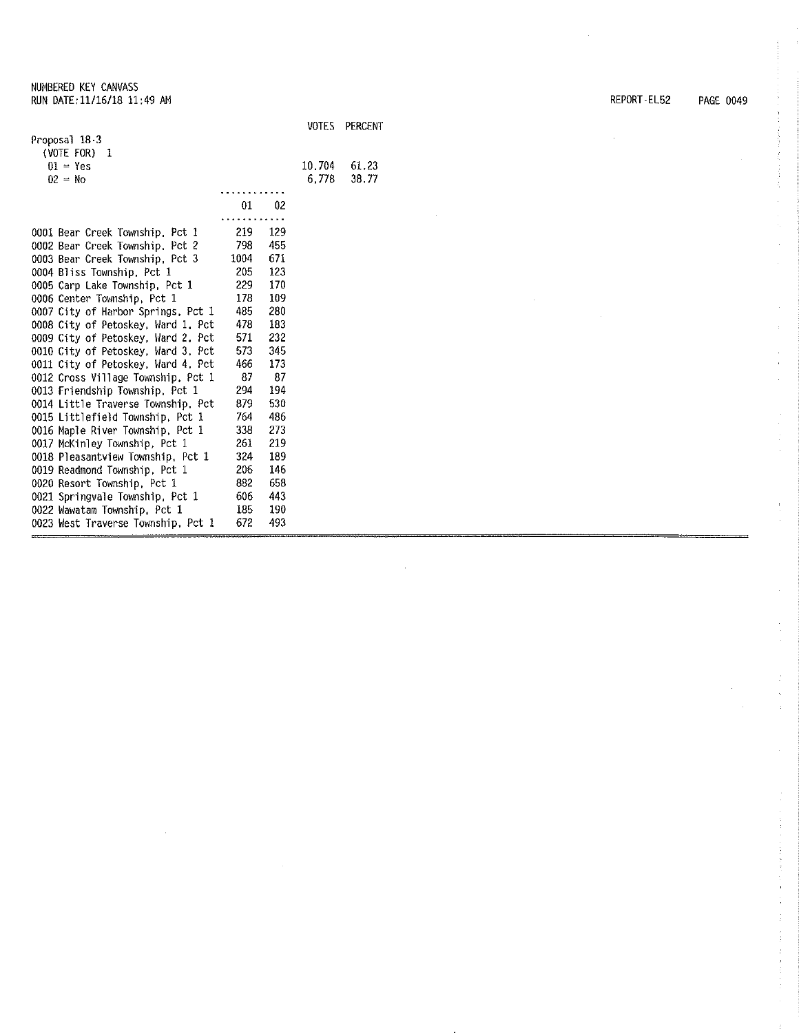NUMBERED KEY CANVASS
RUN DATE:11/16/18 11:49 AM

REPORT-EL52

| | VOTES | PERCENT |
|---|---|---|
| Proposal 18-3 | | |
| (VOTE FOR) 1 | | |
| 01 = Yes | 10,704 | 61.23 |
| 02 = No | 6,778 | 38.77 |

| | 01 | 02 |
|---|---|---|
| 0001 Bear Creek Township, Pct 1 | 219 | 129 |
| 0002 Bear Creek Township, Pct 2 | 798 | 455 |
| 0003 Bear Creek Township, Pct 3 | 1004 | 671 |
| 0004 Bliss Township, Pct 1 | 205 | 123 |
| 0005 Carp Lake Township, Pct 1 | 229 | 170 |
| 0006 Center Township, Pct 1 | 178 | 109 |
| 0007 City of Harbor Springs, Pct 1 | 485 | 280 |
| 0008 City of Petoskey, Ward 1, Pct | 478 | 183 |
| 0009 City of Petoskey, Ward 2, Pct | 571 | 232 |
| 0010 City of Petoskey, Ward 3, Pct | 573 | 345 |
| 0011 City of Petoskey, Ward 4, Pct | 466 | 173 |
| 0012 Cross Village Township, Pct 1 | 87 | 87 |
| 0013 Friendship Township, Pct 1 | 294 | 194 |
| 0014 Little Traverse Township, Pct | 879 | 530 |
| 0015 Littlefield Township, Pct 1 | 764 | 486 |
| 0016 Maple River Township, Pct 1 | 338 | 273 |
| 0017 McKinley Township, Pct 1 | 261 | 219 |
| 0018 Pleasantview Township, Pct 1 | 324 | 189 |
| 0019 Readmond Township, Pct 1 | 206 | 146 |
| 0020 Resort Township, Pct 1 | 882 | 658 |
| 0021 Springvale Township, Pct 1 | 606 | 443 |
| 0022 Wawatam Township, Pct 1 | 185 | 190 |
| 0023 West Traverse Township, Pct 1 | 672 | 493 |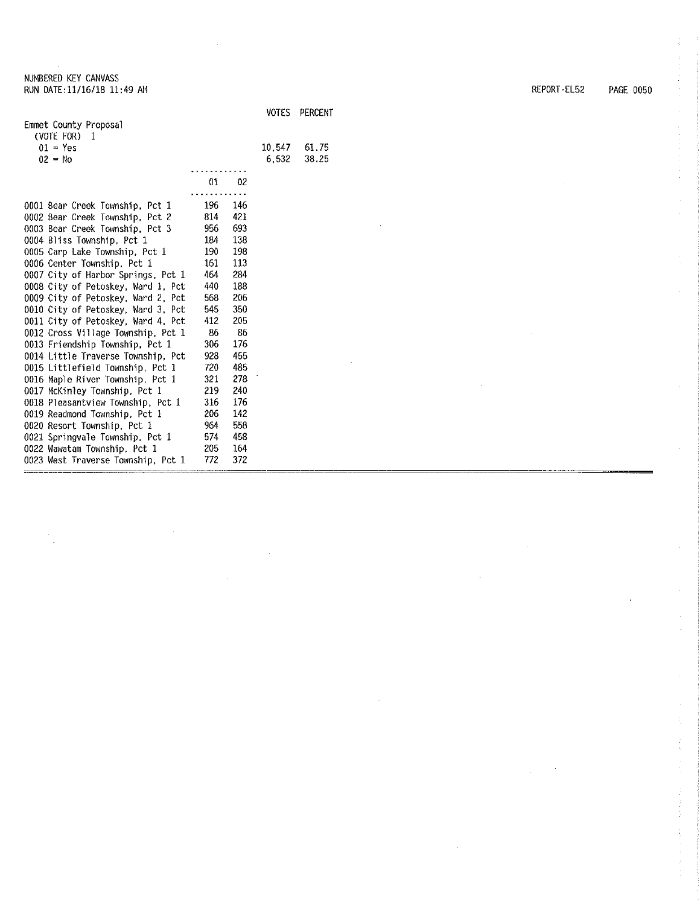NUMBERED KEY CANVASS
RUN DATE:11/16/18 11:49 AM

REPORT-EL52

| | VOTES | PERCENT |
|---|---|---|
| Emmet County Proposal (VOTE FOR) 1 | | |
| 01 = Yes | 10,547 | 61.75 |
| 02 = No | 6,532 | 38.25 |

| | 01 | 02 |
|---|---|---|
| 0001 Bear Creek Township, Pct 1 | 196 | 146 |
| 0002 Bear Creek Township, Pct 2 | 814 | 421 |
| 0003 Bear Creek Township, Pct 3 | 956 | 693 |
| 0004 Bliss Township, Pct 1 | 184 | 138 |
| 0005 Carp Lake Township, Pct 1 | 190 | 198 |
| 0006 Center Township, Pct 1 | 161 | 113 |
| 0007 City of Harbor Springs, Pct 1 | 464 | 284 |
| 0008 City of Petoskey, Ward 1, Pct | 440 | 188 |
| 0009 City of Petoskey, Ward 2, Pct | 568 | 206 |
| 0010 City of Petoskey, Ward 3, Pct | 545 | 350 |
| 0011 City of Petoskey, Ward 4, Pct | 412 | 205 |
| 0012 Cross Village Township, Pct 1 | 86 | 86 |
| 0013 Friendship Township, Pct 1 | 306 | 176 |
| 0014 Little Traverse Township, Pct | 928 | 455 |
| 0015 Littlefield Township, Pct 1 | 720 | 485 |
| 0016 Maple River Township, Pct 1 | 321 | 278 |
| 0017 McKinley Township, Pct 1 | 219 | 240 |
| 0018 Pleasantview Township, Pct 1 | 316 | 176 |
| 0019 Readmond Township, Pct 1 | 206 | 142 |
| 0020 Resort Township, Pct 1 | 964 | 558 |
| 0021 Springvale Township, Pct 1 | 574 | 458 |
| 0022 Wawatam Township, Pct 1 | 205 | 164 |
| 0023 West Traverse Township, Pct 1 | 772 | 372 |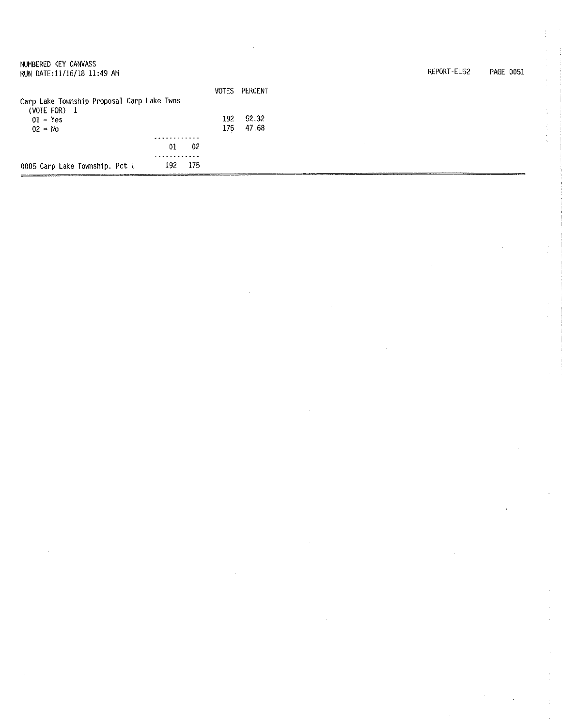NUMBERED KEY CANVASS
RUN DATE:11/16/18 11:49 AM

REPORT-EL52 PAGE 0051

| | VOTES | PERCENT |
|---|---|---|
| Carp Lake Township Proposal Carp Lake Twns | | |
| (VOTE FOR) 1 | | |
| 01 = Yes | 192 | 52.32 |
| 02 = No | 175 | 47.68 |

| | 01 | 02 |
|---|---|---|
| 0005 Carp Lake Township, Pct 1 | 192 | 175 |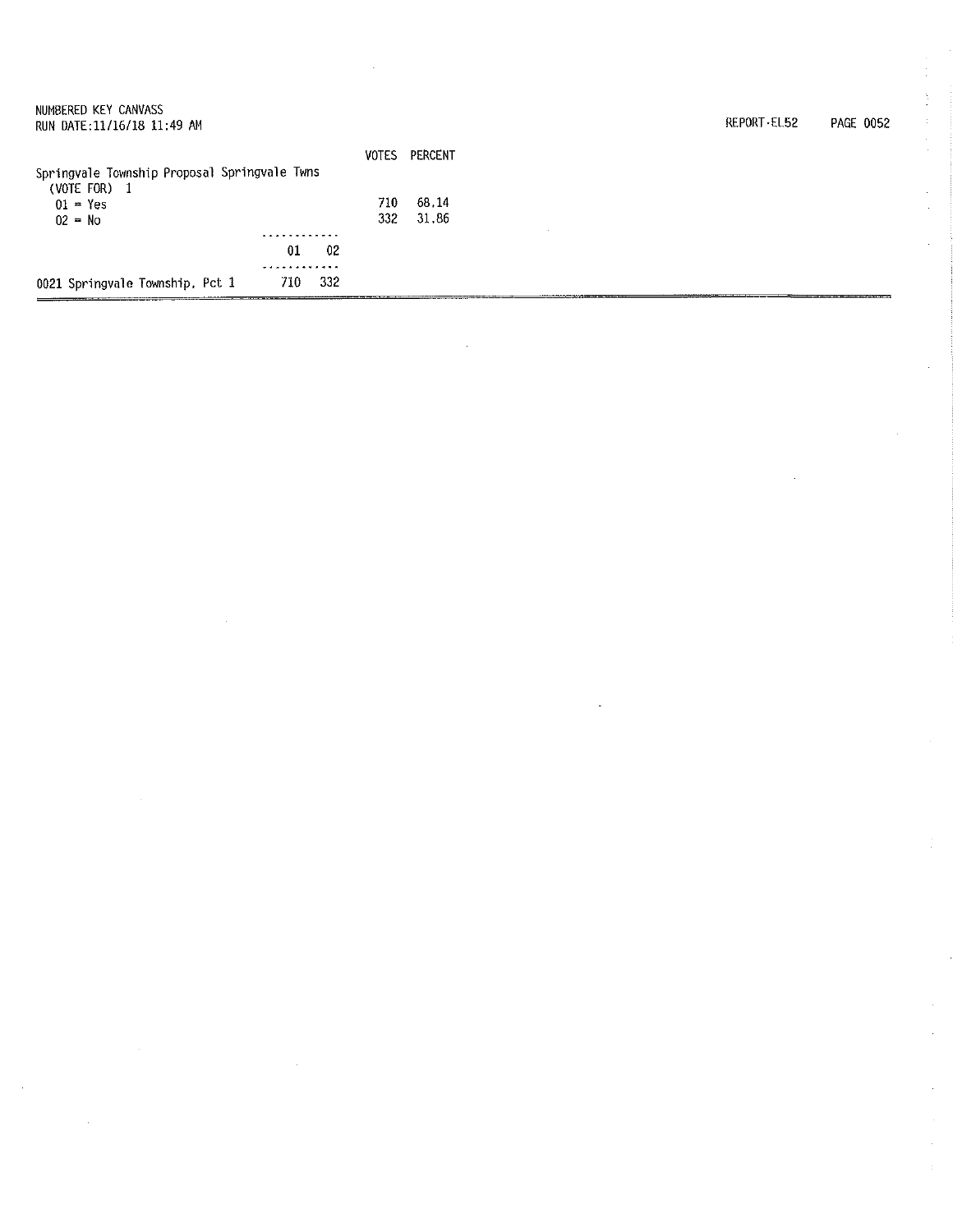Springvale Township Proposal Springvale Twns
(VOTE FOR) 1

| | VOTES | PERCENT |
|---|---|---|
| 01 = Yes | 710 | 68.14 |
| 02 = No | 332 | 31.86 |

| | 01 | 02 |
|---|---|---|
| 0021 Springvale Township, Pct 1 | 710 | 332 |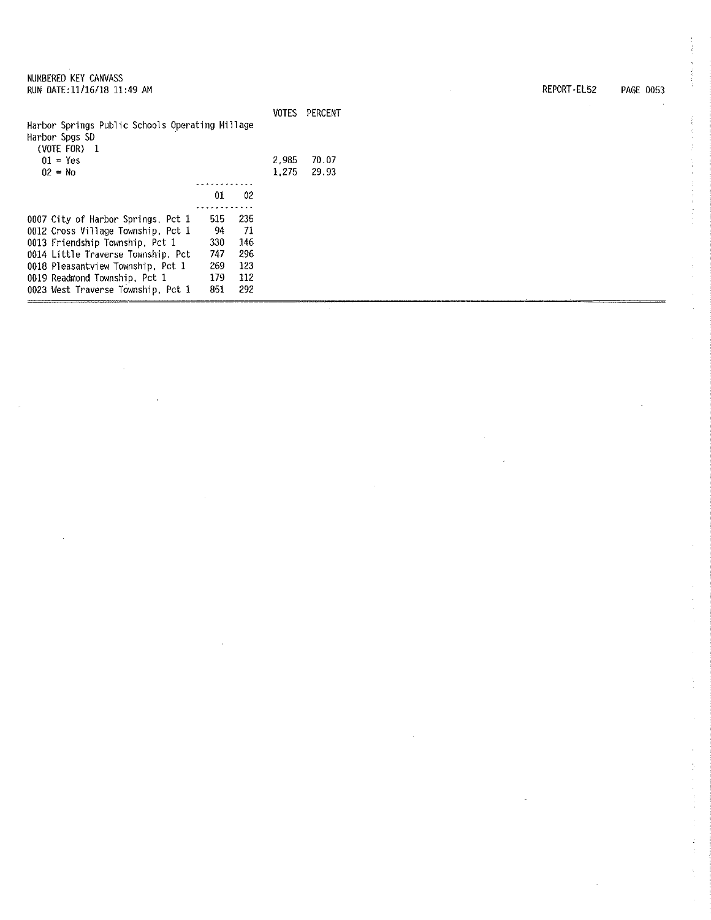NUMBERED KEY CANVASS
RUN DATE:11/16/18 11:49 AM

REPORT-EL52

Harbor Springs Public Schools Operating Millage
Harbor Spgs SD
(VOTE FOR) 1

| | VOTES | PERCENT |
|---|---|---|
| 01 = Yes | 2,985 | 70.07 |
| 02 = No | 1,275 | 29.93 |

| | 01 | 02 |
|---|---|---|
| 0007 City of Harbor Springs, Pct 1 | 515 | 235 |
| 0012 Cross Village Township, Pct 1 | 94 | 71 |
| 0013 Friendship Township, Pct 1 | 330 | 146 |
| 0014 Little Traverse Township, Pct | 747 | 296 |
| 0018 Pleasantview Township, Pct 1 | 269 | 123 |
| 0019 Readmond Township, Pct 1 | 179 | 112 |
| 0023 West Traverse Township, Pct 1 | 851 | 292 |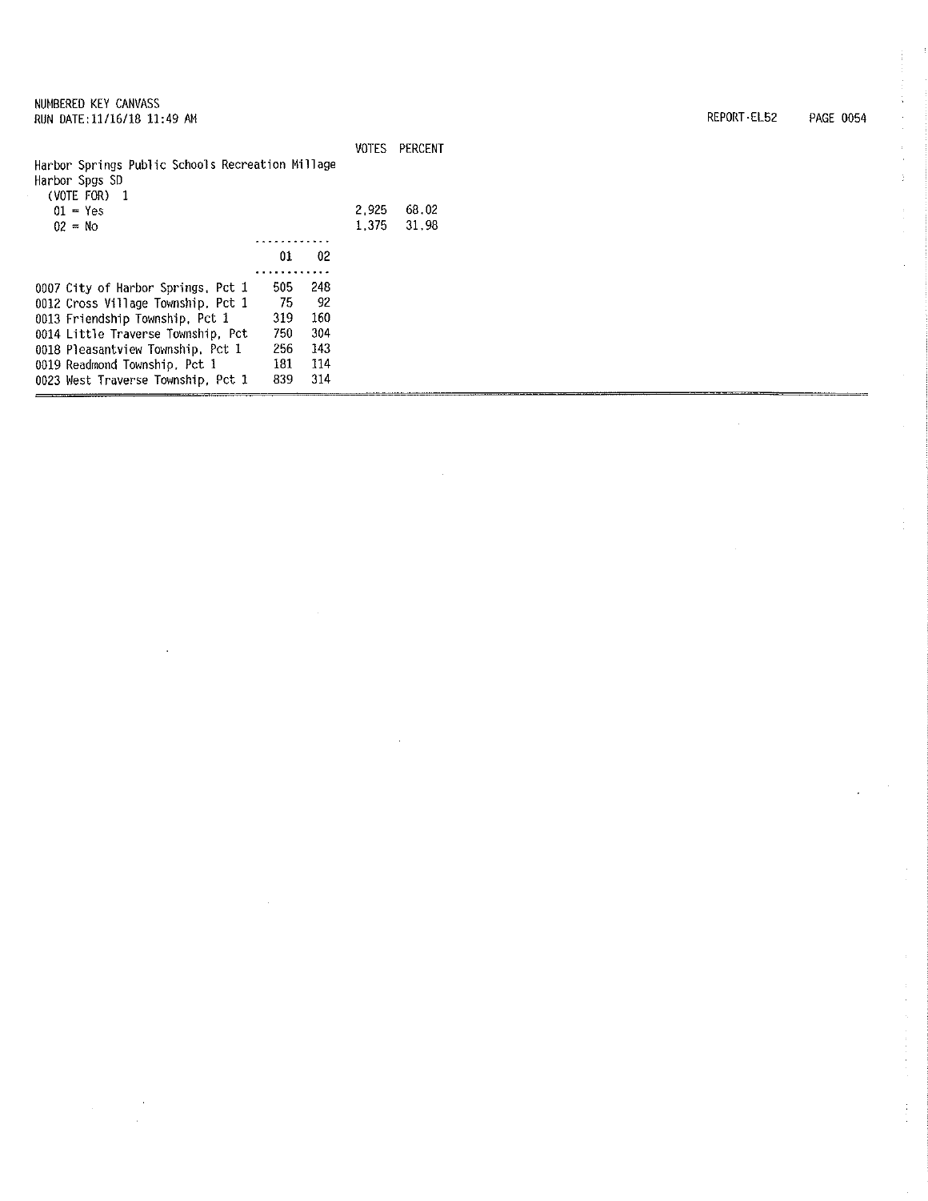NUMBERED KEY CANVASS
RUN DATE:11/16/18 11:49 AM

REPORT-EL52

| | VOTES | PERCENT |
|---|---|---|
| **Harbor Springs Public Schools Recreation Millage** | | |
| Harbor Spgs SD | | |
| (VOTE FOR) 1 | | |
| 01 = Yes | 2,925 | 68.02 |
| 02 = No | 1,375 | 31.98 |

| | 01 | 02 |
|---|---|---|
| 0007 City of Harbor Springs, Pct 1 | 505 | 248 |
| 0012 Cross Village Township, Pct 1 | 75 | 92 |
| 0013 Friendship Township, Pct 1 | 319 | 160 |
| 0014 Little Traverse Township, Pct | 750 | 304 |
| 0018 Pleasantview Township, Pct 1 | 256 | 143 |
| 0019 Readmond Township, Pct 1 | 181 | 114 |
| 0023 West Traverse Township, Pct 1 | 839 | 314 |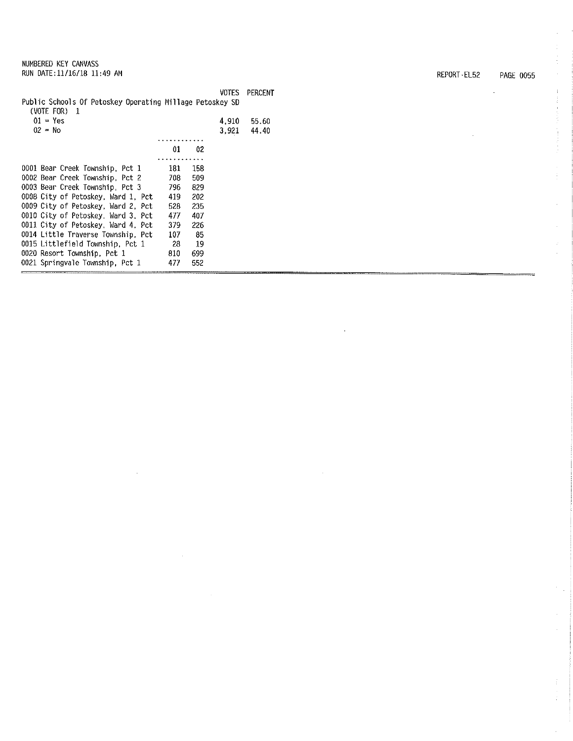NUMBERED KEY CANVASS
RUN DATE:11/16/18 11:49 AM

REPORT-EL52

| | VOTES | PERCENT |
|---|---|---|
| Public Schools Of Petoskey Operating Millage Petoskey SD (VOTE FOR) 1 | | |
| 01 = Yes | 4,910 | 55.60 |
| 02 = No | 3,921 | 44.40 |

| | 01 | 02 |
|---|---|---|
| 0001 Bear Creek Township, Pct 1 | 181 | 158 |
| 0002 Bear Creek Township, Pct 2 | 708 | 509 |
| 0003 Bear Creek Township, Pct 3 | 796 | 829 |
| 0008 City of Petoskey, Ward 1, Pct | 419 | 202 |
| 0009 City of Petoskey, Ward 2, Pct | 528 | 235 |
| 0010 City of Petoskey, Ward 3, Pct | 477 | 407 |
| 0011 City of Petoskey, Ward 4, Pct | 379 | 226 |
| 0014 Little Traverse Township, Pct | 107 | 85 |
| 0015 Littlefield Township, Pct 1 | 28 | 19 |
| 0020 Resort Township, Pct 1 | 810 | 699 |
| 0021 Springvale Township, Pct 1 | 477 | 552 |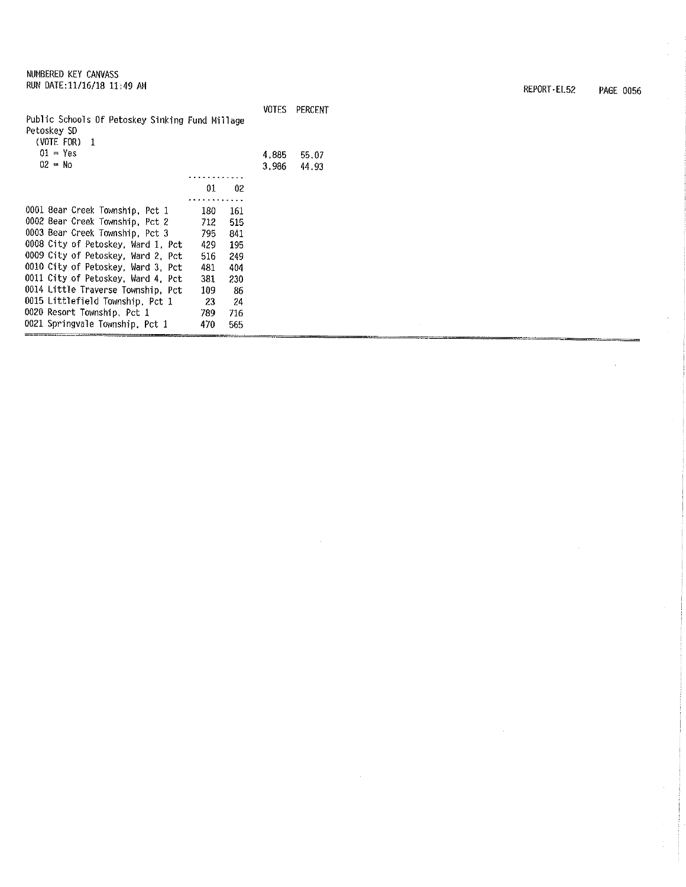NUMBERED KEY CANVASS
RUN DATE:11/16/18 11:49 AM

REPORT-EL52 PAGE 0056

Public Schools Of Petoskey Sinking Fund Millage
Petoskey SD
(VOTE FOR) 1

| | VOTES | PERCENT |
|---|---|---|
| 01 = Yes | 4,885 | 55.07 |
| 02 = No | 3,986 | 44.93 |

| | 01 | 02 |
|---|---|---|
| 0001 Bear Creek Township, Pct 1 | 180 | 161 |
| 0002 Bear Creek Township, Pct 2 | 712 | 515 |
| 0003 Bear Creek Township, Pct 3 | 795 | 841 |
| 0008 City of Petoskey, Ward 1, Pct | 429 | 195 |
| 0009 City of Petoskey, Ward 2, Pct | 516 | 249 |
| 0010 City of Petoskey, Ward 3, Pct | 481 | 404 |
| 0011 City of Petoskey, Ward 4, Pct | 381 | 230 |
| 0014 Little Traverse Township, Pct | 109 | 86 |
| 0015 Littlefield Township, Pct 1 | 23 | 24 |
| 0020 Resort Township, Pct 1 | 789 | 716 |
| 0021 Springvale Township, Pct 1 | 470 | 565 |